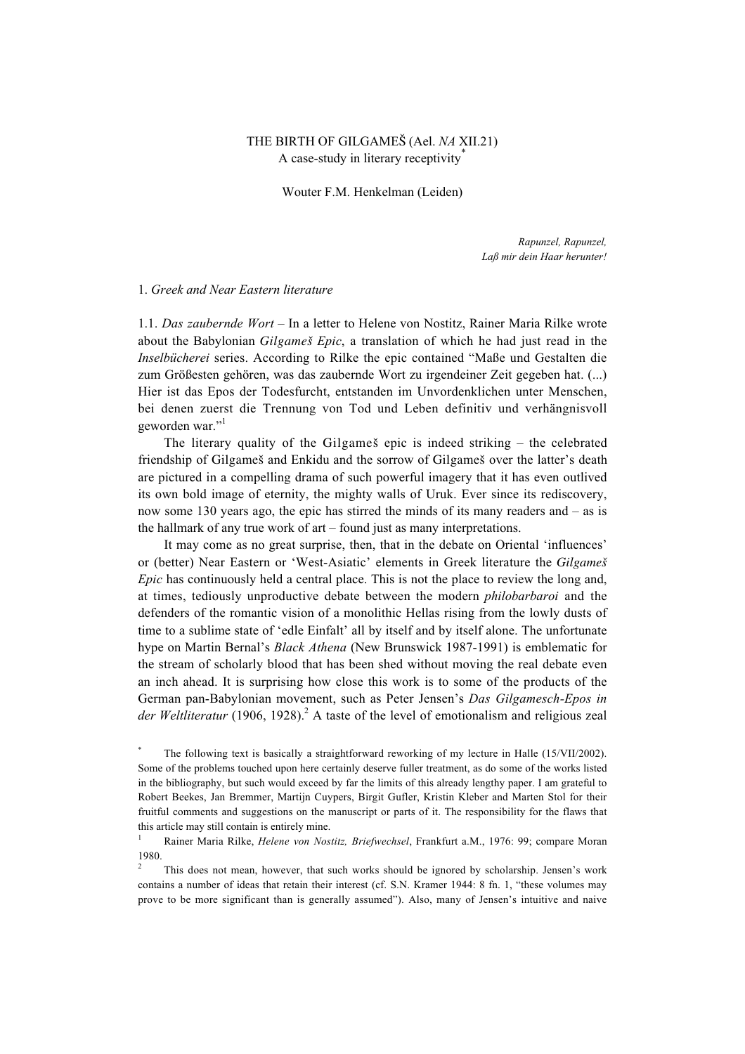# THE BIRTH OF GILGAMEŠ (Ael. *NA* XII.21)
## A case-study in literary receptivity[*]

Wouter F.M. Henkelman (Leiden)

*Rapunzel, Rapunzel,*
*Laß mir dein Haar herunter!*

### 1. *Greek and Near Eastern literature*

1.1. *Das zaubernde Wort* – In a letter to Helene von Nostitz, Rainer Maria Rilke wrote about the Babylonian *Gilgameš Epic*, a translation of which he had just read in the *Inselbücherei* series. According to Rilke the epic contained "Maße und Gestalten die zum Größesten gehören, was das zaubernde Wort zu irgendeiner Zeit gegeben hat. (...) Hier ist das Epos der Todesfurcht, entstanden im Unvordenklichen unter Menschen, bei denen zuerst die Trennung von Tod und Leben definitiv und verhängnisvoll geworden war."[1]

The literary quality of the Gilgameš epic is indeed striking – the celebrated friendship of Gilgameš and Enkidu and the sorrow of Gilgameš over the latter's death are pictured in a compelling drama of such powerful imagery that it has even outlived its own bold image of eternity, the mighty walls of Uruk. Ever since its rediscovery, now some 130 years ago, the epic has stirred the minds of its many readers and – as is the hallmark of any true work of art – found just as many interpretations.

It may come as no great surprise, then, that in the debate on Oriental 'influences' or (better) Near Eastern or 'West-Asiatic' elements in Greek literature the *Gilgameš Epic* has continuously held a central place. This is not the place to review the long and, at times, tediously unproductive debate between the modern *philobarbaroi* and the defenders of the romantic vision of a monolithic Hellas rising from the lowly dusts of time to a sublime state of 'edle Einfalt' all by itself and by itself alone. The unfortunate hype on Martin Bernal's *Black Athena* (New Brunswick 1987-1991) is emblematic for the stream of scholarly blood that has been shed without moving the real debate even an inch ahead. It is surprising how close this work is to some of the products of the German pan-Babylonian movement, such as Peter Jensen's *Das Gilgamesch-Epos in der Weltliteratur* (1906, 1928).[2] A taste of the level of emotionalism and religious zeal

---

[*] The following text is basically a straightforward reworking of my lecture in Halle (15/VII/2002). Some of the problems touched upon here certainly deserve fuller treatment, as do some of the works listed in the bibliography, but such would exceed by far the limits of this already lengthy paper. I am grateful to Robert Beekes, Jan Bremmer, Martijn Cuypers, Birgit Gufler, Kristin Kleber and Marten Stol for their fruitful comments and suggestions on the manuscript or parts of it. The responsibility for the flaws that this article may still contain is entirely mine.

[1] Rainer Maria Rilke, *Helene von Nostitz, Briefwechsel*, Frankfurt a.M., 1976: 99; compare Moran 1980.

[2] This does not mean, however, that such works should be ignored by scholarship. Jensen's work contains a number of ideas that retain their interest (cf. S.N. Kramer 1944: 8 fn. 1, "these volumes may prove to be more significant than is generally assumed"). Also, many of Jensen's intuitive and naive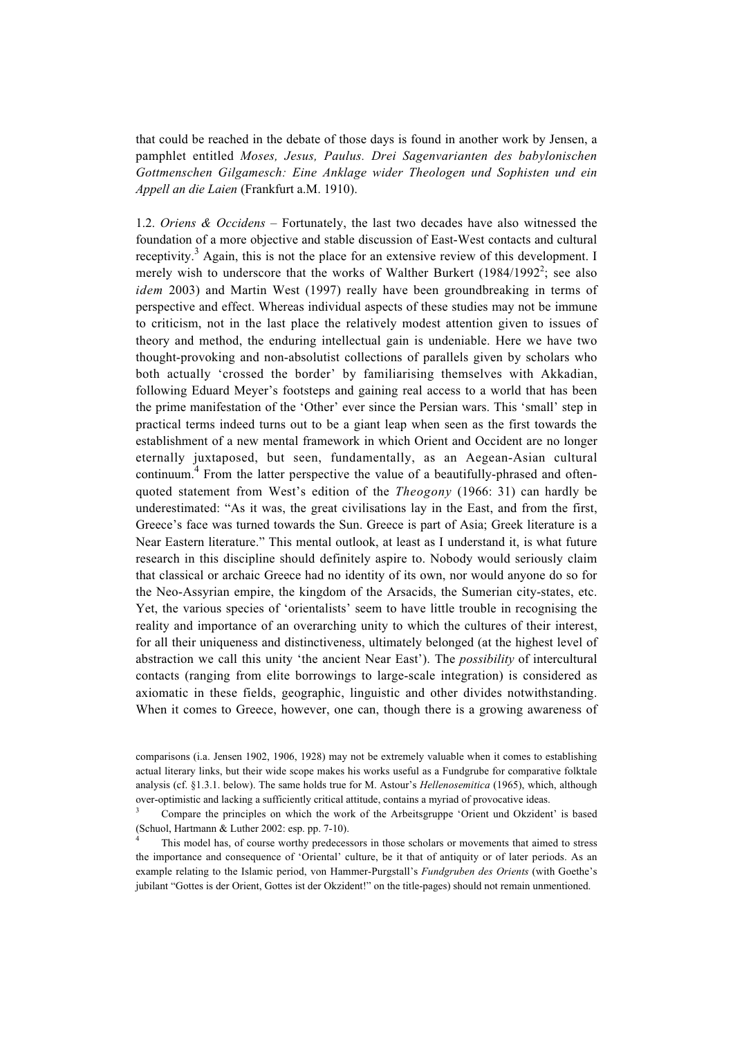that could be reached in the debate of those days is found in another work by Jensen, a pamphlet entitled *Moses, Jesus, Paulus. Drei Sagenvarianten des babylonischen Gottmenschen Gilgamesch: Eine Anklage wider Theologen und Sophisten und ein Appell an die Laien* (Frankfurt a.M. 1910).

1.2. *Oriens & Occidens* – Fortunately, the last two decades have also witnessed the foundation of a more objective and stable discussion of East-West contacts and cultural receptivity.[3] Again, this is not the place for an extensive review of this development. I merely wish to underscore that the works of Walther Burkert (1984/1992[2]; see also *idem* 2003) and Martin West (1997) really have been groundbreaking in terms of perspective and effect. Whereas individual aspects of these studies may not be immune to criticism, not in the last place the relatively modest attention given to issues of theory and method, the enduring intellectual gain is undeniable. Here we have two thought-provoking and non-absolutist collections of parallels given by scholars who both actually 'crossed the border' by familiarising themselves with Akkadian, following Eduard Meyer's footsteps and gaining real access to a world that has been the prime manifestation of the 'Other' ever since the Persian wars. This 'small' step in practical terms indeed turns out to be a giant leap when seen as the first towards the establishment of a new mental framework in which Orient and Occident are no longer eternally juxtaposed, but seen, fundamentally, as an Aegean-Asian cultural continuum.[4] From the latter perspective the value of a beautifully-phrased and often-quoted statement from West's edition of the *Theogony* (1966: 31) can hardly be underestimated: "As it was, the great civilisations lay in the East, and from the first, Greece's face was turned towards the Sun. Greece is part of Asia; Greek literature is a Near Eastern literature." This mental outlook, at least as I understand it, is what future research in this discipline should definitely aspire to. Nobody would seriously claim that classical or archaic Greece had no identity of its own, nor would anyone do so for the Neo-Assyrian empire, the kingdom of the Arsacids, the Sumerian city-states, etc. Yet, the various species of 'orientalists' seem to have little trouble in recognising the reality and importance of an overarching unity to which the cultures of their interest, for all their uniqueness and distinctiveness, ultimately belonged (at the highest level of abstraction we call this unity 'the ancient Near East'). The *possibility* of intercultural contacts (ranging from elite borrowings to large-scale integration) is considered as axiomatic in these fields, geographic, linguistic and other divides notwithstanding. When it comes to Greece, however, one can, though there is a growing awareness of

---

comparisons (i.a. Jensen 1902, 1906, 1928) may not be extremely valuable when it comes to establishing actual literary links, but their wide scope makes his works useful as a Fundgrube for comparative folktale analysis (cf. §1.3.1. below). The same holds true for M. Astour's *Hellenosemitica* (1965), which, although over-optimistic and lacking a sufficiently critical attitude, contains a myriad of provocative ideas.

[3] Compare the principles on which the work of the Arbeitsgruppe 'Orient und Okzident' is based (Schuol, Hartmann & Luther 2002: esp. pp. 7-10).

[4] This model has, of course worthy predecessors in those scholars or movements that aimed to stress the importance and consequence of 'Oriental' culture, be it that of antiquity or of later periods. As an example relating to the Islamic period, von Hammer-Purgstall's *Fundgruben des Orients* (with Goethe's jubilant "Gottes is der Orient, Gottes ist der Okzident!" on the title-pages) should not remain unmentioned.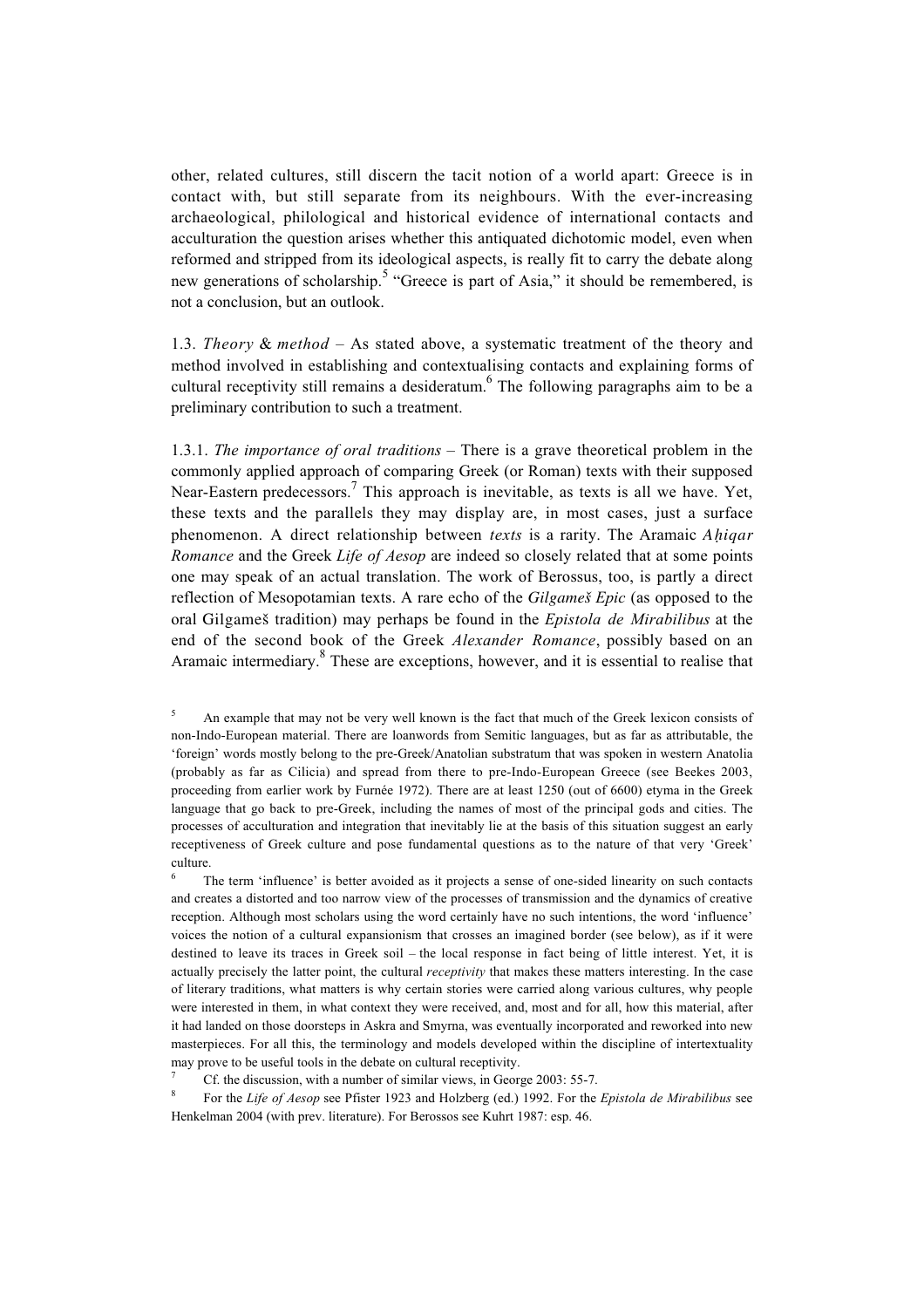other, related cultures, still discern the tacit notion of a world apart: Greece is in contact with, but still separate from its neighbours. With the ever-increasing archaeological, philological and historical evidence of international contacts and acculturation the question arises whether this antiquated dichotomic model, even when reformed and stripped from its ideological aspects, is really fit to carry the debate along new generations of scholarship.[5] "Greece is part of Asia," it should be remembered, is not a conclusion, but an outlook.

1.3. *Theory* & *method* – As stated above, a systematic treatment of the theory and method involved in establishing and contextualising contacts and explaining forms of cultural receptivity still remains a desideratum.[6] The following paragraphs aim to be a preliminary contribution to such a treatment.

1.3.1. *The importance of oral traditions* – There is a grave theoretical problem in the commonly applied approach of comparing Greek (or Roman) texts with their supposed Near-Eastern predecessors.[7] This approach is inevitable, as texts is all we have. Yet, these texts and the parallels they may display are, in most cases, just a surface phenomenon. A direct relationship between *texts* is a rarity. The Aramaic *Aḥiqar Romance* and the Greek *Life of Aesop* are indeed so closely related that at some points one may speak of an actual translation. The work of Berossus, too, is partly a direct reflection of Mesopotamian texts. A rare echo of the *Gilgameš Epic* (as opposed to the oral Gilgameš tradition) may perhaps be found in the *Epistola de Mirabilibus* at the end of the second book of the Greek *Alexander Romance*, possibly based on an Aramaic intermediary.[8] These are exceptions, however, and it is essential to realise that

[5] An example that may not be very well known is the fact that much of the Greek lexicon consists of non-Indo-European material. There are loanwords from Semitic languages, but as far as attributable, the 'foreign' words mostly belong to the pre-Greek/Anatolian substratum that was spoken in western Anatolia (probably as far as Cilicia) and spread from there to pre-Indo-European Greece (see Beekes 2003, proceeding from earlier work by Furnée 1972). There are at least 1250 (out of 6600) etyma in the Greek language that go back to pre-Greek, including the names of most of the principal gods and cities. The processes of acculturation and integration that inevitably lie at the basis of this situation suggest an early receptiveness of Greek culture and pose fundamental questions as to the nature of that very 'Greek' culture.

[6] The term 'influence' is better avoided as it projects a sense of one-sided linearity on such contacts and creates a distorted and too narrow view of the processes of transmission and the dynamics of creative reception. Although most scholars using the word certainly have no such intentions, the word 'influence' voices the notion of a cultural expansionism that crosses an imagined border (see below), as if it were destined to leave its traces in Greek soil – the local response in fact being of little interest. Yet, it is actually precisely the latter point, the cultural *receptivity* that makes these matters interesting. In the case of literary traditions, what matters is why certain stories were carried along various cultures, why people were interested in them, in what context they were received, and, most and for all, how this material, after it had landed on those doorsteps in Askra and Smyrna, was eventually incorporated and reworked into new masterpieces. For all this, the terminology and models developed within the discipline of intertextuality may prove to be useful tools in the debate on cultural receptivity.

[7] Cf. the discussion, with a number of similar views, in George 2003: 55-7.

[8] For the *Life of Aesop* see Pfister 1923 and Holzberg (ed.) 1992. For the *Epistola de Mirabilibus* see Henkelman 2004 (with prev. literature). For Berossos see Kuhrt 1987: esp. 46.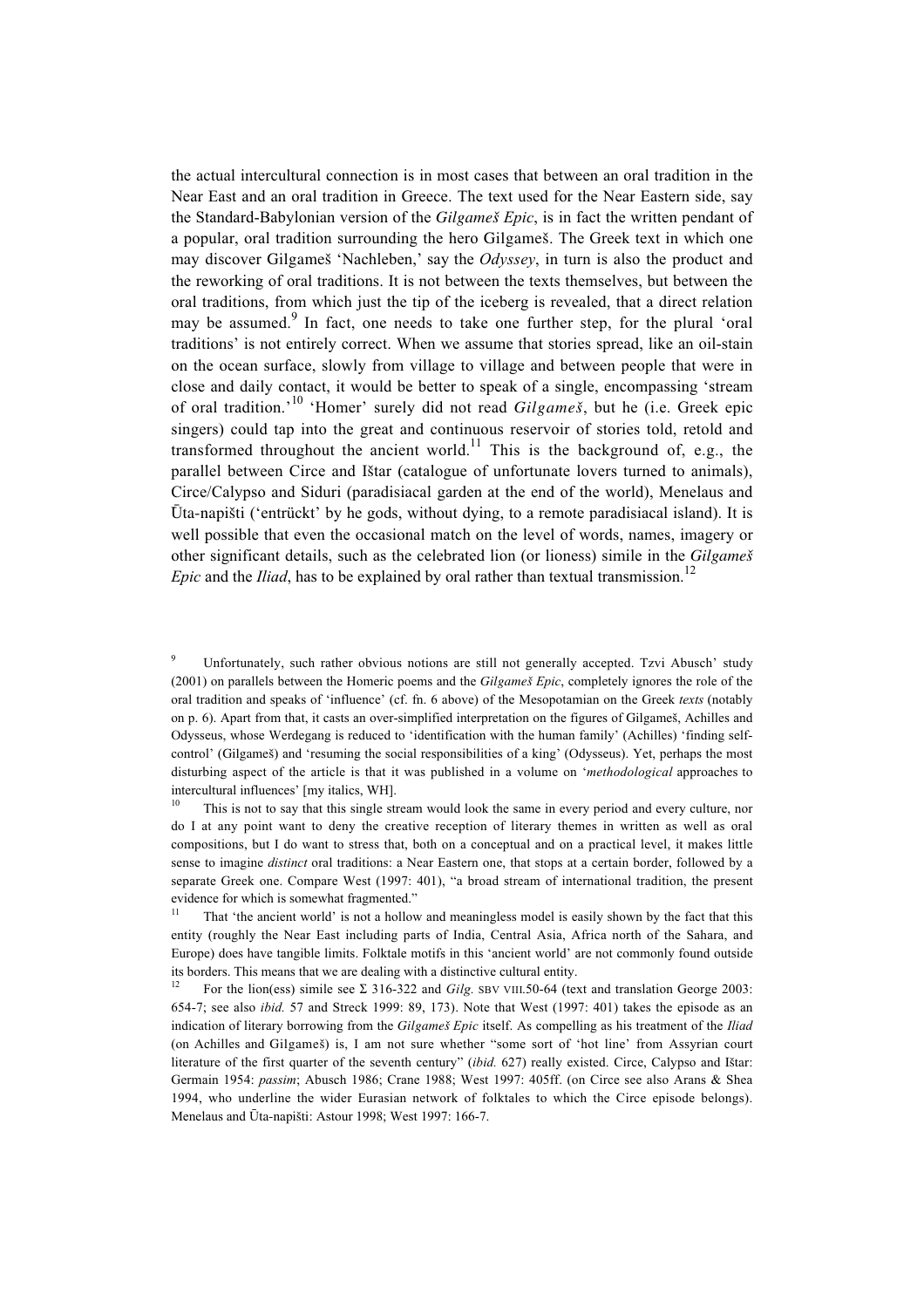the actual intercultural connection is in most cases that between an oral tradition in the Near East and an oral tradition in Greece. The text used for the Near Eastern side, say the Standard-Babylonian version of the *Gilgameš Epic*, is in fact the written pendant of a popular, oral tradition surrounding the hero Gilgameš. The Greek text in which one may discover Gilgameš 'Nachleben,' say the *Odyssey*, in turn is also the product and the reworking of oral traditions. It is not between the texts themselves, but between the oral traditions, from which just the tip of the iceberg is revealed, that a direct relation may be assumed.[9] In fact, one needs to take one further step, for the plural 'oral traditions' is not entirely correct. When we assume that stories spread, like an oil-stain on the ocean surface, slowly from village to village and between people that were in close and daily contact, it would be better to speak of a single, encompassing 'stream of oral tradition.'[10] 'Homer' surely did not read *Gilgameš*, but he (i.e. Greek epic singers) could tap into the great and continuous reservoir of stories told, retold and transformed throughout the ancient world.[11] This is the background of, e.g., the parallel between Circe and Ištar (catalogue of unfortunate lovers turned to animals), Circe/Calypso and Siduri (paradisiacal garden at the end of the world), Menelaus and Ūta-napišti ('entrückt' by he gods, without dying, to a remote paradisiacal island). It is well possible that even the occasional match on the level of words, names, imagery or other significant details, such as the celebrated lion (or lioness) simile in the *Gilgameš Epic* and the *Iliad*, has to be explained by oral rather than textual transmission.[12]

[9] Unfortunately, such rather obvious notions are still not generally accepted. Tzvi Abusch' study (2001) on parallels between the Homeric poems and the *Gilgameš Epic*, completely ignores the role of the oral tradition and speaks of 'influence' (cf. fn. 6 above) of the Mesopotamian on the Greek *texts* (notably on p. 6). Apart from that, it casts an over-simplified interpretation on the figures of Gilgameš, Achilles and Odysseus, whose Werdegang is reduced to 'identification with the human family' (Achilles) 'finding self-control' (Gilgameš) and 'resuming the social responsibilities of a king' (Odysseus). Yet, perhaps the most disturbing aspect of the article is that it was published in a volume on '*methodological* approaches to intercultural influences' [my italics, WH].

[10] This is not to say that this single stream would look the same in every period and every culture, nor do I at any point want to deny the creative reception of literary themes in written as well as oral compositions, but I do want to stress that, both on a conceptual and on a practical level, it makes little sense to imagine *distinct* oral traditions: a Near Eastern one, that stops at a certain border, followed by a separate Greek one. Compare West (1997: 401), "a broad stream of international tradition, the present evidence for which is somewhat fragmented."

[11] That 'the ancient world' is not a hollow and meaningless model is easily shown by the fact that this entity (roughly the Near East including parts of India, Central Asia, Africa north of the Sahara, and Europe) does have tangible limits. Folktale motifs in this 'ancient world' are not commonly found outside its borders. This means that we are dealing with a distinctive cultural entity.

[12] For the lion(ess) simile see Σ 316-322 and *Gilg.* SBV VIII.50-64 (text and translation George 2003: 654-7; see also *ibid.* 57 and Streck 1999: 89, 173). Note that West (1997: 401) takes the episode as an indication of literary borrowing from the *Gilgameš Epic* itself. As compelling as his treatment of the *Iliad* (on Achilles and Gilgameš) is, I am not sure whether "some sort of 'hot line' from Assyrian court literature of the first quarter of the seventh century" (*ibid.* 627) really existed. Circe, Calypso and Ištar: Germain 1954: *passim*; Abusch 1986; Crane 1988; West 1997: 405ff. (on Circe see also Arans & Shea 1994, who underline the wider Eurasian network of folktales to which the Circe episode belongs). Menelaus and Ūta-napišti: Astour 1998; West 1997: 166-7.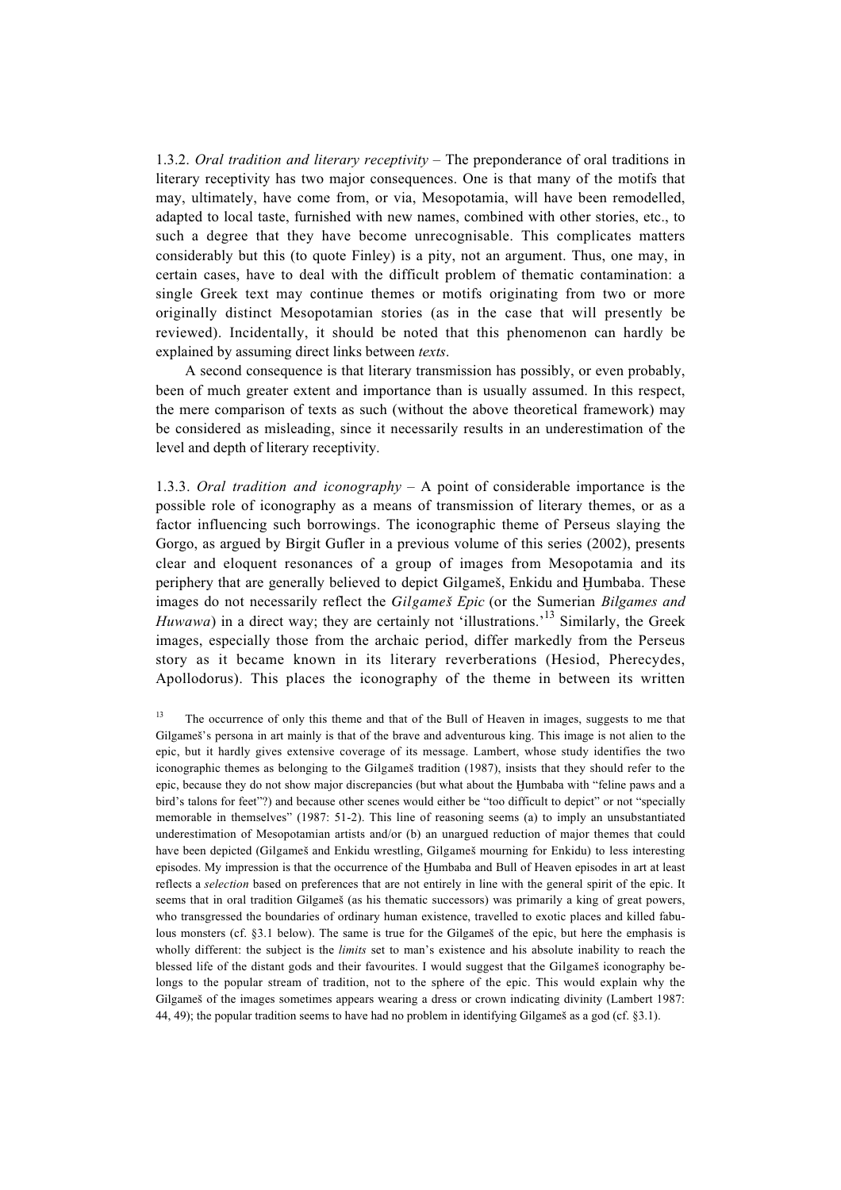1.3.2. *Oral tradition and literary receptivity* – The preponderance of oral traditions in literary receptivity has two major consequences. One is that many of the motifs that may, ultimately, have come from, or via, Mesopotamia, will have been remodelled, adapted to local taste, furnished with new names, combined with other stories, etc., to such a degree that they have become unrecognisable. This complicates matters considerably but this (to quote Finley) is a pity, not an argument. Thus, one may, in certain cases, have to deal with the difficult problem of thematic contamination: a single Greek text may continue themes or motifs originating from two or more originally distinct Mesopotamian stories (as in the case that will presently be reviewed). Incidentally, it should be noted that this phenomenon can hardly be explained by assuming direct links between *texts*.

A second consequence is that literary transmission has possibly, or even probably, been of much greater extent and importance than is usually assumed. In this respect, the mere comparison of texts as such (without the above theoretical framework) may be considered as misleading, since it necessarily results in an underestimation of the level and depth of literary receptivity.

1.3.3. *Oral tradition and iconography* – A point of considerable importance is the possible role of iconography as a means of transmission of literary themes, or as a factor influencing such borrowings. The iconographic theme of Perseus slaying the Gorgo, as argued by Birgit Gufler in a previous volume of this series (2002), presents clear and eloquent resonances of a group of images from Mesopotamia and its periphery that are generally believed to depict Gilgameš, Enkidu and Ḫumbaba. These images do not necessarily reflect the *Gilgameš Epic* (or the Sumerian *Bilgames and Huwawa*) in a direct way; they are certainly not 'illustrations.'[13] Similarly, the Greek images, especially those from the archaic period, differ markedly from the Perseus story as it became known in its literary reverberations (Hesiod, Pherecydes, Apollodorus). This places the iconography of the theme in between its written

[13] The occurrence of only this theme and that of the Bull of Heaven in images, suggests to me that Gilgameš's persona in art mainly is that of the brave and adventurous king. This image is not alien to the epic, but it hardly gives extensive coverage of its message. Lambert, whose study identifies the two iconographic themes as belonging to the Gilgameš tradition (1987), insists that they should refer to the epic, because they do not show major discrepancies (but what about the Ḫumbaba with "feline paws and a bird's talons for feet"?) and because other scenes would either be "too difficult to depict" or not "specially memorable in themselves" (1987: 51-2). This line of reasoning seems (a) to imply an unsubstantiated underestimation of Mesopotamian artists and/or (b) an unargued reduction of major themes that could have been depicted (Gilgameš and Enkidu wrestling, Gilgameš mourning for Enkidu) to less interesting episodes. My impression is that the occurrence of the Ḫumbaba and Bull of Heaven episodes in art at least reflects a *selection* based on preferences that are not entirely in line with the general spirit of the epic. It seems that in oral tradition Gilgameš (as his thematic successors) was primarily a king of great powers, who transgressed the boundaries of ordinary human existence, travelled to exotic places and killed fabulous monsters (cf. §3.1 below). The same is true for the Gilgameš of the epic, but here the emphasis is wholly different: the subject is the *limits* set to man's existence and his absolute inability to reach the blessed life of the distant gods and their favourites. I would suggest that the Gilgameš iconography belongs to the popular stream of tradition, not to the sphere of the epic. This would explain why the Gilgameš of the images sometimes appears wearing a dress or crown indicating divinity (Lambert 1987: 44, 49); the popular tradition seems to have had no problem in identifying Gilgameš as a god (cf. §3.1).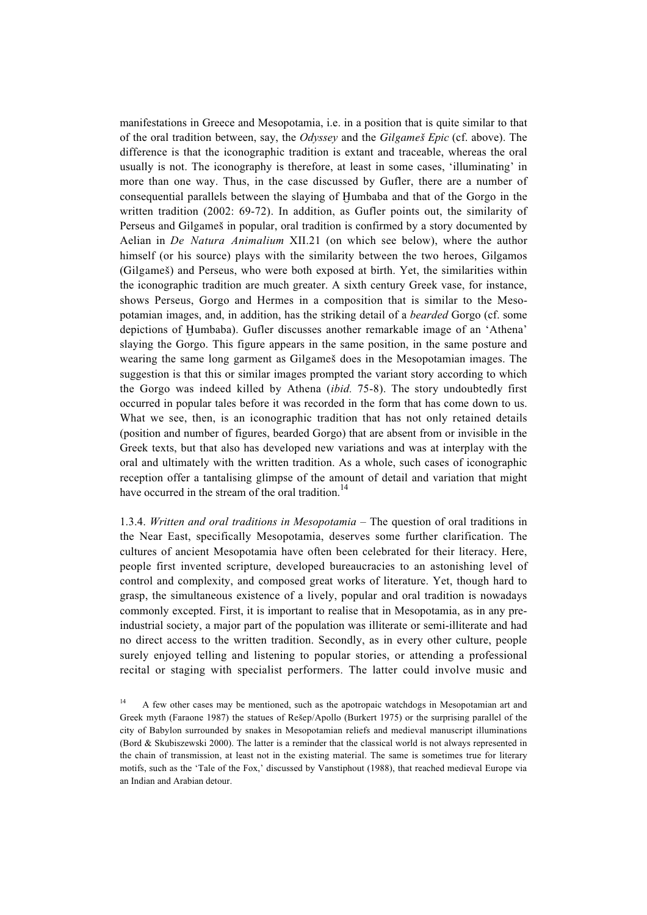manifestations in Greece and Mesopotamia, i.e. in a position that is quite similar to that of the oral tradition between, say, the *Odyssey* and the *Gilgameš Epic* (cf. above). The difference is that the iconographic tradition is extant and traceable, whereas the oral usually is not. The iconography is therefore, at least in some cases, 'illuminating' in more than one way. Thus, in the case discussed by Gufler, there are a number of consequential parallels between the slaying of Ḫumbaba and that of the Gorgo in the written tradition (2002: 69-72). In addition, as Gufler points out, the similarity of Perseus and Gilgameš in popular, oral tradition is confirmed by a story documented by Aelian in *De Natura Animalium* XII.21 (on which see below), where the author himself (or his source) plays with the similarity between the two heroes, Gilgamos (Gilgameš) and Perseus, who were both exposed at birth. Yet, the similarities within the iconographic tradition are much greater. A sixth century Greek vase, for instance, shows Perseus, Gorgo and Hermes in a composition that is similar to the Mesopotamian images, and, in addition, has the striking detail of a *bearded* Gorgo (cf. some depictions of Ḫumbaba). Gufler discusses another remarkable image of an 'Athena' slaying the Gorgo. This figure appears in the same position, in the same posture and wearing the same long garment as Gilgameš does in the Mesopotamian images. The suggestion is that this or similar images prompted the variant story according to which the Gorgo was indeed killed by Athena (*ibid.* 75-8). The story undoubtedly first occurred in popular tales before it was recorded in the form that has come down to us. What we see, then, is an iconographic tradition that has not only retained details (position and number of figures, bearded Gorgo) that are absent from or invisible in the Greek texts, but that also has developed new variations and was at interplay with the oral and ultimately with the written tradition. As a whole, such cases of iconographic reception offer a tantalising glimpse of the amount of detail and variation that might have occurred in the stream of the oral tradition.[14]

1.3.4. *Written and oral traditions in Mesopotamia* – The question of oral traditions in the Near East, specifically Mesopotamia, deserves some further clarification. The cultures of ancient Mesopotamia have often been celebrated for their literacy. Here, people first invented scripture, developed bureaucracies to an astonishing level of control and complexity, and composed great works of literature. Yet, though hard to grasp, the simultaneous existence of a lively, popular and oral tradition is nowadays commonly excepted. First, it is important to realise that in Mesopotamia, as in any pre-industrial society, a major part of the population was illiterate or semi-illiterate and had no direct access to the written tradition. Secondly, as in every other culture, people surely enjoyed telling and listening to popular stories, or attending a professional recital or staging with specialist performers. The latter could involve music and

[14] A few other cases may be mentioned, such as the apotropaic watchdogs in Mesopotamian art and Greek myth (Faraone 1987) the statues of Rešep/Apollo (Burkert 1975) or the surprising parallel of the city of Babylon surrounded by snakes in Mesopotamian reliefs and medieval manuscript illuminations (Bord & Skubiszewski 2000). The latter is a reminder that the classical world is not always represented in the chain of transmission, at least not in the existing material. The same is sometimes true for literary motifs, such as the 'Tale of the Fox,' discussed by Vanstiphout (1988), that reached medieval Europe via an Indian and Arabian detour.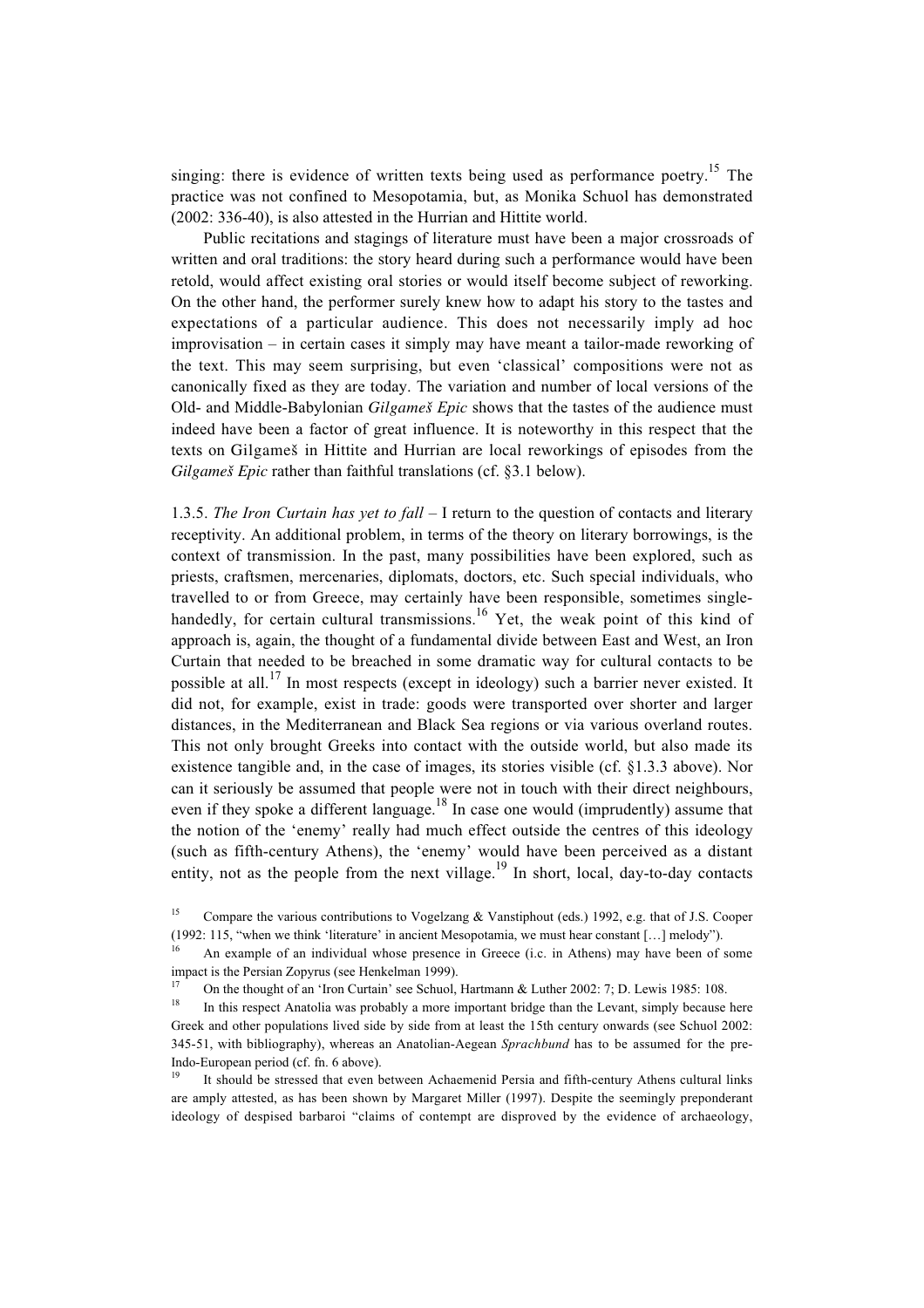singing: there is evidence of written texts being used as performance poetry.[15] The practice was not confined to Mesopotamia, but, as Monika Schuol has demonstrated (2002: 336-40), is also attested in the Hurrian and Hittite world.

Public recitations and stagings of literature must have been a major crossroads of written and oral traditions: the story heard during such a performance would have been retold, would affect existing oral stories or would itself become subject of reworking. On the other hand, the performer surely knew how to adapt his story to the tastes and expectations of a particular audience. This does not necessarily imply ad hoc improvisation – in certain cases it simply may have meant a tailor-made reworking of the text. This may seem surprising, but even 'classical' compositions were not as canonically fixed as they are today. The variation and number of local versions of the Old- and Middle-Babylonian *Gilgameš Epic* shows that the tastes of the audience must indeed have been a factor of great influence. It is noteworthy in this respect that the texts on Gilgameš in Hittite and Hurrian are local reworkings of episodes from the *Gilgameš Epic* rather than faithful translations (cf. §3.1 below).

1.3.5. *The Iron Curtain has yet to fall* – I return to the question of contacts and literary receptivity. An additional problem, in terms of the theory on literary borrowings, is the context of transmission. In the past, many possibilities have been explored, such as priests, craftsmen, mercenaries, diplomats, doctors, etc. Such special individuals, who travelled to or from Greece, may certainly have been responsible, sometimes single-handedly, for certain cultural transmissions.[16] Yet, the weak point of this kind of approach is, again, the thought of a fundamental divide between East and West, an Iron Curtain that needed to be breached in some dramatic way for cultural contacts to be possible at all.[17] In most respects (except in ideology) such a barrier never existed. It did not, for example, exist in trade: goods were transported over shorter and larger distances, in the Mediterranean and Black Sea regions or via various overland routes. This not only brought Greeks into contact with the outside world, but also made its existence tangible and, in the case of images, its stories visible (cf. §1.3.3 above). Nor can it seriously be assumed that people were not in touch with their direct neighbours, even if they spoke a different language.[18] In case one would (imprudently) assume that the notion of the 'enemy' really had much effect outside the centres of this ideology (such as fifth-century Athens), the 'enemy' would have been perceived as a distant entity, not as the people from the next village.[19] In short, local, day-to-day contacts

[15] Compare the various contributions to Vogelzang & Vanstiphout (eds.) 1992, e.g. that of J.S. Cooper (1992: 115, "when we think 'literature' in ancient Mesopotamia, we must hear constant […] melody").

[16] An example of an individual whose presence in Greece (i.c. in Athens) may have been of some impact is the Persian Zopyrus (see Henkelman 1999).

[17] On the thought of an 'Iron Curtain' see Schuol, Hartmann & Luther 2002: 7; D. Lewis 1985: 108.

[18] In this respect Anatolia was probably a more important bridge than the Levant, simply because here Greek and other populations lived side by side from at least the 15th century onwards (see Schuol 2002: 345-51, with bibliography), whereas an Anatolian-Aegean *Sprachbund* has to be assumed for the pre-Indo-European period (cf. fn. 6 above).

[19] It should be stressed that even between Achaemenid Persia and fifth-century Athens cultural links are amply attested, as has been shown by Margaret Miller (1997). Despite the seemingly preponderant ideology of despised barbaroi "claims of contempt are disproved by the evidence of archaeology,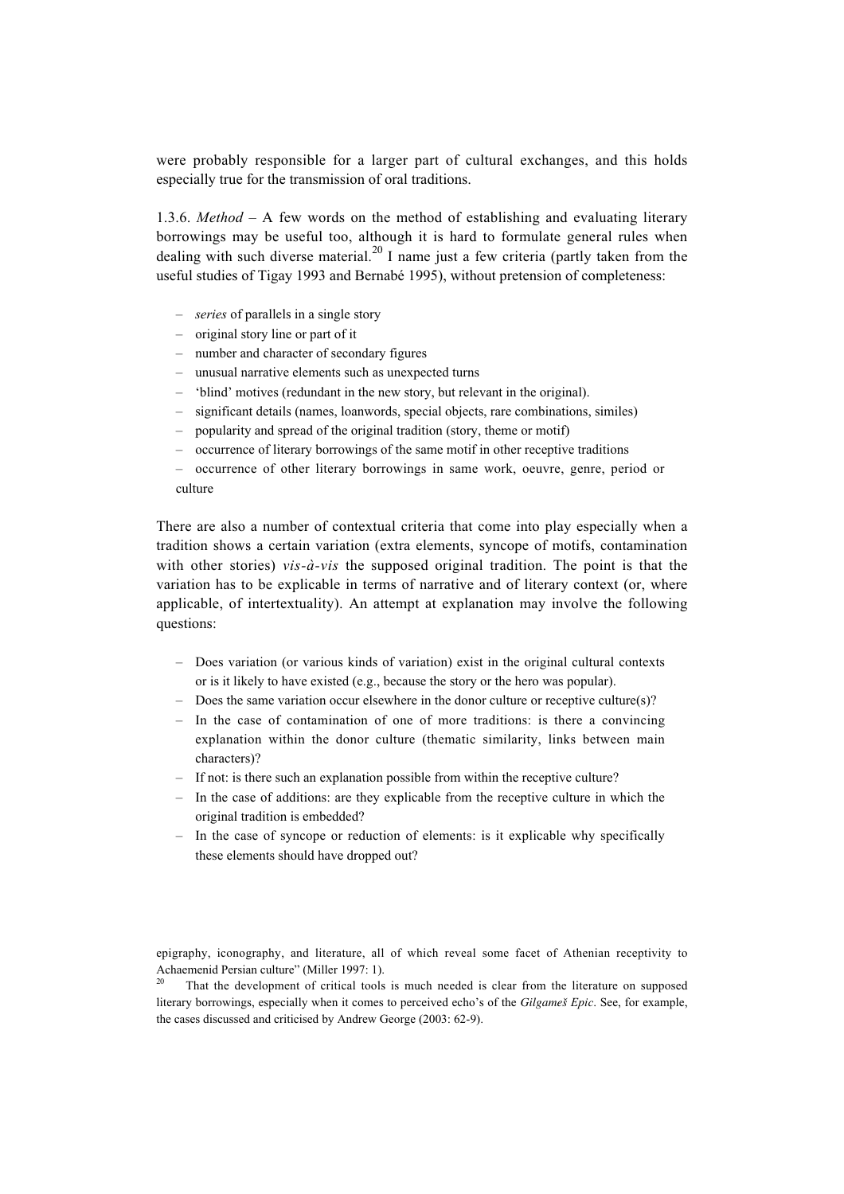were probably responsible for a larger part of cultural exchanges, and this holds especially true for the transmission of oral traditions.

1.3.6. *Method* – A few words on the method of establishing and evaluating literary borrowings may be useful too, although it is hard to formulate general rules when dealing with such diverse material.[20] I name just a few criteria (partly taken from the useful studies of Tigay 1993 and Bernabé 1995), without pretension of completeness:

- *series* of parallels in a single story
- original story line or part of it
- number and character of secondary figures
- unusual narrative elements such as unexpected turns
- 'blind' motives (redundant in the new story, but relevant in the original).
- significant details (names, loanwords, special objects, rare combinations, similes)
- popularity and spread of the original tradition (story, theme or motif)
- occurrence of literary borrowings of the same motif in other receptive traditions
- occurrence of other literary borrowings in same work, oeuvre, genre, period or culture

There are also a number of contextual criteria that come into play especially when a tradition shows a certain variation (extra elements, syncope of motifs, contamination with other stories) *vis-à-vis* the supposed original tradition. The point is that the variation has to be explicable in terms of narrative and of literary context (or, where applicable, of intertextuality). An attempt at explanation may involve the following questions:

- Does variation (or various kinds of variation) exist in the original cultural contexts or is it likely to have existed (e.g., because the story or the hero was popular).
- Does the same variation occur elsewhere in the donor culture or receptive culture(s)?
- In the case of contamination of one of more traditions: is there a convincing explanation within the donor culture (thematic similarity, links between main characters)?
- If not: is there such an explanation possible from within the receptive culture?
- In the case of additions: are they explicable from the receptive culture in which the original tradition is embedded?
- In the case of syncope or reduction of elements: is it explicable why specifically these elements should have dropped out?

epigraphy, iconography, and literature, all of which reveal some facet of Athenian receptivity to Achaemenid Persian culture" (Miller 1997: 1).

[20] That the development of critical tools is much needed is clear from the literature on supposed literary borrowings, especially when it comes to perceived echo's of the *Gilgameš Epic*. See, for example, the cases discussed and criticised by Andrew George (2003: 62-9).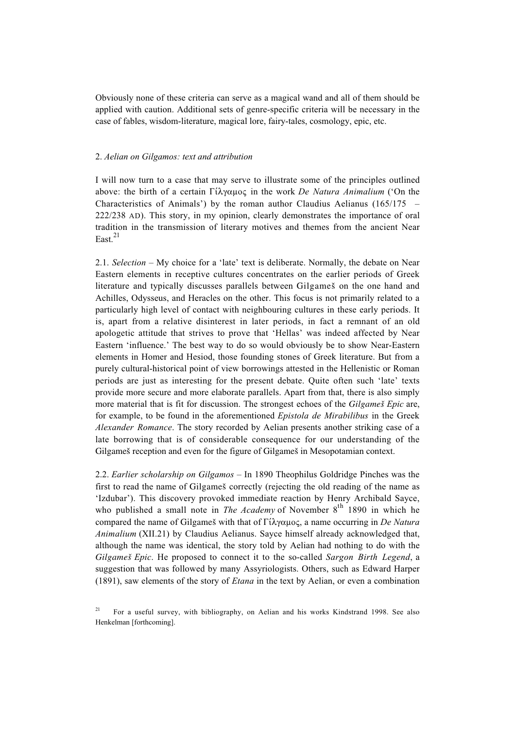Obviously none of these criteria can serve as a magical wand and all of them should be applied with caution. Additional sets of genre-specific criteria will be necessary in the case of fables, wisdom-literature, magical lore, fairy-tales, cosmology, epic, etc.

## 2. *Aelian on Gilgamos: text and attribution*

I will now turn to a case that may serve to illustrate some of the principles outlined above: the birth of a certain Γίλγαμος in the work *De Natura Animalium* ('On the Characteristics of Animals') by the roman author Claudius Aelianus (165/175 – 222/238 AD). This story, in my opinion, clearly demonstrates the importance of oral tradition in the transmission of literary motives and themes from the ancient Near East.[21]

2.1. *Selection* – My choice for a 'late' text is deliberate. Normally, the debate on Near Eastern elements in receptive cultures concentrates on the earlier periods of Greek literature and typically discusses parallels between Gilgameš on the one hand and Achilles, Odysseus, and Heracles on the other. This focus is not primarily related to a particularly high level of contact with neighbouring cultures in these early periods. It is, apart from a relative disinterest in later periods, in fact a remnant of an old apologetic attitude that strives to prove that 'Hellas' was indeed affected by Near Eastern 'influence.' The best way to do so would obviously be to show Near-Eastern elements in Homer and Hesiod, those founding stones of Greek literature. But from a purely cultural-historical point of view borrowings attested in the Hellenistic or Roman periods are just as interesting for the present debate. Quite often such 'late' texts provide more secure and more elaborate parallels. Apart from that, there is also simply more material that is fit for discussion. The strongest echoes of the *Gilgameš Epic* are, for example, to be found in the aforementioned *Epistola de Mirabilibus* in the Greek *Alexander Romance*. The story recorded by Aelian presents another striking case of a late borrowing that is of considerable consequence for our understanding of the Gilgameš reception and even for the figure of Gilgameš in Mesopotamian context.

2.2. *Earlier scholarship on Gilgamos* – In 1890 Theophilus Goldridge Pinches was the first to read the name of Gilgameš correctly (rejecting the old reading of the name as 'Izdubar'). This discovery provoked immediate reaction by Henry Archibald Sayce, who published a small note in *The Academy* of November 8th 1890 in which he compared the name of Gilgameš with that of Γίλγαμος, a name occurring in *De Natura Animalium* (XII.21) by Claudius Aelianus. Sayce himself already acknowledged that, although the name was identical, the story told by Aelian had nothing to do with the *Gilgameš Epic*. He proposed to connect it to the so-called *Sargon Birth Legend*, a suggestion that was followed by many Assyriologists. Others, such as Edward Harper (1891), saw elements of the story of *Etana* in the text by Aelian, or even a combination

[21] For a useful survey, with bibliography, on Aelian and his works Kindstrand 1998. See also Henkelman [forthcoming].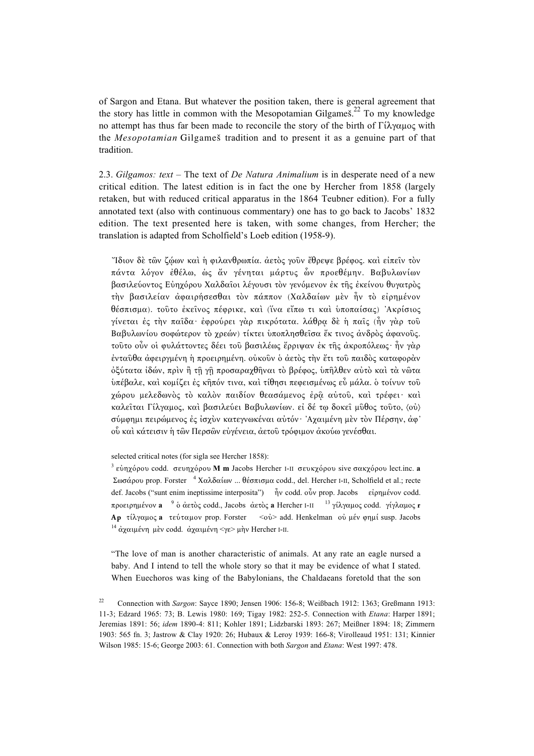of Sargon and Etana. But whatever the position taken, there is general agreement that the story has little in common with the Mesopotamian Gilgameš.[22] To my knowledge no attempt has thus far been made to reconcile the story of the birth of Γίλγαμος with the *Mesopotamian* Gilgameš tradition and to present it as a genuine part of that tradition.

2.3. *Gilgamos: text* – The text of *De Natura Animalium* is in desperate need of a new critical edition. The latest edition is in fact the one by Hercher from 1858 (largely retaken, but with reduced critical apparatus in the 1864 Teubner edition). For a fully annotated text (also with continuous commentary) one has to go back to Jacobs' 1832 edition. The text presented here is taken, with some changes, from Hercher; the translation is adapted from Scholfield's Loeb edition (1958-9).

> Ἴδιον δὲ τῶν ζῴων καὶ ἡ φιλανθρωπία. ἀετὸς γοῦν ἔθρεψε βρέφος. καὶ εἰπεῖν τὸν πάντα λόγον ἐθέλω, ὡς ἂν γένηται μάρτυς ὧν προεθέμην. Βαβυλωνίων βασιλεύοντος Εὐηχόρου Χαλδαῖοι λέγουσι τὸν γενόμενον ἐκ τῆς ἐκείνου θυγατρὸς τὴν βασιλείαν ἀφαιρήσεσθαι τὸν πάππον (Χαλδαίων μὲν ἦν τὸ εἰρημένον θέσπισμα). τοῦτο ἐκεῖνος πέφρικε, καὶ (ἵνα εἴπω τι καὶ ὑποπαίσας) Ἀκρίσιος γίνεται ἐς τὴν παῖδα· ἐφρούρει γὰρ πικρότατα. λάθρᾳ δὲ ἡ παῖς (ἦν γὰρ τοῦ Βαβυλωνίου σοφώτερον τὸ χρεών) τίκτει ὑποπλησθεῖσα ἔκ τινος ἀνδρὸς ἀφανοῦς. τοῦτο οὖν οἱ φυλάττοντες δέει τοῦ βασιλέως ἔρριψαν ἐκ τῆς ἀκροπόλεως· ἦν γὰρ ἐνταῦθα ἀφειργμένη ἡ προειρημένη. οὐκοῦν ὁ ἀετὸς τὴν ἔτι τοῦ παιδὸς καταφορὰν ὀξύτατα ἰδών, πρὶν ἢ τῇ γῇ προσαραχθῆναι τὸ βρέφος, ὑπῆλθεν αὐτὸ καὶ τὰ νῶτα ὑπέβαλε, καὶ κομίζει ἐς κῆπόν τινα, καὶ τίθησι πεφεισμένως εὖ μάλα. ὁ τοίνυν τοῦ χώρου μελεδωνὸς τὸ καλὸν παιδίον θεασάμενος ἐρᾷ αὐτοῦ, καὶ τρέφει· καὶ καλεῖται Γίλγαμος, καὶ βασιλεύει Βαβυλωνίων. εἰ δέ τῳ δοκεῖ μῦθος τοῦτο, ⟨οὐ⟩ σύμφημι πειρώμενος ἐς ἰσχὺν κατεγνωκέναι αὐτόν· Ἀχαιμένη μὲν τὸν Πέρσην, ἀφ' οὗ καὶ κάτεισιν ἡ τῶν Περσῶν εὐγένεια, ἀετοῦ τρόφιμον ἀκούω γενέσθαι.
>
> selected critical notes (for sigla see Hercher 1858):
>
> [3] εὐηχόρου codd. σευηχόρου **M m** Jacobs Hercher I-II σευκχόρου sive σακχόρου lect.inc. **a** Σωσάρου prop. Forster [4] Χαλδαίων ... θέσπισμα codd., del. Hercher I-II, Scholfield et al.; recte def. Jacobs ("sunt enim ineptissime interposita") ἦν codd. οὖν prop. Jacobs εἰρημένον codd. προειρημένον **a** [9] ὁ ἀετὸς codd., Jacobs ἀετὸς **a** Hercher I-II [13] γίλγαμος codd. γίγλαμος **r** **Ap** τίλγαμος **a** τεύταμον prop. Forster <οὐ> add. Henkelman οὐ μέν φημί susp. Jacobs [14] ἀχαιμένη μὲν codd. ἀχαιμένη <γε> μὴν Hercher I-II.
>
> "The love of man is another characteristic of animals. At any rate an eagle nursed a baby. And I intend to tell the whole story so that it may be evidence of what I stated. When Euechoros was king of the Babylonians, the Chaldaeans foretold that the son

[22] Connection with *Sargon*: Sayce 1890; Jensen 1906: 156-8; Weißbach 1912: 1363; Greßmann 1913: 11-3; Edzard 1965: 73; B. Lewis 1980: 169; Tigay 1982: 252-5. Connection with *Etana*: Harper 1891; Jeremias 1891: 56; *idem* 1890-4: 811; Kohler 1891; Lidzbarski 1893: 267; Meißner 1894: 18; Zimmern 1903: 565 fn. 3; Jastrow & Clay 1920: 26; Hubaux & Leroy 1939: 166-8; Virolleaud 1951: 131; Kinnier Wilson 1985: 15-6; George 2003: 61. Connection with both *Sargon* and *Etana*: West 1997: 478.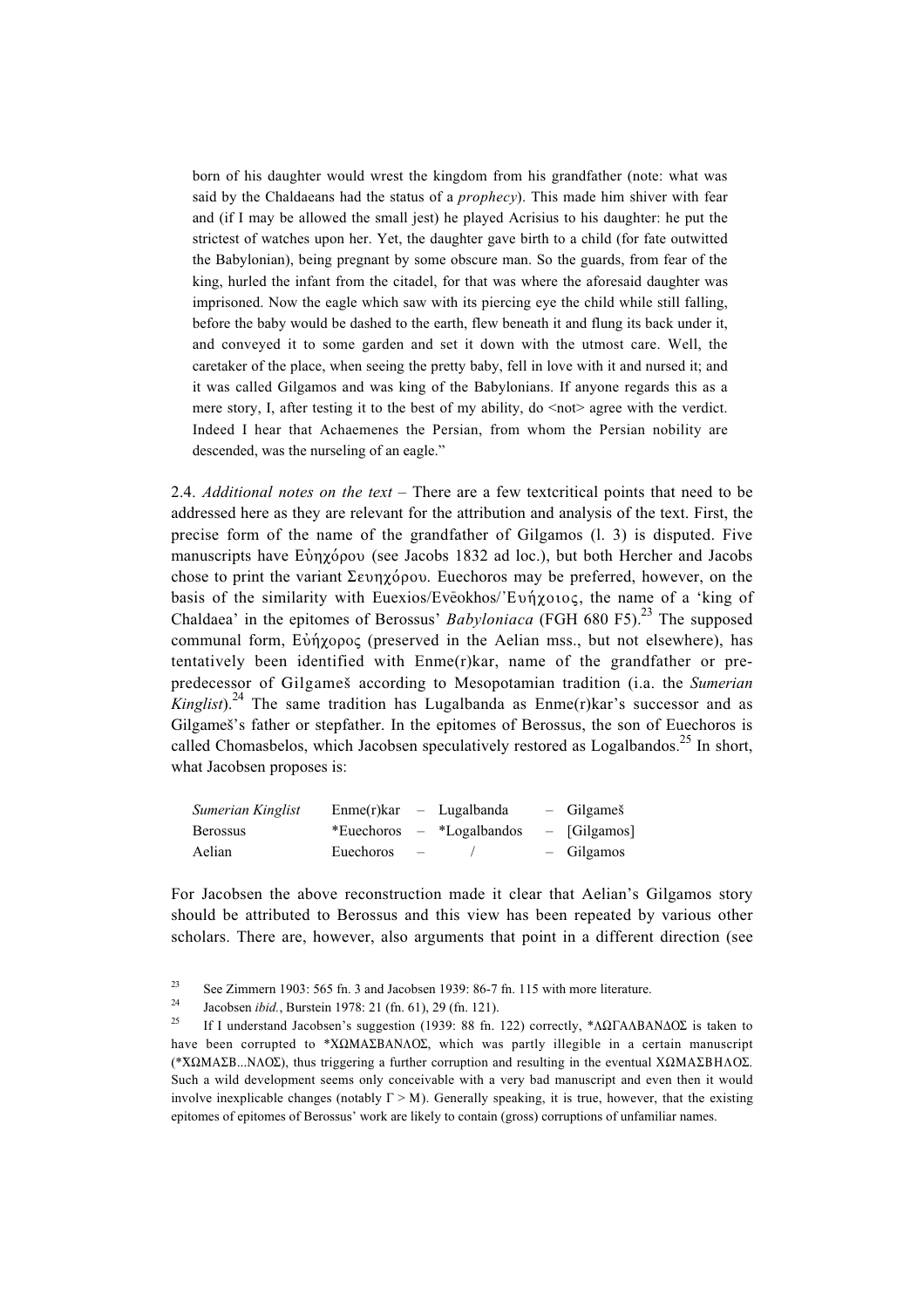born of his daughter would wrest the kingdom from his grandfather (note: what was said by the Chaldaeans had the status of a *prophecy*). This made him shiver with fear and (if I may be allowed the small jest) he played Acrisius to his daughter: he put the strictest of watches upon her. Yet, the daughter gave birth to a child (for fate outwitted the Babylonian), being pregnant by some obscure man. So the guards, from fear of the king, hurled the infant from the citadel, for that was where the aforesaid daughter was imprisoned. Now the eagle which saw with its piercing eye the child while still falling, before the baby would be dashed to the earth, flew beneath it and flung its back under it, and conveyed it to some garden and set it down with the utmost care. Well, the caretaker of the place, when seeing the pretty baby, fell in love with it and nursed it; and it was called Gilgamos and was king of the Babylonians. If anyone regards this as a mere story, I, after testing it to the best of my ability, do <not> agree with the verdict. Indeed I hear that Achaemenes the Persian, from whom the Persian nobility are descended, was the nurseling of an eagle."

2.4. *Additional notes on the text* – There are a few textcritical points that need to be addressed here as they are relevant for the attribution and analysis of the text. First, the precise form of the name of the grandfather of Gilgamos (l. 3) is disputed. Five manuscripts have Εὐηχόρου (see Jacobs 1832 ad loc.), but both Hercher and Jacobs chose to print the variant Σευηχόρου. Euechoros may be preferred, however, on the basis of the similarity with Euexios/Evēokhos/᾽Ευήχοιος, the name of a 'king of Chaldaea' in the epitomes of Berossus' *Babyloniaca* (FGH 680 F5).[23] The supposed communal form, Εὐήχορος (preserved in the Aelian mss., but not elsewhere), has tentatively been identified with Enme(r)kar, name of the grandfather or pre-predecessor of Gilgameš according to Mesopotamian tradition (i.a. the *Sumerian Kinglist*).[24] The same tradition has Lugalbanda as Enme(r)kar's successor and as Gilgameš's father or stepfather. In the epitomes of Berossus, the son of Euechoros is called Chomasbelos, which Jacobsen speculatively restored as Logalbandos.[25] In short, what Jacobsen proposes is:

| | | | | | |
|---|---|---|---|---|---|
| *Sumerian Kinglist* | Enme(r)kar | – | Lugalbanda | – | Gilgameš |
| Berossus | *Euechoros | – | *Logalbandos | – | [Gilgamos] |
| Aelian | Euechoros | – | / | – | Gilgamos |

For Jacobsen the above reconstruction made it clear that Aelian's Gilgamos story should be attributed to Berossus and this view has been repeated by various other scholars. There are, however, also arguments that point in a different direction (see

[23] See Zimmern 1903: 565 fn. 3 and Jacobsen 1939: 86-7 fn. 115 with more literature.

[24] Jacobsen *ibid.*, Burstein 1978: 21 (fn. 61), 29 (fn. 121).

[25] If I understand Jacobsen's suggestion (1939: 88 fn. 122) correctly, *ΛΩΓΑΛΒΑΝΔΟΣ is taken to have been corrupted to *ΧΩΜΑΣΒΑΝΛΟΣ, which was partly illegible in a certain manuscript (*ΧΩΜΑΣΒ...ΝΛΟΣ), thus triggering a further corruption and resulting in the eventual ΧΩΜΑΣΒΗΛΟΣ. Such a wild development seems only conceivable with a very bad manuscript and even then it would involve inexplicable changes (notably Γ > Μ). Generally speaking, it is true, however, that the existing epitomes of epitomes of Berossus' work are likely to contain (gross) corruptions of unfamiliar names.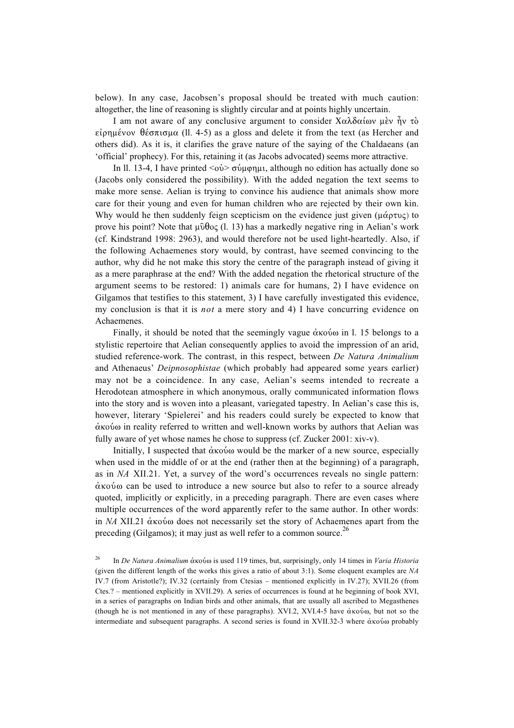below). In any case, Jacobsen's proposal should be treated with much caution: altogether, the line of reasoning is slightly circular and at points highly uncertain.

I am not aware of any conclusive argument to consider Χαλδαίων μὲν ἦν τὸ εἰρημένον θέσπισμα (ll. 4-5) as a gloss and delete it from the text (as Hercher and others did). As it is, it clarifies the grave nature of the saying of the Chaldaeans (an 'official' prophecy). For this, retaining it (as Jacobs advocated) seems more attractive.

In ll. 13-4, I have printed <οὐ> σύμφημι, although no edition has actually done so (Jacobs only considered the possibility). With the added negation the text seems to make more sense. Aelian is trying to convince his audience that animals show more care for their young and even for human children who are rejected by their own kin. Why would he then suddenly feign scepticism on the evidence just given (μάρτυς) to prove his point? Note that μῦθος (l. 13) has a markedly negative ring in Aelian's work (cf. Kindstrand 1998: 2963), and would therefore not be used light-heartedly. Also, if the following Achaemenes story would, by contrast, have seemed convincing to the author, why did he not make this story the centre of the paragraph instead of giving it as a mere paraphrase at the end? With the added negation the rhetorical structure of the argument seems to be restored: 1) animals care for humans, 2) I have evidence on Gilgamos that testifies to this statement, 3) I have carefully investigated this evidence, my conclusion is that it is *not* a mere story and 4) I have concurring evidence on Achaemenes.

Finally, it should be noted that the seemingly vague ἀκούω in l. 15 belongs to a stylistic repertoire that Aelian consequently applies to avoid the impression of an arid, studied reference-work. The contrast, in this respect, between *De Natura Animalium* and Athenaeus' *Deipnosophistae* (which probably had appeared some years earlier) may not be a coincidence. In any case, Aelian's seems intended to recreate a Herodotean atmosphere in which anonymous, orally communicated information flows into the story and is woven into a pleasant, variegated tapestry. In Aelian's case this is, however, literary 'Spielerei' and his readers could surely be expected to know that ἀκούω in reality referred to written and well-known works by authors that Aelian was fully aware of yet whose names he chose to suppress (cf. Zucker 2001: xiv-v).

Initially, I suspected that ἀκούω would be the marker of a new source, especially when used in the middle of or at the end (rather then at the beginning) of a paragraph, as in *NA* XII.21. Yet, a survey of the word's occurrences reveals no single pattern: ἀκούω can be used to introduce a new source but also to refer to a source already quoted, implicitly or explicitly, in a preceding paragraph. There are even cases where multiple occurrences of the word apparently refer to the same author. In other words: in *NA* XII.21 ἀκούω does not necessarily set the story of Achaemenes apart from the preceding (Gilgamos); it may just as well refer to a common source.[26]

[26] In *De Natura Animalium* ἀκούω is used 119 times, but, surprisingly, only 14 times in *Varia Historia* (given the different length of the works this gives a ratio of about 3:1). Some eloquent examples are *NA* IV.7 (from Aristotle?); IV.32 (certainly from Ctesias – mentioned explicitly in IV.27); XVII.26 (from Ctes.? – mentioned explicitly in XVII.29). A series of occurrences is found at he beginning of book XVI, in a series of paragraphs on Indian birds and other animals, that are usually all ascribed to Megasthenes (though he is not mentioned in any of these paragraphs). XVI.2, XVI.4-5 have ἀκούω, but not so the intermediate and subsequent paragraphs. A second series is found in XVII.32-3 where ἀκούω probably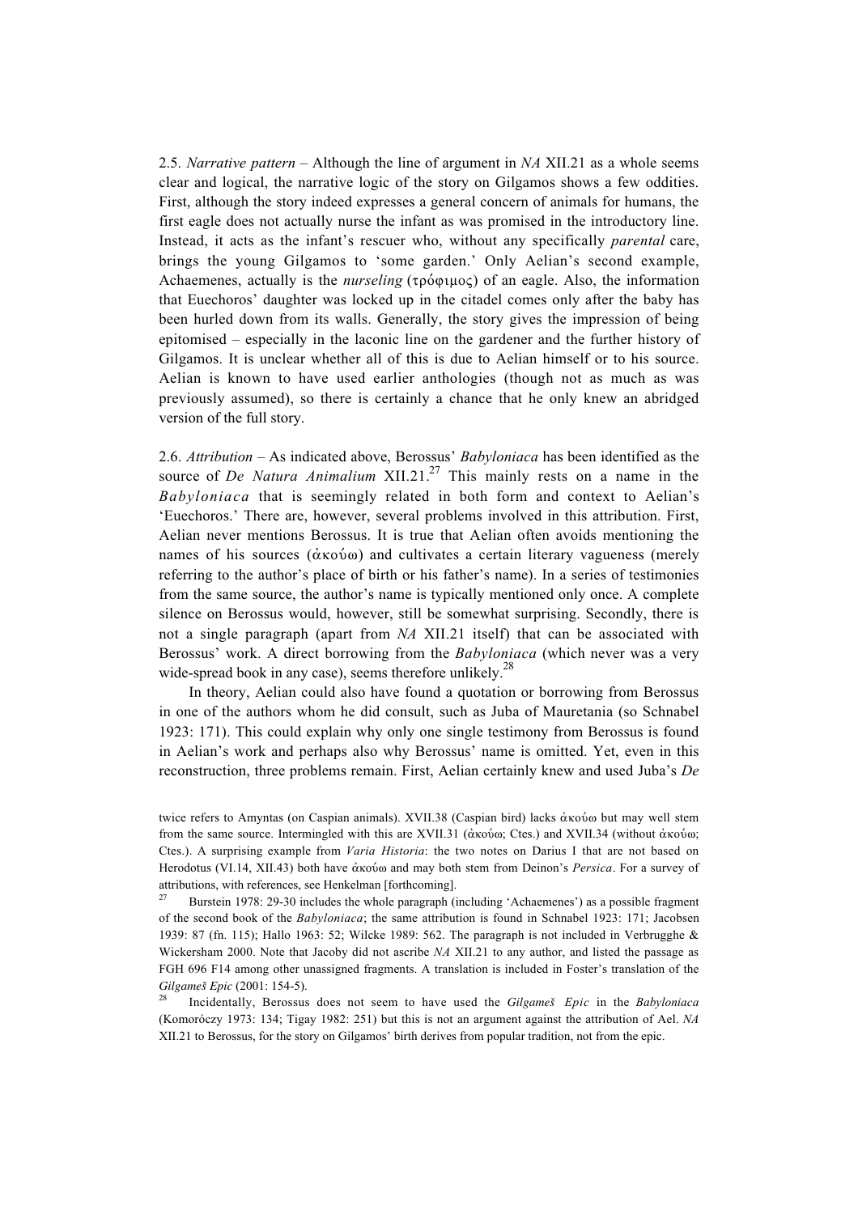2.5. *Narrative pattern* – Although the line of argument in *NA* XII.21 as a whole seems clear and logical, the narrative logic of the story on Gilgamos shows a few oddities. First, although the story indeed expresses a general concern of animals for humans, the first eagle does not actually nurse the infant as was promised in the introductory line. Instead, it acts as the infant's rescuer who, without any specifically *parental* care, brings the young Gilgamos to 'some garden.' Only Aelian's second example, Achaemenes, actually is the *nurseling* (τρόφιμος) of an eagle. Also, the information that Euechoros' daughter was locked up in the citadel comes only after the baby has been hurled down from its walls. Generally, the story gives the impression of being epitomised – especially in the laconic line on the gardener and the further history of Gilgamos. It is unclear whether all of this is due to Aelian himself or to his source. Aelian is known to have used earlier anthologies (though not as much as was previously assumed), so there is certainly a chance that he only knew an abridged version of the full story.

2.6. *Attribution* – As indicated above, Berossus' *Babyloniaca* has been identified as the source of *De Natura Animalium* XII.21.[27] This mainly rests on a name in the *Babyloniaca* that is seemingly related in both form and context to Aelian's 'Euechoros.' There are, however, several problems involved in this attribution. First, Aelian never mentions Berossus. It is true that Aelian often avoids mentioning the names of his sources (ἀκούω) and cultivates a certain literary vagueness (merely referring to the author's place of birth or his father's name). In a series of testimonies from the same source, the author's name is typically mentioned only once. A complete silence on Berossus would, however, still be somewhat surprising. Secondly, there is not a single paragraph (apart from *NA* XII.21 itself) that can be associated with Berossus' work. A direct borrowing from the *Babyloniaca* (which never was a very wide-spread book in any case), seems therefore unlikely.[28]

In theory, Aelian could also have found a quotation or borrowing from Berossus in one of the authors whom he did consult, such as Juba of Mauretania (so Schnabel 1923: 171). This could explain why only one single testimony from Berossus is found in Aelian's work and perhaps also why Berossus' name is omitted. Yet, even in this reconstruction, three problems remain. First, Aelian certainly knew and used Juba's *De*

twice refers to Amyntas (on Caspian animals). XVII.38 (Caspian bird) lacks ἀκούω but may well stem from the same source. Intermingled with this are XVII.31 (ἀκούω; Ctes.) and XVII.34 (without ἀκούω; Ctes.). A surprising example from *Varia Historia*: the two notes on Darius I that are not based on Herodotus (VI.14, XII.43) both have ἀκούω and may both stem from Deinon's *Persica*. For a survey of attributions, with references, see Henkelman [forthcoming].

[27] Burstein 1978: 29-30 includes the whole paragraph (including 'Achaemenes') as a possible fragment of the second book of the *Babyloniaca*; the same attribution is found in Schnabel 1923: 171; Jacobsen 1939: 87 (fn. 115); Hallo 1963: 52; Wilcke 1989: 562. The paragraph is not included in Verbrugghe & Wickersham 2000. Note that Jacoby did not ascribe *NA* XII.21 to any author, and listed the passage as FGH 696 F14 among other unassigned fragments. A translation is included in Foster's translation of the *Gilgameš Epic* (2001: 154-5).

[28] Incidentally, Berossus does not seem to have used the *Gilgameš Epic* in the *Babyloniaca* (Komoróczy 1973: 134; Tigay 1982: 251) but this is not an argument against the attribution of Ael. *NA* XII.21 to Berossus, for the story on Gilgamos' birth derives from popular tradition, not from the epic.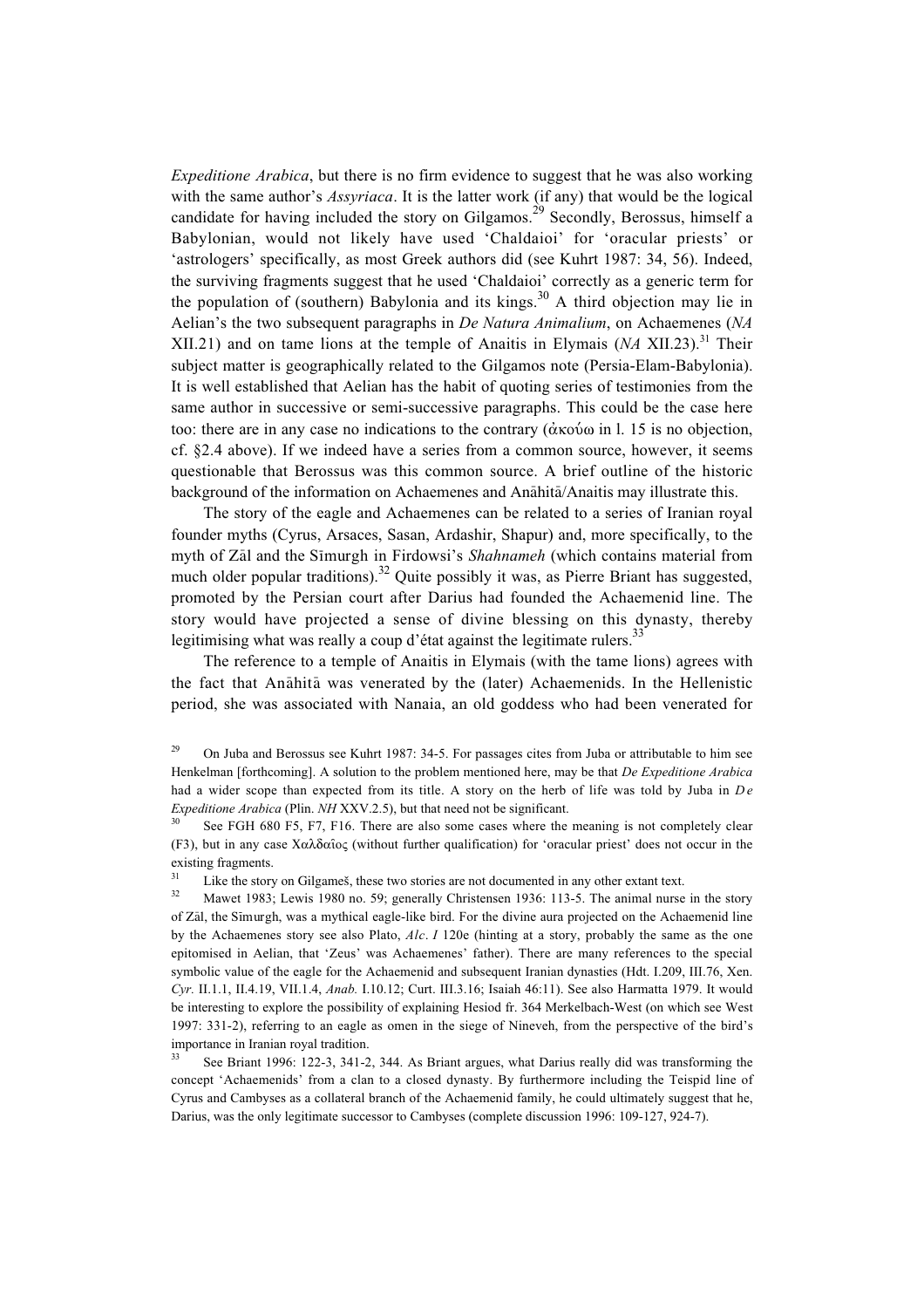*Expeditione Arabica*, but there is no firm evidence to suggest that he was also working with the same author's *Assyriaca*. It is the latter work (if any) that would be the logical candidate for having included the story on Gilgamos.[29] Secondly, Berossus, himself a Babylonian, would not likely have used 'Chaldaioi' for 'oracular priests' or 'astrologers' specifically, as most Greek authors did (see Kuhrt 1987: 34, 56). Indeed, the surviving fragments suggest that he used 'Chaldaioi' correctly as a generic term for the population of (southern) Babylonia and its kings.[30] A third objection may lie in Aelian's the two subsequent paragraphs in *De Natura Animalium*, on Achaemenes (*NA* XII.21) and on tame lions at the temple of Anaitis in Elymais (*NA* XII.23).[31] Their subject matter is geographically related to the Gilgamos note (Persia-Elam-Babylonia). It is well established that Aelian has the habit of quoting series of testimonies from the same author in successive or semi-successive paragraphs. This could be the case here too: there are in any case no indications to the contrary (ἀκούω in l. 15 is no objection, cf. §2.4 above). If we indeed have a series from a common source, however, it seems questionable that Berossus was this common source. A brief outline of the historic background of the information on Achaemenes and Anāhitā/Anaitis may illustrate this.

The story of the eagle and Achaemenes can be related to a series of Iranian royal founder myths (Cyrus, Arsaces, Sasan, Ardashir, Shapur) and, more specifically, to the myth of Zāl and the Sīmurgh in Firdowsi's *Shahnameh* (which contains material from much older popular traditions).[32] Quite possibly it was, as Pierre Briant has suggested, promoted by the Persian court after Darius had founded the Achaemenid line. The story would have projected a sense of divine blessing on this dynasty, thereby legitimising what was really a coup d'état against the legitimate rulers.[33]

The reference to a temple of Anaitis in Elymais (with the tame lions) agrees with the fact that Anāhitā was venerated by the (later) Achaemenids. In the Hellenistic period, she was associated with Nanaia, an old goddess who had been venerated for

[29] On Juba and Berossus see Kuhrt 1987: 34-5. For passages cites from Juba or attributable to him see Henkelman [forthcoming]. A solution to the problem mentioned here, may be that *De Expeditione Arabica* had a wider scope than expected from its title. A story on the herb of life was told by Juba in *De Expeditione Arabica* (Plin. *NH* XXV.2.5), but that need not be significant.

[30] See FGH 680 F5, F7, F16. There are also some cases where the meaning is not completely clear (F3), but in any case Χαλδαῖος (without further qualification) for 'oracular priest' does not occur in the existing fragments.

[31] Like the story on Gilgameš, these two stories are not documented in any other extant text.

[32] Mawet 1983; Lewis 1980 no. 59; generally Christensen 1936: 113-5. The animal nurse in the story of Zāl, the Sīmurgh, was a mythical eagle-like bird. For the divine aura projected on the Achaemenid line by the Achaemenes story see also Plato, *Alc*. *I* 120e (hinting at a story, probably the same as the one epitomised in Aelian, that 'Zeus' was Achaemenes' father). There are many references to the special symbolic value of the eagle for the Achaemenid and subsequent Iranian dynasties (Hdt. I.209, III.76, Xen. *Cyr.* II.1.1, II.4.19, VII.1.4, *Anab.* I.10.12; Curt. III.3.16; Isaiah 46:11). See also Harmatta 1979. It would be interesting to explore the possibility of explaining Hesiod fr. 364 Merkelbach-West (on which see West 1997: 331-2), referring to an eagle as omen in the siege of Nineveh, from the perspective of the bird's importance in Iranian royal tradition.

[33] See Briant 1996: 122-3, 341-2, 344. As Briant argues, what Darius really did was transforming the concept 'Achaemenids' from a clan to a closed dynasty. By furthermore including the Teispid line of Cyrus and Cambyses as a collateral branch of the Achaemenid family, he could ultimately suggest that he, Darius, was the only legitimate successor to Cambyses (complete discussion 1996: 109-127, 924-7).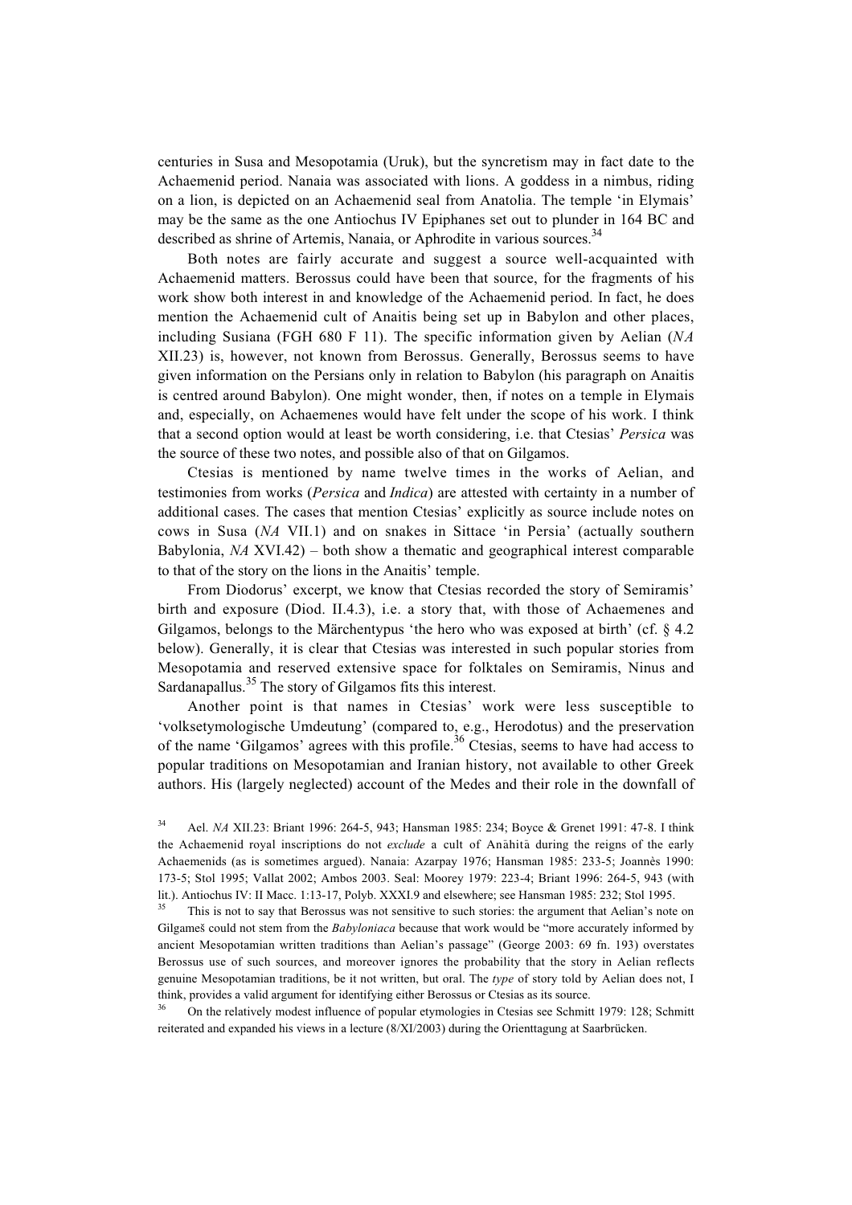centuries in Susa and Mesopotamia (Uruk), but the syncretism may in fact date to the Achaemenid period. Nanaia was associated with lions. A goddess in a nimbus, riding on a lion, is depicted on an Achaemenid seal from Anatolia. The temple 'in Elymais' may be the same as the one Antiochus IV Epiphanes set out to plunder in 164 BC and described as shrine of Artemis, Nanaia, or Aphrodite in various sources.[34]

Both notes are fairly accurate and suggest a source well-acquainted with Achaemenid matters. Berossus could have been that source, for the fragments of his work show both interest in and knowledge of the Achaemenid period. In fact, he does mention the Achaemenid cult of Anaitis being set up in Babylon and other places, including Susiana (FGH 680 F 11). The specific information given by Aelian (*NA* XII.23) is, however, not known from Berossus. Generally, Berossus seems to have given information on the Persians only in relation to Babylon (his paragraph on Anaitis is centred around Babylon). One might wonder, then, if notes on a temple in Elymais and, especially, on Achaemenes would have felt under the scope of his work. I think that a second option would at least be worth considering, i.e. that Ctesias' *Persica* was the source of these two notes, and possible also of that on Gilgamos.

Ctesias is mentioned by name twelve times in the works of Aelian, and testimonies from works (*Persica* and *Indica*) are attested with certainty in a number of additional cases. The cases that mention Ctesias' explicitly as source include notes on cows in Susa (*NA* VII.1) and on snakes in Sittace 'in Persia' (actually southern Babylonia, *NA* XVI.42) – both show a thematic and geographical interest comparable to that of the story on the lions in the Anaitis' temple.

From Diodorus' excerpt, we know that Ctesias recorded the story of Semiramis' birth and exposure (Diod. II.4.3), i.e. a story that, with those of Achaemenes and Gilgamos, belongs to the Märchentypus 'the hero who was exposed at birth' (cf. § 4.2 below). Generally, it is clear that Ctesias was interested in such popular stories from Mesopotamia and reserved extensive space for folktales on Semiramis, Ninus and Sardanapallus.[35] The story of Gilgamos fits this interest.

Another point is that names in Ctesias' work were less susceptible to 'volksetymologische Umdeutung' (compared to, e.g., Herodotus) and the preservation of the name 'Gilgamos' agrees with this profile.[36] Ctesias, seems to have had access to popular traditions on Mesopotamian and Iranian history, not available to other Greek authors. His (largely neglected) account of the Medes and their role in the downfall of

---

[34] Ael. *NA* XII.23: Briant 1996: 264-5, 943; Hansman 1985: 234; Boyce & Grenet 1991: 47-8. I think the Achaemenid royal inscriptions do not *exclude* a cult of Anāhitā during the reigns of the early Achaemenids (as is sometimes argued). Nanaia: Azarpay 1976; Hansman 1985: 233-5; Joannès 1990: 173-5; Stol 1995; Vallat 2002; Ambos 2003. Seal: Moorey 1979: 223-4; Briant 1996: 264-5, 943 (with lit.). Antiochus IV: II Macc. 1:13-17, Polyb. XXXI.9 and elsewhere; see Hansman 1985: 232; Stol 1995.

[35] This is not to say that Berossus was not sensitive to such stories: the argument that Aelian's note on Gilgameš could not stem from the *Babyloniaca* because that work would be "more accurately informed by ancient Mesopotamian written traditions than Aelian's passage" (George 2003: 69 fn. 193) overstates Berossus use of such sources, and moreover ignores the probability that the story in Aelian reflects genuine Mesopotamian traditions, be it not written, but oral. The *type* of story told by Aelian does not, I think, provides a valid argument for identifying either Berossus or Ctesias as its source.

[36] On the relatively modest influence of popular etymologies in Ctesias see Schmitt 1979: 128; Schmitt reiterated and expanded his views in a lecture (8/XI/2003) during the Orienttagung at Saarbrücken.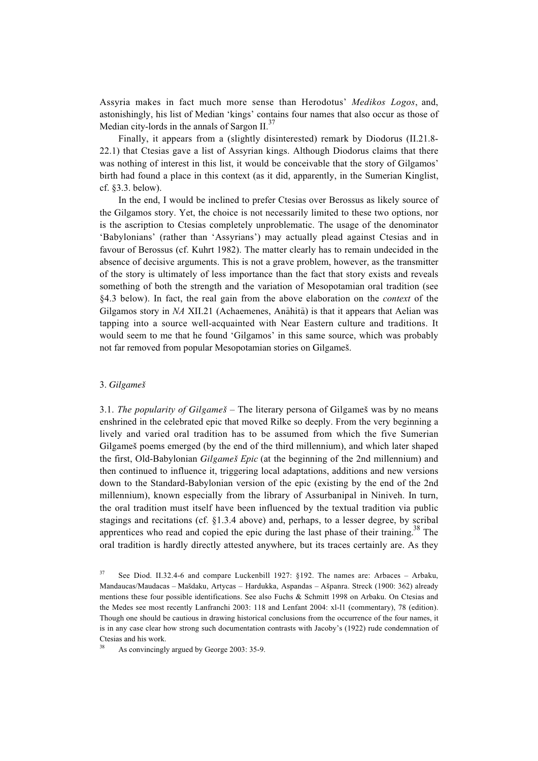Assyria makes in fact much more sense than Herodotus' *Medikos Logos*, and, astonishingly, his list of Median 'kings' contains four names that also occur as those of Median city-lords in the annals of Sargon II.[37]

Finally, it appears from a (slightly disinterested) remark by Diodorus (II.21.8-22.1) that Ctesias gave a list of Assyrian kings. Although Diodorus claims that there was nothing of interest in this list, it would be conceivable that the story of Gilgamos' birth had found a place in this context (as it did, apparently, in the Sumerian Kinglist, cf. §3.3. below).

In the end, I would be inclined to prefer Ctesias over Berossus as likely source of the Gilgamos story. Yet, the choice is not necessarily limited to these two options, nor is the ascription to Ctesias completely unproblematic. The usage of the denominator 'Babylonians' (rather than 'Assyrians') may actually plead against Ctesias and in favour of Berossus (cf. Kuhrt 1982). The matter clearly has to remain undecided in the absence of decisive arguments. This is not a grave problem, however, as the transmitter of the story is ultimately of less importance than the fact that story exists and reveals something of both the strength and the variation of Mesopotamian oral tradition (see §4.3 below). In fact, the real gain from the above elaboration on the *context* of the Gilgamos story in *NA* XII.21 (Achaemenes, Anāhitā) is that it appears that Aelian was tapping into a source well-acquainted with Near Eastern culture and traditions. It would seem to me that he found 'Gilgamos' in this same source, which was probably not far removed from popular Mesopotamian stories on Gilgameš.

## 3. *Gilgameš*

3.1. *The popularity of Gilgameš* – The literary persona of Gilgameš was by no means enshrined in the celebrated epic that moved Rilke so deeply. From the very beginning a lively and varied oral tradition has to be assumed from which the five Sumerian Gilgameš poems emerged (by the end of the third millennium), and which later shaped the first, Old-Babylonian *Gilgameš Epic* (at the beginning of the 2nd millennium) and then continued to influence it, triggering local adaptations, additions and new versions down to the Standard-Babylonian version of the epic (existing by the end of the 2nd millennium), known especially from the library of Assurbanipal in Niniveh. In turn, the oral tradition must itself have been influenced by the textual tradition via public stagings and recitations (cf. §1.3.4 above) and, perhaps, to a lesser degree, by scribal apprentices who read and copied the epic during the last phase of their training.[38] The oral tradition is hardly directly attested anywhere, but its traces certainly are. As they

---

[37] See Diod. II.32.4-6 and compare Luckenbill 1927: §192. The names are: Arbaces – Arbaku, Mandaucas/Maudacas – Mašdaku, Artycas – Hardukka, Aspandas – Ašpanra. Streck (1900: 362) already mentions these four possible identifications. See also Fuchs & Schmitt 1998 on Arbaku. On Ctesias and the Medes see most recently Lanfranchi 2003: 118 and Lenfant 2004: xl-l1 (commentary), 78 (edition). Though one should be cautious in drawing historical conclusions from the occurrence of the four names, it is in any case clear how strong such documentation contrasts with Jacoby's (1922) rude condemnation of Ctesias and his work.

[38] As convincingly argued by George 2003: 35-9.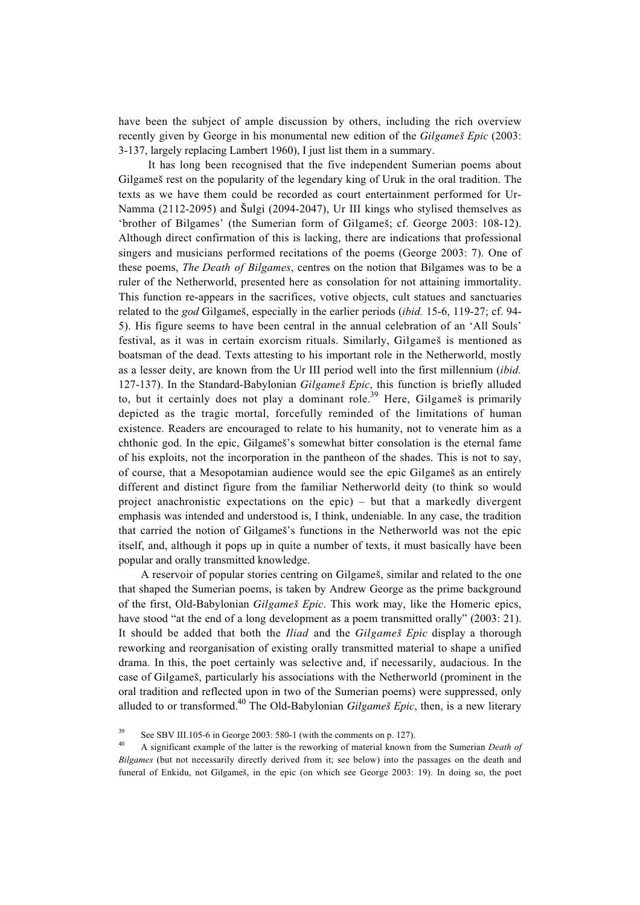have been the subject of ample discussion by others, including the rich overview recently given by George in his monumental new edition of the *Gilgameš Epic* (2003: 3-137, largely replacing Lambert 1960), I just list them in a summary.

It has long been recognised that the five independent Sumerian poems about Gilgameš rest on the popularity of the legendary king of Uruk in the oral tradition. The texts as we have them could be recorded as court entertainment performed for Ur-Namma (2112-2095) and Šulgi (2094-2047), Ur III kings who stylised themselves as 'brother of Bilgames' (the Sumerian form of Gilgameš; cf. George 2003: 108-12). Although direct confirmation of this is lacking, there are indications that professional singers and musicians performed recitations of the poems (George 2003: 7). One of these poems, *The Death of Bilgames*, centres on the notion that Bilgames was to be a ruler of the Netherworld, presented here as consolation for not attaining immortality. This function re-appears in the sacrifices, votive objects, cult statues and sanctuaries related to the *god* Gilgameš, especially in the earlier periods (*ibid.* 15-6, 119-27; cf. 94-5). His figure seems to have been central in the annual celebration of an 'All Souls' festival, as it was in certain exorcism rituals. Similarly, Gilgameš is mentioned as boatsman of the dead. Texts attesting to his important role in the Netherworld, mostly as a lesser deity, are known from the Ur III period well into the first millennium (*ibid.* 127-137). In the Standard-Babylonian *Gilgameš Epic*, this function is briefly alluded to, but it certainly does not play a dominant role.[39] Here, Gilgameš is primarily depicted as the tragic mortal, forcefully reminded of the limitations of human existence. Readers are encouraged to relate to his humanity, not to venerate him as a chthonic god. In the epic, Gilgameš's somewhat bitter consolation is the eternal fame of his exploits, not the incorporation in the pantheon of the shades. This is not to say, of course, that a Mesopotamian audience would see the epic Gilgameš as an entirely different and distinct figure from the familiar Netherworld deity (to think so would project anachronistic expectations on the epic) – but that a markedly divergent emphasis was intended and understood is, I think, undeniable. In any case, the tradition that carried the notion of Gilgameš's functions in the Netherworld was not the epic itself, and, although it pops up in quite a number of texts, it must basically have been popular and orally transmitted knowledge.

A reservoir of popular stories centring on Gilgameš, similar and related to the one that shaped the Sumerian poems, is taken by Andrew George as the prime background of the first, Old-Babylonian *Gilgameš Epic*. This work may, like the Homeric epics, have stood "at the end of a long development as a poem transmitted orally" (2003: 21). It should be added that both the *Iliad* and the *Gilgameš Epic* display a thorough reworking and reorganisation of existing orally transmitted material to shape a unified drama. In this, the poet certainly was selective and, if necessarily, audacious. In the case of Gilgameš, particularly his associations with the Netherworld (prominent in the oral tradition and reflected upon in two of the Sumerian poems) were suppressed, only alluded to or transformed.[40] The Old-Babylonian *Gilgameš Epic*, then, is a new literary

[39] See SBV III.105-6 in George 2003: 580-1 (with the comments on p. 127).

[40] A significant example of the latter is the reworking of material known from the Sumerian *Death of Bilgames* (but not necessarily directly derived from it; see below) into the passages on the death and funeral of Enkidu, not Gilgameš, in the epic (on which see George 2003: 19). In doing so, the poet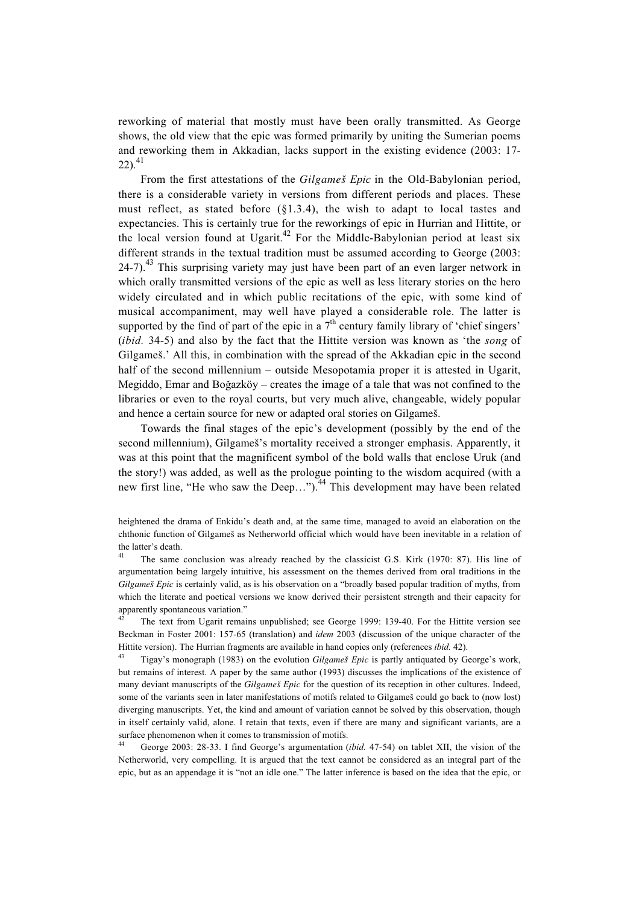reworking of material that mostly must have been orally transmitted. As George shows, the old view that the epic was formed primarily by uniting the Sumerian poems and reworking them in Akkadian, lacks support in the existing evidence (2003: 17-22).[41]

From the first attestations of the *Gilgameš Epic* in the Old-Babylonian period, there is a considerable variety in versions from different periods and places. These must reflect, as stated before (§1.3.4), the wish to adapt to local tastes and expectancies. This is certainly true for the reworkings of epic in Hurrian and Hittite, or the local version found at Ugarit.[42] For the Middle-Babylonian period at least six different strands in the textual tradition must be assumed according to George (2003: 24-7).[43] This surprising variety may just have been part of an even larger network in which orally transmitted versions of the epic as well as less literary stories on the hero widely circulated and in which public recitations of the epic, with some kind of musical accompaniment, may well have played a considerable role. The latter is supported by the find of part of the epic in a 7th century family library of 'chief singers' (*ibid.* 34-5) and also by the fact that the Hittite version was known as 'the *song* of Gilgameš.' All this, in combination with the spread of the Akkadian epic in the second half of the second millennium – outside Mesopotamia proper it is attested in Ugarit, Megiddo, Emar and Boğazköy – creates the image of a tale that was not confined to the libraries or even to the royal courts, but very much alive, changeable, widely popular and hence a certain source for new or adapted oral stories on Gilgameš.

Towards the final stages of the epic's development (possibly by the end of the second millennium), Gilgameš's mortality received a stronger emphasis. Apparently, it was at this point that the magnificent symbol of the bold walls that enclose Uruk (and the story!) was added, as well as the prologue pointing to the wisdom acquired (with a new first line, "He who saw the Deep…").[44] This development may have been related

heightened the drama of Enkidu's death and, at the same time, managed to avoid an elaboration on the chthonic function of Gilgameš as Netherworld official which would have been inevitable in a relation of the latter's death.

[41] The same conclusion was already reached by the classicist G.S. Kirk (1970: 87). His line of argumentation being largely intuitive, his assessment on the themes derived from oral traditions in the *Gilgameš Epic* is certainly valid, as is his observation on a "broadly based popular tradition of myths, from which the literate and poetical versions we know derived their persistent strength and their capacity for apparently spontaneous variation."

[42] The text from Ugarit remains unpublished; see George 1999: 139-40. For the Hittite version see Beckman in Foster 2001: 157-65 (translation) and *idem* 2003 (discussion of the unique character of the Hittite version). The Hurrian fragments are available in hand copies only (references *ibid.* 42).

[43] Tigay's monograph (1983) on the evolution *Gilgameš Epic* is partly antiquated by George's work, but remains of interest. A paper by the same author (1993) discusses the implications of the existence of many deviant manuscripts of the *Gilgameš Epic* for the question of its reception in other cultures. Indeed, some of the variants seen in later manifestations of motifs related to Gilgameš could go back to (now lost) diverging manuscripts. Yet, the kind and amount of variation cannot be solved by this observation, though in itself certainly valid, alone. I retain that texts, even if there are many and significant variants, are a surface phenomenon when it comes to transmission of motifs.

[44] George 2003: 28-33. I find George's argumentation (*ibid.* 47-54) on tablet XII, the vision of the Netherworld, very compelling. It is argued that the text cannot be considered as an integral part of the epic, but as an appendage it is "not an idle one." The latter inference is based on the idea that the epic, or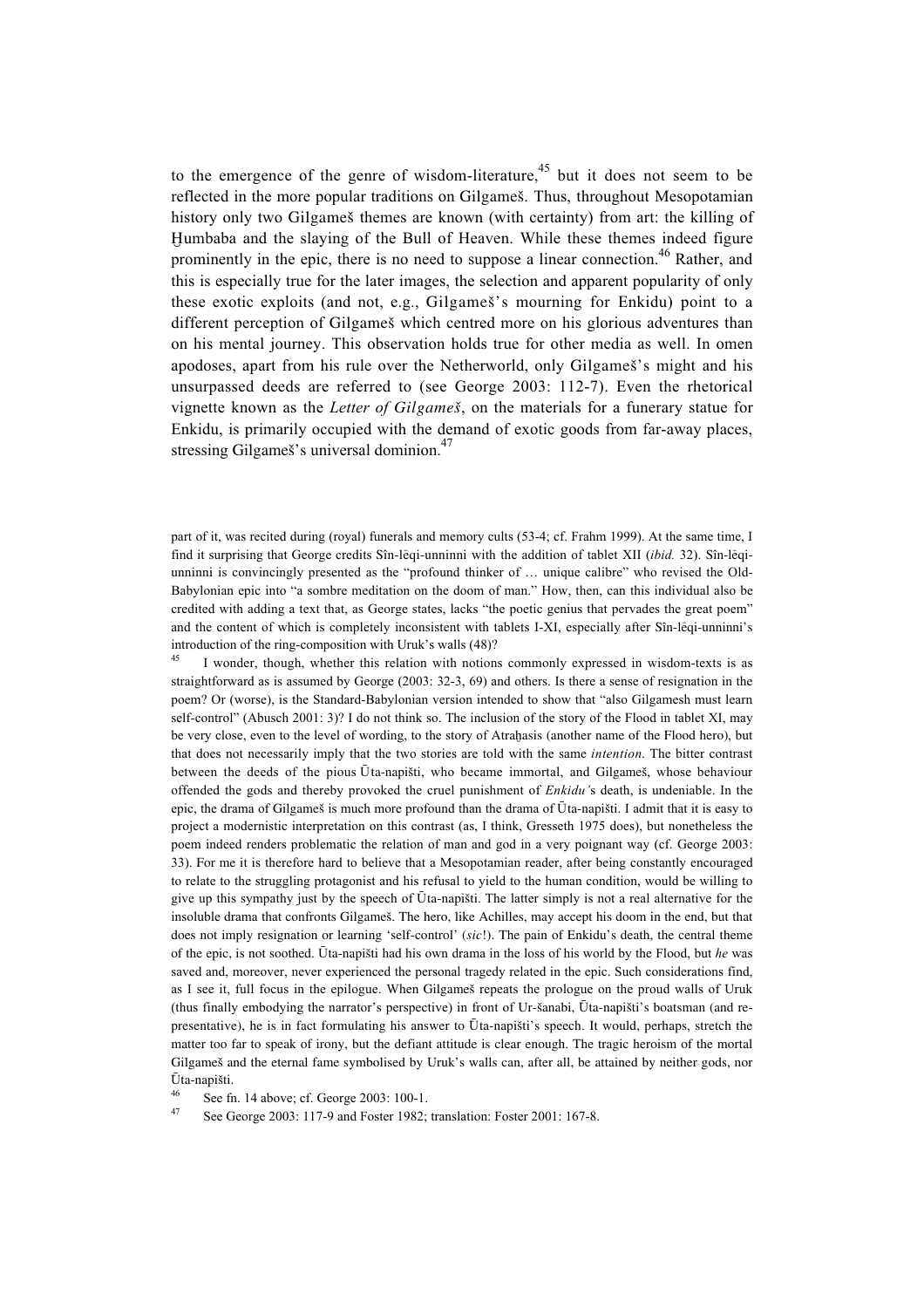to the emergence of the genre of wisdom-literature,[45] but it does not seem to be reflected in the more popular traditions on Gilgameš. Thus, throughout Mesopotamian history only two Gilgameš themes are known (with certainty) from art: the killing of Ḫumbaba and the slaying of the Bull of Heaven. While these themes indeed figure prominently in the epic, there is no need to suppose a linear connection.[46] Rather, and this is especially true for the later images, the selection and apparent popularity of only these exotic exploits (and not, e.g., Gilgameš's mourning for Enkidu) point to a different perception of Gilgameš which centred more on his glorious adventures than on his mental journey. This observation holds true for other media as well. In omen apodoses, apart from his rule over the Netherworld, only Gilgameš's might and his unsurpassed deeds are referred to (see George 2003: 112-7). Even the rhetorical vignette known as the *Letter of Gilgameš*, on the materials for a funerary statue for Enkidu, is primarily occupied with the demand of exotic goods from far-away places, stressing Gilgameš's universal dominion.[47]

part of it, was recited during (royal) funerals and memory cults (53-4; cf. Frahm 1999). At the same time, I find it surprising that George credits Sîn-lēqi-unninni with the addition of tablet XII (*ibid.* 32). Sîn-lēqi-unninni is convincingly presented as the "profound thinker of … unique calibre" who revised the Old-Babylonian epic into "a sombre meditation on the doom of man." How, then, can this individual also be credited with adding a text that, as George states, lacks "the poetic genius that pervades the great poem" and the content of which is completely inconsistent with tablets I-XI, especially after Sîn-lēqi-unninni's introduction of the ring-composition with Uruk's walls (48)?

[45] I wonder, though, whether this relation with notions commonly expressed in wisdom-texts is as straightforward as is assumed by George (2003: 32-3, 69) and others. Is there a sense of resignation in the poem? Or (worse), is the Standard-Babylonian version intended to show that "also Gilgamesh must learn self-control" (Abusch 2001: 3)? I do not think so. The inclusion of the story of the Flood in tablet XI, may be very close, even to the level of wording, to the story of Atraḫasis (another name of the Flood hero), but that does not necessarily imply that the two stories are told with the same *intention*. The bitter contrast between the deeds of the pious Ūta-napišti, who became immortal, and Gilgameš, whose behaviour offended the gods and thereby provoked the cruel punishment of *Enkidu'*s death, is undeniable. In the epic, the drama of Gilgameš is much more profound than the drama of Ūta-napišti. I admit that it is easy to project a modernistic interpretation on this contrast (as, I think, Gresseth 1975 does), but nonetheless the poem indeed renders problematic the relation of man and god in a very poignant way (cf. George 2003: 33). For me it is therefore hard to believe that a Mesopotamian reader, after being constantly encouraged to relate to the struggling protagonist and his refusal to yield to the human condition, would be willing to give up this sympathy just by the speech of Ūta-napišti. The latter simply is not a real alternative for the insoluble drama that confronts Gilgameš. The hero, like Achilles, may accept his doom in the end, but that does not imply resignation or learning 'self-control' (*sic*!). The pain of Enkidu's death, the central theme of the epic, is not soothed. Ūta-napišti had his own drama in the loss of his world by the Flood, but *he* was saved and, moreover, never experienced the personal tragedy related in the epic. Such considerations find, as I see it, full focus in the epilogue. When Gilgameš repeats the prologue on the proud walls of Uruk (thus finally embodying the narrator's perspective) in front of Ur-šanabi, Ūta-napišti's boatsman (and re-presentative), he is in fact formulating his answer to Ūta-napišti's speech. It would, perhaps, stretch the matter too far to speak of irony, but the defiant attitude is clear enough. The tragic heroism of the mortal Gilgameš and the eternal fame symbolised by Uruk's walls can, after all, be attained by neither gods, nor Ūta-napišti.

[46] See fn. 14 above; cf. George 2003: 100-1.

[47] See George 2003: 117-9 and Foster 1982; translation: Foster 2001: 167-8.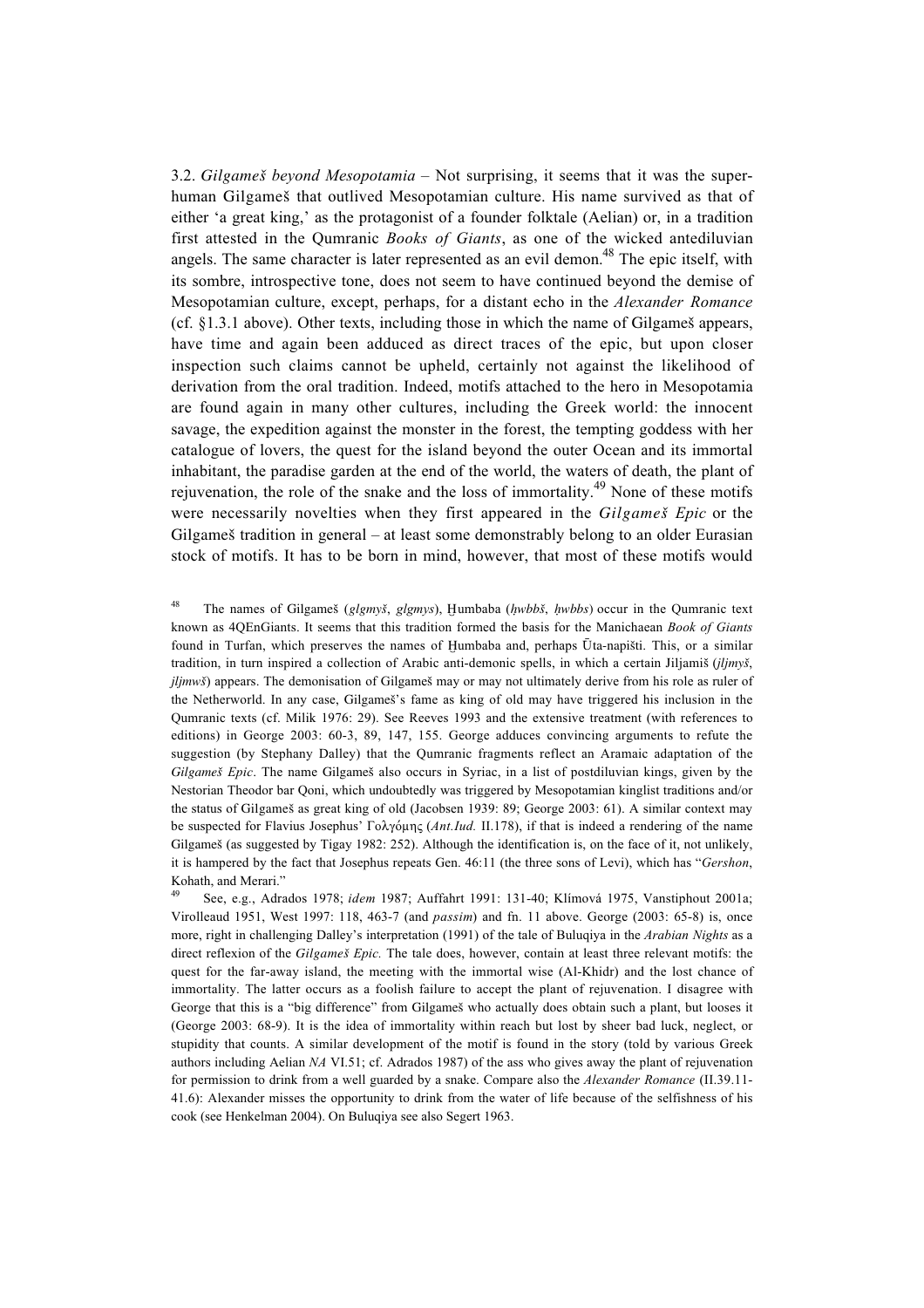3.2. *Gilgameš beyond Mesopotamia* – Not surprising, it seems that it was the super-human Gilgameš that outlived Mesopotamian culture. His name survived as that of either 'a great king,' as the protagonist of a founder folktale (Aelian) or, in a tradition first attested in the Qumranic *Books of Giants*, as one of the wicked antediluvian angels. The same character is later represented as an evil demon.[48] The epic itself, with its sombre, introspective tone, does not seem to have continued beyond the demise of Mesopotamian culture, except, perhaps, for a distant echo in the *Alexander Romance* (cf. §1.3.1 above). Other texts, including those in which the name of Gilgameš appears, have time and again been adduced as direct traces of the epic, but upon closer inspection such claims cannot be upheld, certainly not against the likelihood of derivation from the oral tradition. Indeed, motifs attached to the hero in Mesopotamia are found again in many other cultures, including the Greek world: the innocent savage, the expedition against the monster in the forest, the tempting goddess with her catalogue of lovers, the quest for the island beyond the outer Ocean and its immortal inhabitant, the paradise garden at the end of the world, the waters of death, the plant of rejuvenation, the role of the snake and the loss of immortality.[49] None of these motifs were necessarily novelties when they first appeared in the *Gilgameš Epic* or the Gilgameš tradition in general – at least some demonstrably belong to an older Eurasian stock of motifs. It has to be born in mind, however, that most of these motifs would

[48] The names of Gilgameš (*glgmyš*, *glgmys*), Ḫumbaba (*ḥwbbš*, *ḥwbbs*) occur in the Qumranic text known as 4QEnGiants. It seems that this tradition formed the basis for the Manichaean *Book of Giants* found in Turfan, which preserves the names of Ḫumbaba and, perhaps Ūta-napišti. This, or a similar tradition, in turn inspired a collection of Arabic anti-demonic spells, in which a certain Jiljamiš (*jljmyš*, *jljmwš*) appears. The demonisation of Gilgameš may or may not ultimately derive from his role as ruler of the Netherworld. In any case, Gilgameš's fame as king of old may have triggered his inclusion in the Qumranic texts (cf. Milik 1976: 29). See Reeves 1993 and the extensive treatment (with references to editions) in George 2003: 60-3, 89, 147, 155. George adduces convincing arguments to refute the suggestion (by Stephany Dalley) that the Qumranic fragments reflect an Aramaic adaptation of the *Gilgameš Epic*. The name Gilgameš also occurs in Syriac, in a list of postdiluvian kings, given by the Nestorian Theodor bar Qoni, which undoubtedly was triggered by Mesopotamian kinglist traditions and/or the status of Gilgameš as great king of old (Jacobsen 1939: 89; George 2003: 61). A similar context may be suspected for Flavius Josephus' Γολγόμης (*Ant.Iud.* II.178), if that is indeed a rendering of the name Gilgameš (as suggested by Tigay 1982: 252). Although the identification is, on the face of it, not unlikely, it is hampered by the fact that Josephus repeats Gen. 46:11 (the three sons of Levi), which has "*Gershon*, Kohath, and Merari."

[49] See, e.g., Adrados 1978; *idem* 1987; Auffahrt 1991: 131-40; Klímová 1975, Vanstiphout 2001a; Virolleaud 1951, West 1997: 118, 463-7 (and *passim*) and fn. 11 above. George (2003: 65-8) is, once more, right in challenging Dalley's interpretation (1991) of the tale of Buluqiya in the *Arabian Nights* as a direct reflexion of the *Gilgameš Epic.* The tale does, however, contain at least three relevant motifs: the quest for the far-away island, the meeting with the immortal wise (Al-Khidr) and the lost chance of immortality. The latter occurs as a foolish failure to accept the plant of rejuvenation. I disagree with George that this is a "big difference" from Gilgameš who actually does obtain such a plant, but looses it (George 2003: 68-9). It is the idea of immortality within reach but lost by sheer bad luck, neglect, or stupidity that counts. A similar development of the motif is found in the story (told by various Greek authors including Aelian *NA* VI.51; cf. Adrados 1987) of the ass who gives away the plant of rejuvenation for permission to drink from a well guarded by a snake. Compare also the *Alexander Romance* (II.39.11-41.6): Alexander misses the opportunity to drink from the water of life because of the selfishness of his cook (see Henkelman 2004). On Buluqiya see also Segert 1963.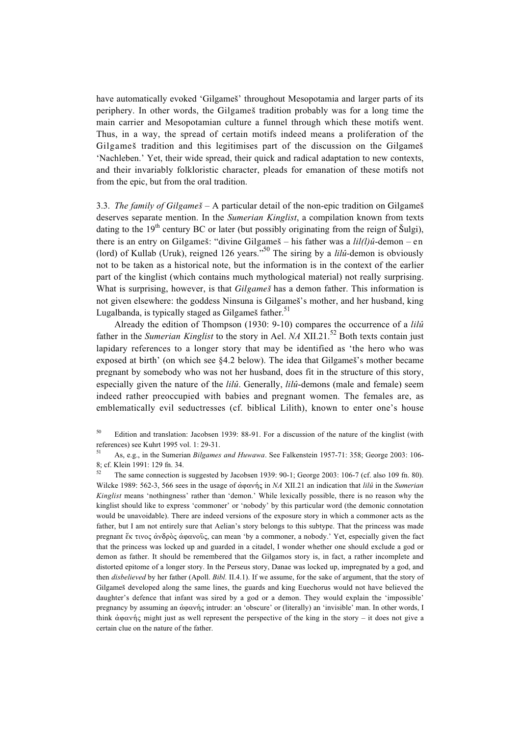have automatically evoked 'Gilgameš' throughout Mesopotamia and larger parts of its periphery. In other words, the Gilgameš tradition probably was for a long time the main carrier and Mesopotamian culture a funnel through which these motifs went. Thus, in a way, the spread of certain motifs indeed means a proliferation of the Gilgameš tradition and this legitimises part of the discussion on the Gilgameš 'Nachleben.' Yet, their wide spread, their quick and radical adaptation to new contexts, and their invariably folkloristic character, pleads for emanation of these motifs not from the epic, but from the oral tradition.

3.3. *The family of Gilgameš* – A particular detail of the non-epic tradition on Gilgameš deserves separate mention. In the *Sumerian Kinglist*, a compilation known from texts dating to the 19th century BC or later (but possibly originating from the reign of Šulgi), there is an entry on Gilgameš: "divine Gilgameš – his father was a *lil(l)û*-demon – en (lord) of Kullab (Uruk), reigned 126 years."[50] The siring by a *lilû*-demon is obviously not to be taken as a historical note, but the information is in the context of the earlier part of the kinglist (which contains much mythological material) not really surprising. What is surprising, however, is that *Gilgameš* has a demon father. This information is not given elsewhere: the goddess Ninsuna is Gilgameš's mother, and her husband, king Lugalbanda, is typically staged as Gilgameš father.[51]

Already the edition of Thompson (1930: 9-10) compares the occurrence of a *lilû* father in the *Sumerian Kinglist* to the story in Ael. *NA* XII.21.[52] Both texts contain just lapidary references to a longer story that may be identified as 'the hero who was exposed at birth' (on which see §4.2 below). The idea that Gilgameš's mother became pregnant by somebody who was not her husband, does fit in the structure of this story, especially given the nature of the *lilû*. Generally, *lilû*-demons (male and female) seem indeed rather preoccupied with babies and pregnant women. The females are, as emblematically evil seductresses (cf. biblical Lilith), known to enter one's house

---

[50] Edition and translation: Jacobsen 1939: 88-91. For a discussion of the nature of the kinglist (with references) see Kuhrt 1995 vol. 1: 29-31.

[51] As, e.g., in the Sumerian *Bilgames and Huwawa*. See Falkenstein 1957-71: 358; George 2003: 106-8; cf. Klein 1991: 129 fn. 34.

[52] The same connection is suggested by Jacobsen 1939: 90-1; George 2003: 106-7 (cf. also 109 fn. 80). Wilcke 1989: 562-3, 566 sees in the usage of ἀφανής in *NA* XII.21 an indication that *lilû* in the *Sumerian Kinglist* means 'nothingness' rather than 'demon.' While lexically possible, there is no reason why the kinglist should like to express 'commoner' or 'nobody' by this particular word (the demonic connotation would be unavoidable). There are indeed versions of the exposure story in which a commoner acts as the father, but I am not entirely sure that Aelian's story belongs to this subtype. That the princess was made pregnant ἔκ τινος ἀνδρὸς ἀφανοῦς, can mean 'by a commoner, a nobody.' Yet, especially given the fact that the princess was locked up and guarded in a citadel, I wonder whether one should exclude a god or demon as father. It should be remembered that the Gilgamos story is, in fact, a rather incomplete and distorted epitome of a longer story. In the Perseus story, Danae was locked up, impregnated by a god, and then *disbelieved* by her father (Apoll. *Bibl.* II.4.1). If we assume, for the sake of argument, that the story of Gilgameš developed along the same lines, the guards and king Euechorus would not have believed the daughter's defence that infant was sired by a god or a demon. They would explain the 'impossible' pregnancy by assuming an ἀφανής intruder: an 'obscure' or (literally) an 'invisible' man. In other words, I think ἀφανής might just as well represent the perspective of the king in the story – it does not give a certain clue on the nature of the father.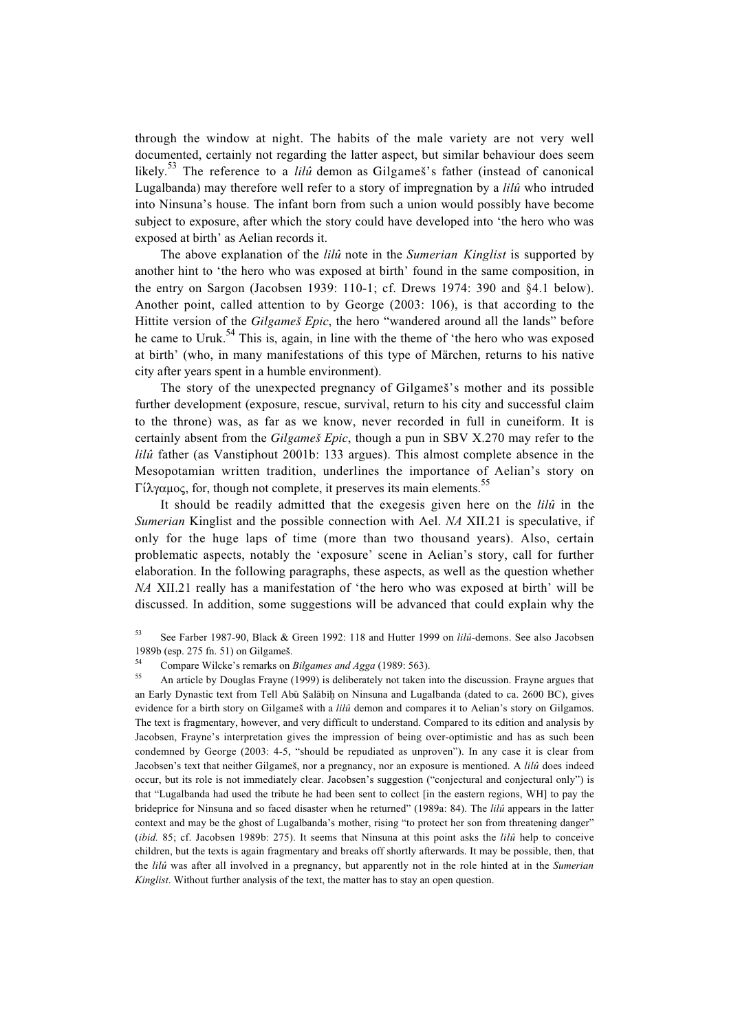through the window at night. The habits of the male variety are not very well documented, certainly not regarding the latter aspect, but similar behaviour does seem likely.[53] The reference to a *lilû* demon as Gilgameš's father (instead of canonical Lugalbanda) may therefore well refer to a story of impregnation by a *lilû* who intruded into Ninsuna's house. The infant born from such a union would possibly have become subject to exposure, after which the story could have developed into 'the hero who was exposed at birth' as Aelian records it.

The above explanation of the *lilû* note in the *Sumerian Kinglist* is supported by another hint to 'the hero who was exposed at birth' found in the same composition, in the entry on Sargon (Jacobsen 1939: 110-1; cf. Drews 1974: 390 and §4.1 below). Another point, called attention to by George (2003: 106), is that according to the Hittite version of the *Gilgameš Epic*, the hero "wandered around all the lands" before he came to Uruk.[54] This is, again, in line with the theme of 'the hero who was exposed at birth' (who, in many manifestations of this type of Märchen, returns to his native city after years spent in a humble environment).

The story of the unexpected pregnancy of Gilgameš's mother and its possible further development (exposure, rescue, survival, return to his city and successful claim to the throne) was, as far as we know, never recorded in full in cuneiform. It is certainly absent from the *Gilgameš Epic*, though a pun in SBV X.270 may refer to the *lilû* father (as Vanstiphout 2001b: 133 argues). This almost complete absence in the Mesopotamian written tradition, underlines the importance of Aelian's story on Γίλγαμος, for, though not complete, it preserves its main elements.[55]

It should be readily admitted that the exegesis given here on the *lilû* in the *Sumerian* Kinglist and the possible connection with Ael. *NA* XII.21 is speculative, if only for the huge laps of time (more than two thousand years). Also, certain problematic aspects, notably the 'exposure' scene in Aelian's story, call for further elaboration. In the following paragraphs, these aspects, as well as the question whether *NA* XII.21 really has a manifestation of 'the hero who was exposed at birth' will be discussed. In addition, some suggestions will be advanced that could explain why the

[53] See Farber 1987-90, Black & Green 1992: 118 and Hutter 1999 on *lilû*-demons. See also Jacobsen 1989b (esp. 275 fn. 51) on Gilgameš.

[54] Compare Wilcke's remarks on *Bilgames and Agga* (1989: 563).

[55] An article by Douglas Frayne (1999) is deliberately not taken into the discussion. Frayne argues that an Early Dynastic text from Tell Abū Ṣalābīḫ on Ninsuna and Lugalbanda (dated to ca. 2600 BC), gives evidence for a birth story on Gilgameš with a *lilû* demon and compares it to Aelian's story on Gilgamos. The text is fragmentary, however, and very difficult to understand. Compared to its edition and analysis by Jacobsen, Frayne's interpretation gives the impression of being over-optimistic and has as such been condemned by George (2003: 4-5, "should be repudiated as unproven"). In any case it is clear from Jacobsen's text that neither Gilgameš, nor a pregnancy, nor an exposure is mentioned. A *lilû* does indeed occur, but its role is not immediately clear. Jacobsen's suggestion ("conjectural and conjectural only") is that "Lugalbanda had used the tribute he had been sent to collect [in the eastern regions, WH] to pay the brideprice for Ninsuna and so faced disaster when he returned" (1989a: 84). The *lilû* appears in the latter context and may be the ghost of Lugalbanda's mother, rising "to protect her son from threatening danger" (*ibid.* 85; cf. Jacobsen 1989b: 275). It seems that Ninsuna at this point asks the *lilû* help to conceive children, but the texts is again fragmentary and breaks off shortly afterwards. It may be possible, then, that the *lilû* was after all involved in a pregnancy, but apparently not in the role hinted at in the *Sumerian Kinglist*. Without further analysis of the text, the matter has to stay an open question.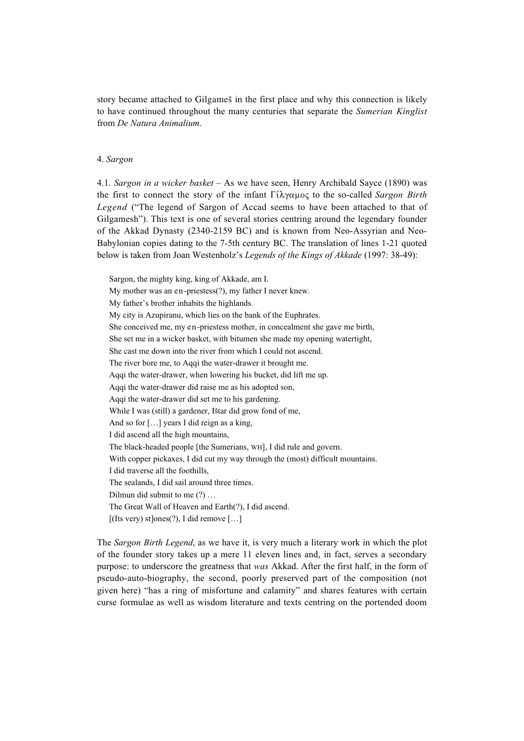story became attached to Gilgameš in the first place and why this connection is likely to have continued throughout the many centuries that separate the *Sumerian Kinglist* from *De Natura Animalium*.

## 4. *Sargon*

4.1. *Sargon in a wicker basket* – As we have seen, Henry Archibald Sayce (1890) was the first to connect the story of the infant Γίλγαμος to the so-called *Sargon Birth Legend* ("The legend of Sargon of Accad seems to have been attached to that of Gilgamesh"). This text is one of several stories centring around the legendary founder of the Akkad Dynasty (2340-2159 BC) and is known from Neo-Assyrian and Neo-Babylonian copies dating to the 7-5th century BC. The translation of lines 1-21 quoted below is taken from Joan Westenholz's *Legends of the Kings of Akkade* (1997: 38-49):

> Sargon, the mighty king, king of Akkade, am I.
> My mother was an en-priestess(?), my father I never knew.
> My father's brother inhabits the highlands.
> My city is Azupiranu, which lies on the bank of the Euphrates.
> She conceived me, my en-priestess mother, in concealment she gave me birth,
> She set me in a wicker basket, with bitumen she made my opening watertight,
> She cast me down into the river from which I could not ascend.
> The river bore me, to Aqqi the water-drawer it brought me.
> Aqqi the water-drawer, when lowering his bucket, did lift me up.
> Aqqi the water-drawer did raise me as his adopted son,
> Aqqi the water-drawer did set me to his gardening.
> While I was (still) a gardener, Ištar did grow fond of me,
> And so for […] years I did reign as a king,
> I did ascend all the high mountains,
> The black-headed people [the Sumerians, WH], I did rule and govern.
> With copper pickaxes, I did cut my way through the (most) difficult mountains.
> I did traverse all the foothills,
> The sealands, I did sail around three times.
> Dilmun did submit to me (?) …
> The Great Wall of Heaven and Earth(?), I did ascend.
> [(Its very) st]ones(?), I did remove […]

The *Sargon Birth Legend*, as we have it, is very much a literary work in which the plot of the founder story takes up a mere 11 eleven lines and, in fact, serves a secondary purpose: to underscore the greatness that *was* Akkad. After the first half, in the form of pseudo-auto-biography, the second, poorly preserved part of the composition (not given here) "has a ring of misfortune and calamity" and shares features with certain curse formulae as well as wisdom literature and texts centring on the portended doom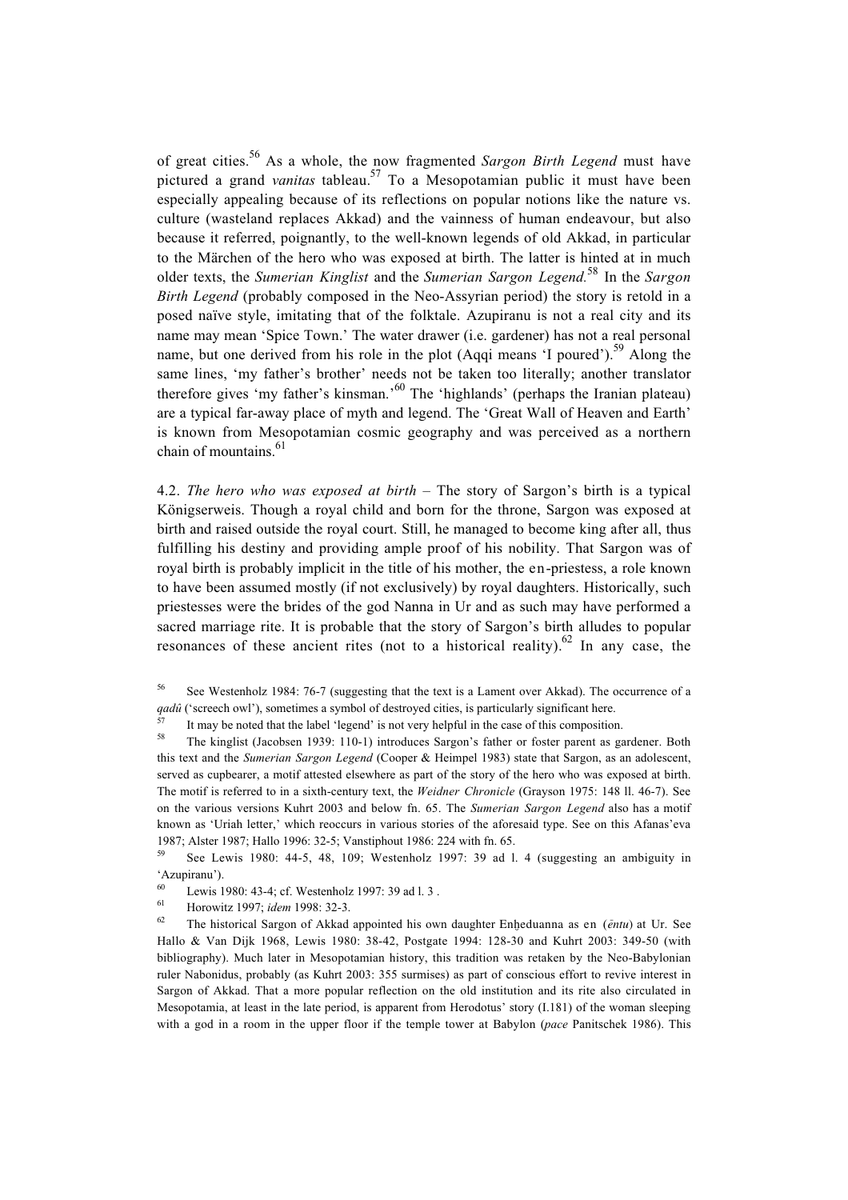of great cities.[56] As a whole, the now fragmented *Sargon Birth Legend* must have pictured a grand *vanitas* tableau.[57] To a Mesopotamian public it must have been especially appealing because of its reflections on popular notions like the nature vs. culture (wasteland replaces Akkad) and the vainness of human endeavour, but also because it referred, poignantly, to the well-known legends of old Akkad, in particular to the Märchen of the hero who was exposed at birth. The latter is hinted at in much older texts, the *Sumerian Kinglist* and the *Sumerian Sargon Legend*.[58] In the *Sargon Birth Legend* (probably composed in the Neo-Assyrian period) the story is retold in a posed naïve style, imitating that of the folktale. Azupiranu is not a real city and its name may mean 'Spice Town.' The water drawer (i.e. gardener) has not a real personal name, but one derived from his role in the plot (Aqqi means 'I poured').[59] Along the same lines, 'my father's brother' needs not be taken too literally; another translator therefore gives 'my father's kinsman.'[60] The 'highlands' (perhaps the Iranian plateau) are a typical far-away place of myth and legend. The 'Great Wall of Heaven and Earth' is known from Mesopotamian cosmic geography and was perceived as a northern chain of mountains.[61]

4.2. *The hero who was exposed at birth* – The story of Sargon's birth is a typical Königserweis. Though a royal child and born for the throne, Sargon was exposed at birth and raised outside the royal court. Still, he managed to become king after all, thus fulfilling his destiny and providing ample proof of his nobility. That Sargon was of royal birth is probably implicit in the title of his mother, the en-priestess, a role known to have been assumed mostly (if not exclusively) by royal daughters. Historically, such priestesses were the brides of the god Nanna in Ur and as such may have performed a sacred marriage rite. It is probable that the story of Sargon's birth alludes to popular resonances of these ancient rites (not to a historical reality).[62] In any case, the

[56] See Westenholz 1984: 76-7 (suggesting that the text is a Lament over Akkad). The occurrence of a *qadû* ('screech owl'), sometimes a symbol of destroyed cities, is particularly significant here.

[57] It may be noted that the label 'legend' is not very helpful in the case of this composition.

[58] The kinglist (Jacobsen 1939: 110-1) introduces Sargon's father or foster parent as gardener. Both this text and the *Sumerian Sargon Legend* (Cooper & Heimpel 1983) state that Sargon, as an adolescent, served as cupbearer, a motif attested elsewhere as part of the story of the hero who was exposed at birth. The motif is referred to in a sixth-century text, the *Weidner Chronicle* (Grayson 1975: 148 ll. 46-7). See on the various versions Kuhrt 2003 and below fn. 65. The *Sumerian Sargon Legend* also has a motif known as 'Uriah letter,' which reoccurs in various stories of the aforesaid type. See on this Afanas'eva 1987; Alster 1987; Hallo 1996: 32-5; Vanstiphout 1986: 224 with fn. 65.

[59] See Lewis 1980: 44-5, 48, 109; Westenholz 1997: 39 ad l. 4 (suggesting an ambiguity in 'Azupiranu').

[60] Lewis 1980: 43-4; cf. Westenholz 1997: 39 ad l. 3 .

[61] Horowitz 1997; *idem* 1998: 32-3.

[62] The historical Sargon of Akkad appointed his own daughter Enḫeduanna as en (*ēntu*) at Ur. See Hallo & Van Dijk 1968, Lewis 1980: 38-42, Postgate 1994: 128-30 and Kuhrt 2003: 349-50 (with bibliography). Much later in Mesopotamian history, this tradition was retaken by the Neo-Babylonian ruler Nabonidus, probably (as Kuhrt 2003: 355 surmises) as part of conscious effort to revive interest in Sargon of Akkad. That a more popular reflection on the old institution and its rite also circulated in Mesopotamia, at least in the late period, is apparent from Herodotus' story (I.181) of the woman sleeping with a god in a room in the upper floor if the temple tower at Babylon (*pace* Panitschek 1986). This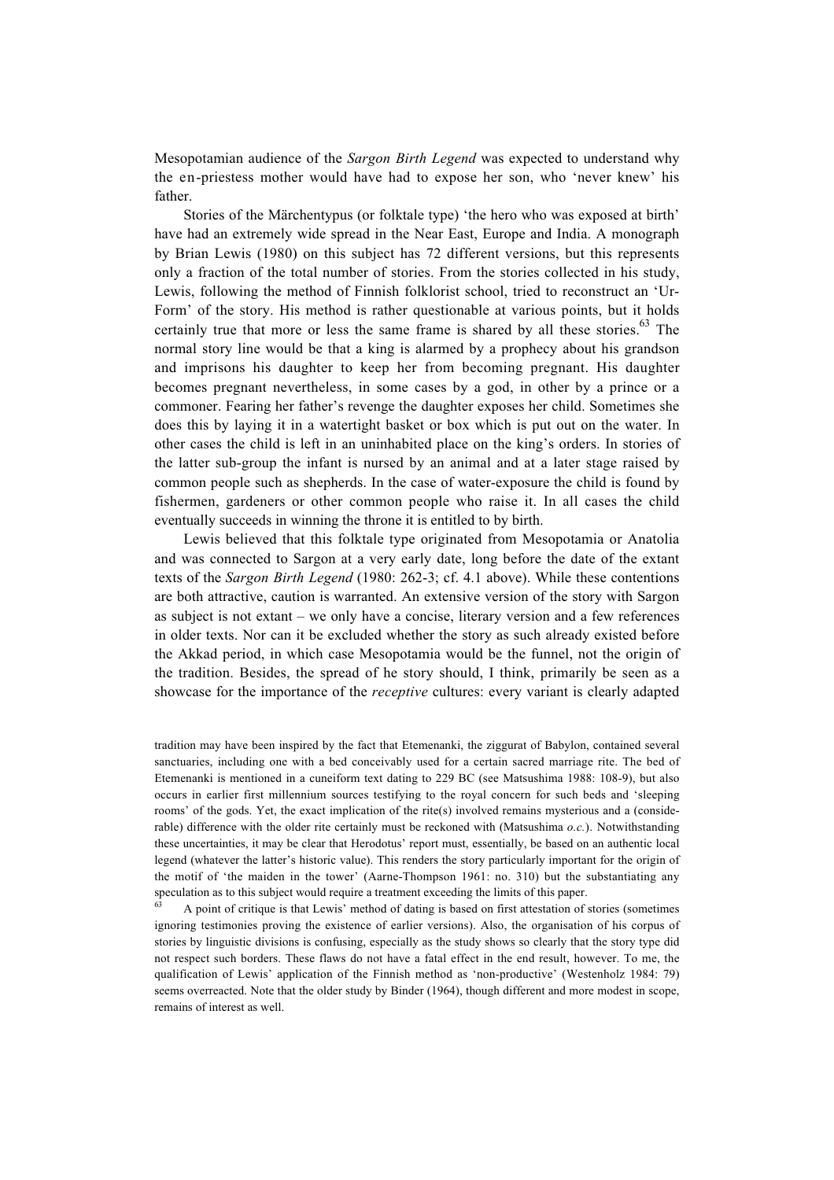Mesopotamian audience of the *Sargon Birth Legend* was expected to understand why the en-priestess mother would have had to expose her son, who 'never knew' his father.

Stories of the Märchentypus (or folktale type) 'the hero who was exposed at birth' have had an extremely wide spread in the Near East, Europe and India. A monograph by Brian Lewis (1980) on this subject has 72 different versions, but this represents only a fraction of the total number of stories. From the stories collected in his study, Lewis, following the method of Finnish folklorist school, tried to reconstruct an 'Ur-Form' of the story. His method is rather questionable at various points, but it holds certainly true that more or less the same frame is shared by all these stories.[63] The normal story line would be that a king is alarmed by a prophecy about his grandson and imprisons his daughter to keep her from becoming pregnant. His daughter becomes pregnant nevertheless, in some cases by a god, in other by a prince or a commoner. Fearing her father's revenge the daughter exposes her child. Sometimes she does this by laying it in a watertight basket or box which is put out on the water. In other cases the child is left in an uninhabited place on the king's orders. In stories of the latter sub-group the infant is nursed by an animal and at a later stage raised by common people such as shepherds. In the case of water-exposure the child is found by fishermen, gardeners or other common people who raise it. In all cases the child eventually succeeds in winning the throne it is entitled to by birth.

Lewis believed that this folktale type originated from Mesopotamia or Anatolia and was connected to Sargon at a very early date, long before the date of the extant texts of the *Sargon Birth Legend* (1980: 262-3; cf. 4.1 above). While these contentions are both attractive, caution is warranted. An extensive version of the story with Sargon as subject is not extant – we only have a concise, literary version and a few references in older texts. Nor can it be excluded whether the story as such already existed before the Akkad period, in which case Mesopotamia would be the funnel, not the origin of the tradition. Besides, the spread of he story should, I think, primarily be seen as a showcase for the importance of the *receptive* cultures: every variant is clearly adapted

---

tradition may have been inspired by the fact that Etemenanki, the ziggurat of Babylon, contained several sanctuaries, including one with a bed conceivably used for a certain sacred marriage rite. The bed of Etemenanki is mentioned in a cuneiform text dating to 229 BC (see Matsushima 1988: 108-9), but also occurs in earlier first millennium sources testifying to the royal concern for such beds and 'sleeping rooms' of the gods. Yet, the exact implication of the rite(s) involved remains mysterious and a (considerable) difference with the older rite certainly must be reckoned with (Matsushima *o.c.*). Notwithstanding these uncertainties, it may be clear that Herodotus' report must, essentially, be based on an authentic local legend (whatever the latter's historic value). This renders the story particularly important for the origin of the motif of 'the maiden in the tower' (Aarne-Thompson 1961: no. 310) but the substantiating any speculation as to this subject would require a treatment exceeding the limits of this paper.

[63] A point of critique is that Lewis' method of dating is based on first attestation of stories (sometimes ignoring testimonies proving the existence of earlier versions). Also, the organisation of his corpus of stories by linguistic divisions is confusing, especially as the study shows so clearly that the story type did not respect such borders. These flaws do not have a fatal effect in the end result, however. To me, the qualification of Lewis' application of the Finnish method as 'non-productive' (Westenholz 1984: 79) seems overreacted. Note that the older study by Binder (1964), though different and more modest in scope, remains of interest as well.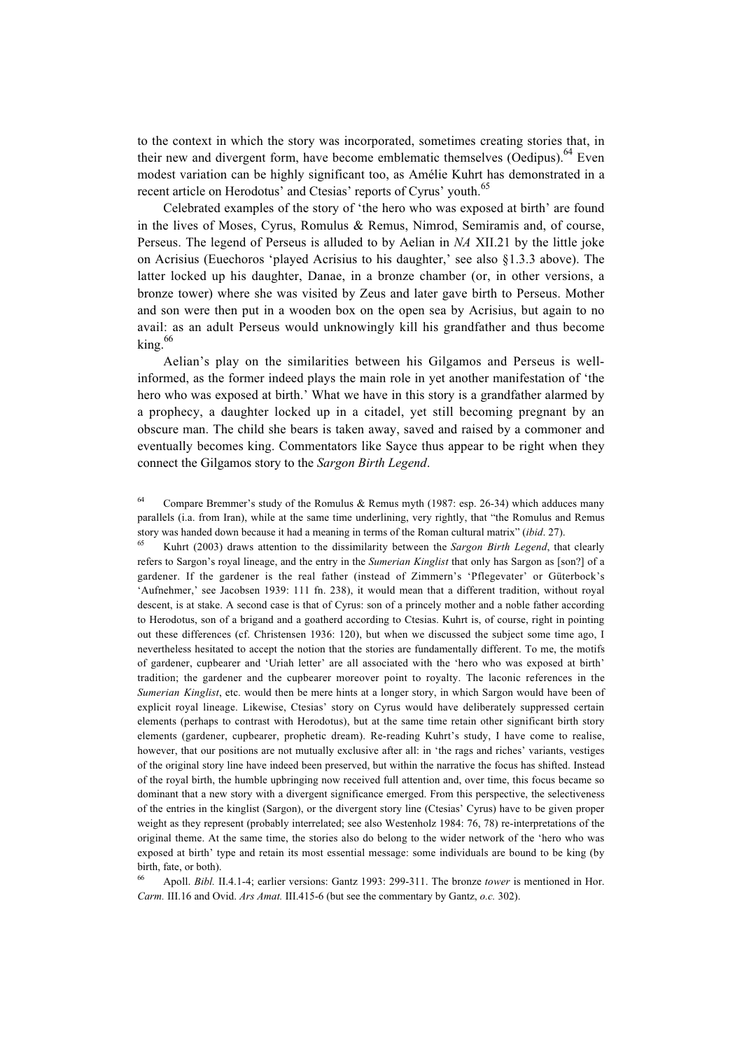to the context in which the story was incorporated, sometimes creating stories that, in their new and divergent form, have become emblematic themselves (Oedipus).[64] Even modest variation can be highly significant too, as Amélie Kuhrt has demonstrated in a recent article on Herodotus' and Ctesias' reports of Cyrus' youth.[65]

Celebrated examples of the story of 'the hero who was exposed at birth' are found in the lives of Moses, Cyrus, Romulus & Remus, Nimrod, Semiramis and, of course, Perseus. The legend of Perseus is alluded to by Aelian in *NA* XII.21 by the little joke on Acrisius (Euechoros 'played Acrisius to his daughter,' see also §1.3.3 above). The latter locked up his daughter, Danae, in a bronze chamber (or, in other versions, a bronze tower) where she was visited by Zeus and later gave birth to Perseus. Mother and son were then put in a wooden box on the open sea by Acrisius, but again to no avail: as an adult Perseus would unknowingly kill his grandfather and thus become king.[66]

Aelian's play on the similarities between his Gilgamos and Perseus is well-informed, as the former indeed plays the main role in yet another manifestation of 'the hero who was exposed at birth.' What we have in this story is a grandfather alarmed by a prophecy, a daughter locked up in a citadel, yet still becoming pregnant by an obscure man. The child she bears is taken away, saved and raised by a commoner and eventually becomes king. Commentators like Sayce thus appear to be right when they connect the Gilgamos story to the *Sargon Birth Legend*.

---

[64] Compare Bremmer's study of the Romulus & Remus myth (1987: esp. 26-34) which adduces many parallels (i.a. from Iran), while at the same time underlining, very rightly, that "the Romulus and Remus story was handed down because it had a meaning in terms of the Roman cultural matrix" (*ibid*. 27).

[65] Kuhrt (2003) draws attention to the dissimilarity between the *Sargon Birth Legend*, that clearly refers to Sargon's royal lineage, and the entry in the *Sumerian Kinglist* that only has Sargon as [son?] of a gardener. If the gardener is the real father (instead of Zimmern's 'Pflegevater' or Güterbock's 'Aufnehmer,' see Jacobsen 1939: 111 fn. 238), it would mean that a different tradition, without royal descent, is at stake. A second case is that of Cyrus: son of a princely mother and a noble father according to Herodotus, son of a brigand and a goatherd according to Ctesias. Kuhrt is, of course, right in pointing out these differences (cf. Christensen 1936: 120), but when we discussed the subject some time ago, I nevertheless hesitated to accept the notion that the stories are fundamentally different. To me, the motifs of gardener, cupbearer and 'Uriah letter' are all associated with the 'hero who was exposed at birth' tradition; the gardener and the cupbearer moreover point to royalty. The laconic references in the *Sumerian Kinglist*, etc. would then be mere hints at a longer story, in which Sargon would have been of explicit royal lineage. Likewise, Ctesias' story on Cyrus would have deliberately suppressed certain elements (perhaps to contrast with Herodotus), but at the same time retain other significant birth story elements (gardener, cupbearer, prophetic dream). Re-reading Kuhrt's study, I have come to realise, however, that our positions are not mutually exclusive after all: in 'the rags and riches' variants, vestiges of the original story line have indeed been preserved, but within the narrative the focus has shifted. Instead of the royal birth, the humble upbringing now received full attention and, over time, this focus became so dominant that a new story with a divergent significance emerged. From this perspective, the selectiveness of the entries in the kinglist (Sargon), or the divergent story line (Ctesias' Cyrus) have to be given proper weight as they represent (probably interrelated; see also Westenholz 1984: 76, 78) re-interpretations of the original theme. At the same time, the stories also do belong to the wider network of the 'hero who was exposed at birth' type and retain its most essential message: some individuals are bound to be king (by birth, fate, or both).

[66] Apoll. *Bibl.* II.4.1-4; earlier versions: Gantz 1993: 299-311. The bronze *tower* is mentioned in Hor. *Carm.* III.16 and Ovid. *Ars Amat.* III.415-6 (but see the commentary by Gantz, *o.c.* 302).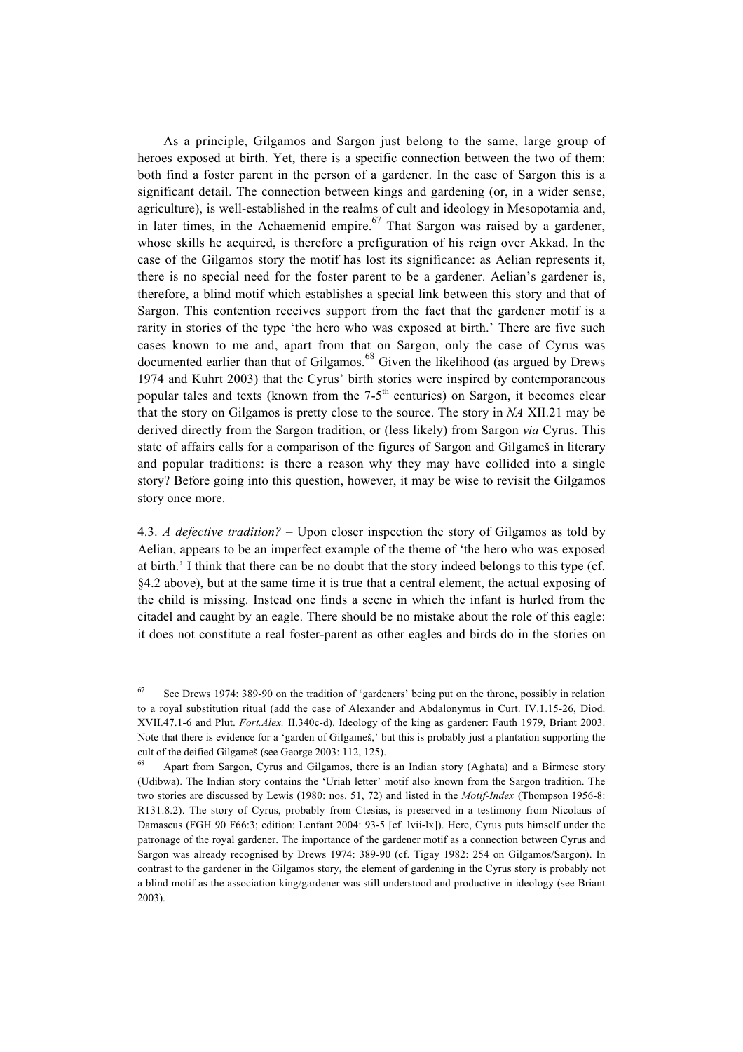As a principle, Gilgamos and Sargon just belong to the same, large group of heroes exposed at birth. Yet, there is a specific connection between the two of them: both find a foster parent in the person of a gardener. In the case of Sargon this is a significant detail. The connection between kings and gardening (or, in a wider sense, agriculture), is well-established in the realms of cult and ideology in Mesopotamia and, in later times, in the Achaemenid empire.[67] That Sargon was raised by a gardener, whose skills he acquired, is therefore a prefiguration of his reign over Akkad. In the case of the Gilgamos story the motif has lost its significance: as Aelian represents it, there is no special need for the foster parent to be a gardener. Aelian's gardener is, therefore, a blind motif which establishes a special link between this story and that of Sargon. This contention receives support from the fact that the gardener motif is a rarity in stories of the type 'the hero who was exposed at birth.' There are five such cases known to me and, apart from that on Sargon, only the case of Cyrus was documented earlier than that of Gilgamos.[68] Given the likelihood (as argued by Drews 1974 and Kuhrt 2003) that the Cyrus' birth stories were inspired by contemporaneous popular tales and texts (known from the 7-5th centuries) on Sargon, it becomes clear that the story on Gilgamos is pretty close to the source. The story in *NA* XII.21 may be derived directly from the Sargon tradition, or (less likely) from Sargon *via* Cyrus. This state of affairs calls for a comparison of the figures of Sargon and Gilgameš in literary and popular traditions: is there a reason why they may have collided into a single story? Before going into this question, however, it may be wise to revisit the Gilgamos story once more.

4.3. *A defective tradition?* – Upon closer inspection the story of Gilgamos as told by Aelian, appears to be an imperfect example of the theme of 'the hero who was exposed at birth.' I think that there can be no doubt that the story indeed belongs to this type (cf. §4.2 above), but at the same time it is true that a central element, the actual exposing of the child is missing. Instead one finds a scene in which the infant is hurled from the citadel and caught by an eagle. There should be no mistake about the role of this eagle: it does not constitute a real foster-parent as other eagles and birds do in the stories on

---

[67] See Drews 1974: 389-90 on the tradition of 'gardeners' being put on the throne, possibly in relation to a royal substitution ritual (add the case of Alexander and Abdalonymus in Curt. IV.1.15-26, Diod. XVII.47.1-6 and Plut. *Fort.Alex.* II.340c-d). Ideology of the king as gardener: Fauth 1979, Briant 2003. Note that there is evidence for a 'garden of Gilgameš,' but this is probably just a plantation supporting the cult of the deified Gilgameš (see George 2003: 112, 125).

[68] Apart from Sargon, Cyrus and Gilgamos, there is an Indian story (Aghaṭa) and a Birmese story (Udibwa). The Indian story contains the 'Uriah letter' motif also known from the Sargon tradition. The two stories are discussed by Lewis (1980: nos. 51, 72) and listed in the *Motif-Index* (Thompson 1956-8: R131.8.2). The story of Cyrus, probably from Ctesias, is preserved in a testimony from Nicolaus of Damascus (FGH 90 F66:3; edition: Lenfant 2004: 93-5 [cf. lvii-lx]). Here, Cyrus puts himself under the patronage of the royal gardener. The importance of the gardener motif as a connection between Cyrus and Sargon was already recognised by Drews 1974: 389-90 (cf. Tigay 1982: 254 on Gilgamos/Sargon). In contrast to the gardener in the Gilgamos story, the element of gardening in the Cyrus story is probably not a blind motif as the association king/gardener was still understood and productive in ideology (see Briant 2003).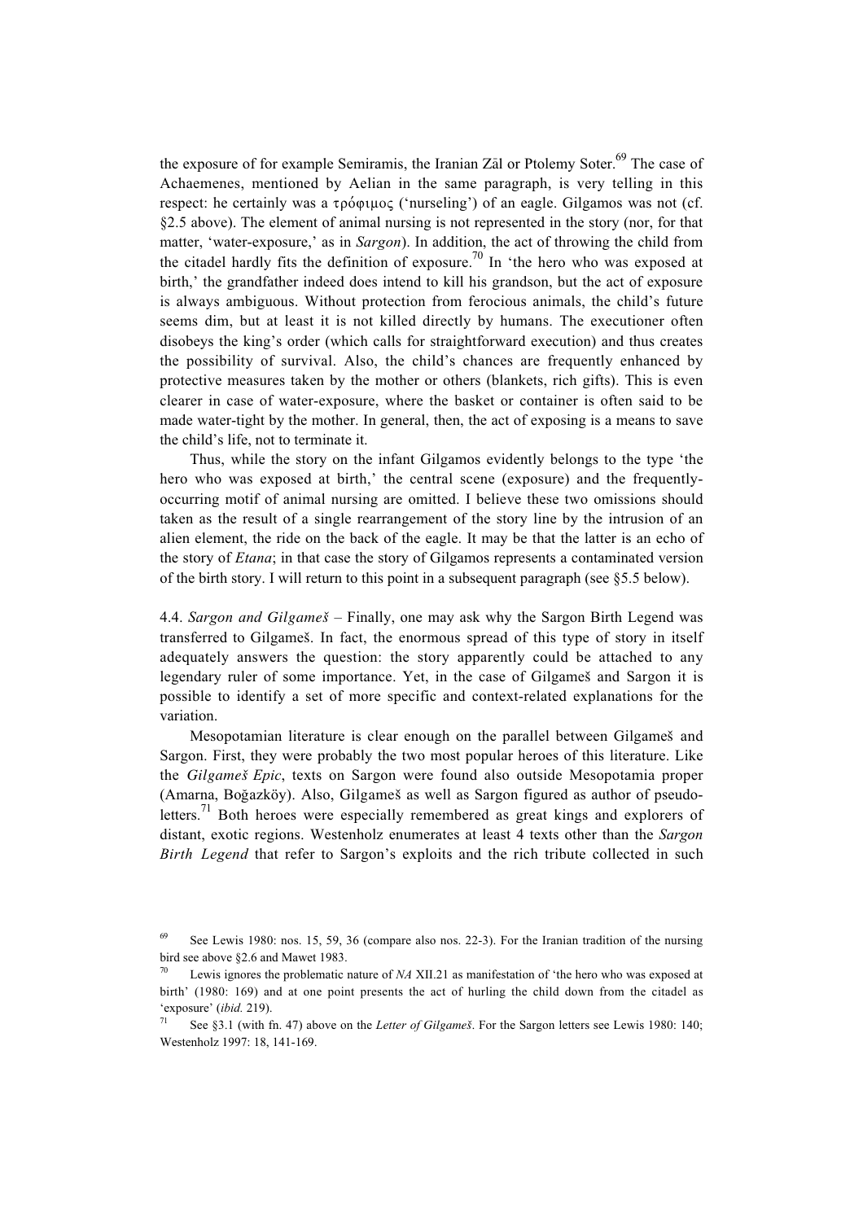the exposure of for example Semiramis, the Iranian Zāl or Ptolemy Soter.[69] The case of Achaemenes, mentioned by Aelian in the same paragraph, is very telling in this respect: he certainly was a τρόφιμος ('nurseling') of an eagle. Gilgamos was not (cf. §2.5 above). The element of animal nursing is not represented in the story (nor, for that matter, 'water-exposure,' as in *Sargon*). In addition, the act of throwing the child from the citadel hardly fits the definition of exposure.[70] In 'the hero who was exposed at birth,' the grandfather indeed does intend to kill his grandson, but the act of exposure is always ambiguous. Without protection from ferocious animals, the child's future seems dim, but at least it is not killed directly by humans. The executioner often disobeys the king's order (which calls for straightforward execution) and thus creates the possibility of survival. Also, the child's chances are frequently enhanced by protective measures taken by the mother or others (blankets, rich gifts). This is even clearer in case of water-exposure, where the basket or container is often said to be made water-tight by the mother. In general, then, the act of exposing is a means to save the child's life, not to terminate it.

Thus, while the story on the infant Gilgamos evidently belongs to the type 'the hero who was exposed at birth,' the central scene (exposure) and the frequently-occurring motif of animal nursing are omitted. I believe these two omissions should taken as the result of a single rearrangement of the story line by the intrusion of an alien element, the ride on the back of the eagle. It may be that the latter is an echo of the story of *Etana*; in that case the story of Gilgamos represents a contaminated version of the birth story. I will return to this point in a subsequent paragraph (see §5.5 below).

4.4. *Sargon and Gilgameš* – Finally, one may ask why the Sargon Birth Legend was transferred to Gilgameš. In fact, the enormous spread of this type of story in itself adequately answers the question: the story apparently could be attached to any legendary ruler of some importance. Yet, in the case of Gilgameš and Sargon it is possible to identify a set of more specific and context-related explanations for the variation.

Mesopotamian literature is clear enough on the parallel between Gilgameš and Sargon. First, they were probably the two most popular heroes of this literature. Like the *Gilgameš Epic*, texts on Sargon were found also outside Mesopotamia proper (Amarna, Boğazköy). Also, Gilgameš as well as Sargon figured as author of pseudo-letters.[71] Both heroes were especially remembered as great kings and explorers of distant, exotic regions. Westenholz enumerates at least 4 texts other than the *Sargon Birth Legend* that refer to Sargon's exploits and the rich tribute collected in such

[69] See Lewis 1980: nos. 15, 59, 36 (compare also nos. 22-3). For the Iranian tradition of the nursing bird see above §2.6 and Mawet 1983.

[70] Lewis ignores the problematic nature of *NA* XII.21 as manifestation of 'the hero who was exposed at birth' (1980: 169) and at one point presents the act of hurling the child down from the citadel as 'exposure' (*ibid.* 219).

[71] See §3.1 (with fn. 47) above on the *Letter of Gilgameš*. For the Sargon letters see Lewis 1980: 140; Westenholz 1997: 18, 141-169.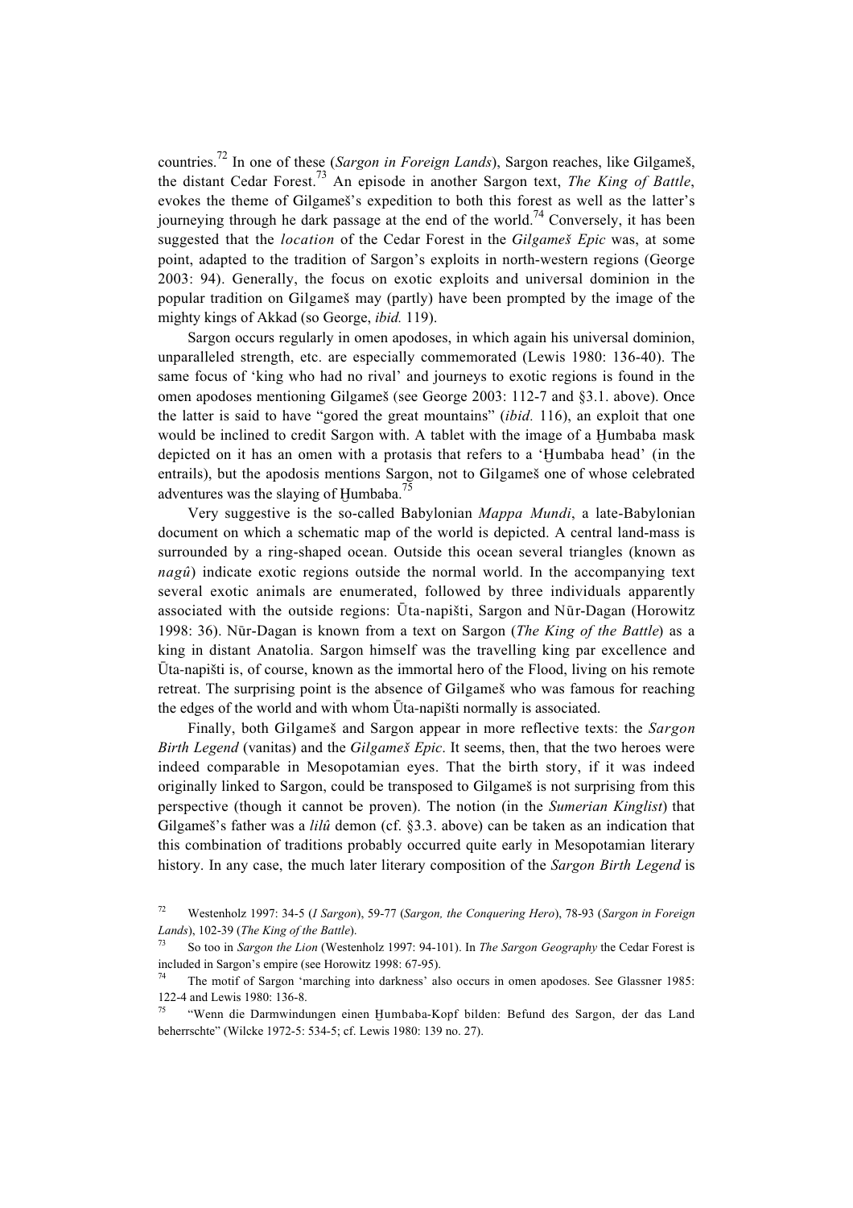countries.[72] In one of these (*Sargon in Foreign Lands*), Sargon reaches, like Gilgameš, the distant Cedar Forest.[73] An episode in another Sargon text, *The King of Battle*, evokes the theme of Gilgameš's expedition to both this forest as well as the latter's journeying through he dark passage at the end of the world.[74] Conversely, it has been suggested that the *location* of the Cedar Forest in the *Gilgameš Epic* was, at some point, adapted to the tradition of Sargon's exploits in north-western regions (George 2003: 94). Generally, the focus on exotic exploits and universal dominion in the popular tradition on Gilgameš may (partly) have been prompted by the image of the mighty kings of Akkad (so George, *ibid.* 119).

Sargon occurs regularly in omen apodoses, in which again his universal dominion, unparalleled strength, etc. are especially commemorated (Lewis 1980: 136-40). The same focus of 'king who had no rival' and journeys to exotic regions is found in the omen apodoses mentioning Gilgameš (see George 2003: 112-7 and §3.1. above). Once the latter is said to have "gored the great mountains" (*ibid.* 116), an exploit that one would be inclined to credit Sargon with. A tablet with the image of a Ḫumbaba mask depicted on it has an omen with a protasis that refers to a 'Ḫumbaba head' (in the entrails), but the apodosis mentions Sargon, not to Gilgameš one of whose celebrated adventures was the slaying of Ḫumbaba.[75]

Very suggestive is the so-called Babylonian *Mappa Mundi*, a late-Babylonian document on which a schematic map of the world is depicted. A central land-mass is surrounded by a ring-shaped ocean. Outside this ocean several triangles (known as *nagû*) indicate exotic regions outside the normal world. In the accompanying text several exotic animals are enumerated, followed by three individuals apparently associated with the outside regions: Ūta-napišti, Sargon and Nūr-Dagan (Horowitz 1998: 36). Nūr-Dagan is known from a text on Sargon (*The King of the Battle*) as a king in distant Anatolia. Sargon himself was the travelling king par excellence and Ūta-napišti is, of course, known as the immortal hero of the Flood, living on his remote retreat. The surprising point is the absence of Gilgameš who was famous for reaching the edges of the world and with whom Ūta-napišti normally is associated.

Finally, both Gilgameš and Sargon appear in more reflective texts: the *Sargon Birth Legend* (vanitas) and the *Gilgameš Epic*. It seems, then, that the two heroes were indeed comparable in Mesopotamian eyes. That the birth story, if it was indeed originally linked to Sargon, could be transposed to Gilgameš is not surprising from this perspective (though it cannot be proven). The notion (in the *Sumerian Kinglist*) that Gilgameš's father was a *lilû* demon (cf. §3.3. above) can be taken as an indication that this combination of traditions probably occurred quite early in Mesopotamian literary history. In any case, the much later literary composition of the *Sargon Birth Legend* is

[72] Westenholz 1997: 34-5 (*I Sargon*), 59-77 (*Sargon, the Conquering Hero*), 78-93 (*Sargon in Foreign Lands*), 102-39 (*The King of the Battle*).

[73] So too in *Sargon the Lion* (Westenholz 1997: 94-101). In *The Sargon Geography* the Cedar Forest is included in Sargon's empire (see Horowitz 1998: 67-95).

[74] The motif of Sargon 'marching into darkness' also occurs in omen apodoses. See Glassner 1985: 122-4 and Lewis 1980: 136-8.

[75] "Wenn die Darmwindungen einen Ḫumbaba-Kopf bilden: Befund des Sargon, der das Land beherrschte" (Wilcke 1972-5: 534-5; cf. Lewis 1980: 139 no. 27).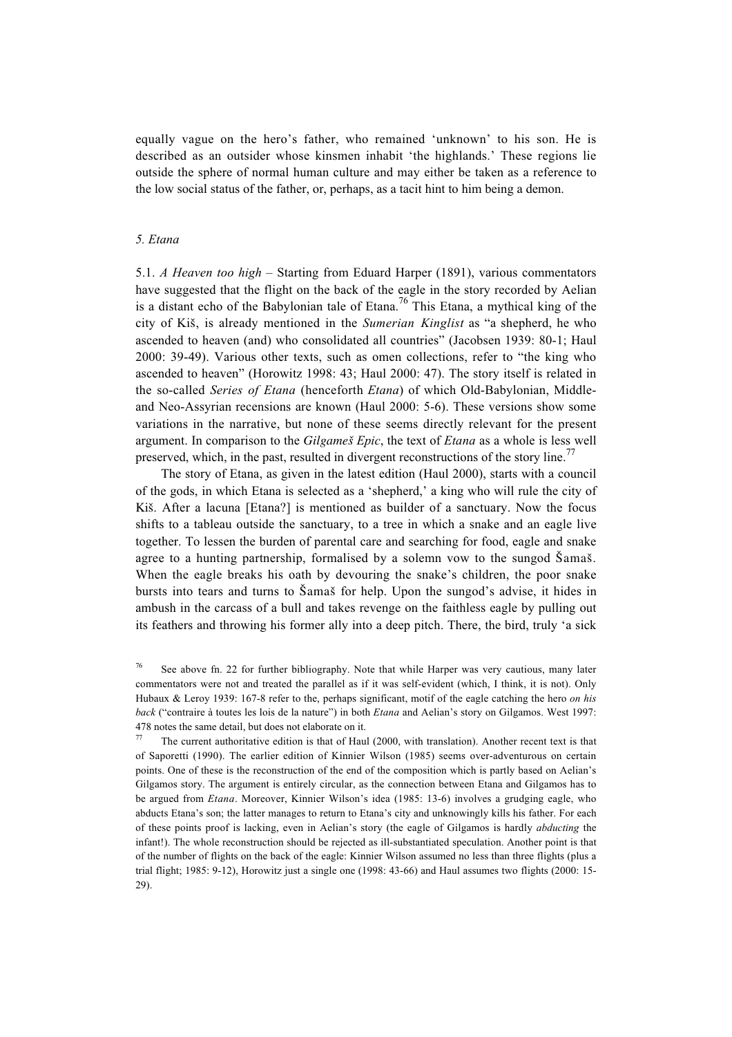equally vague on the hero's father, who remained 'unknown' to his son. He is described as an outsider whose kinsmen inhabit 'the highlands.' These regions lie outside the sphere of normal human culture and may either be taken as a reference to the low social status of the father, or, perhaps, as a tacit hint to him being a demon.

### *5. Etana*

5.1. *A Heaven too high* – Starting from Eduard Harper (1891), various commentators have suggested that the flight on the back of the eagle in the story recorded by Aelian is a distant echo of the Babylonian tale of Etana.[76] This Etana, a mythical king of the city of Kiš, is already mentioned in the *Sumerian Kinglist* as "a shepherd, he who ascended to heaven (and) who consolidated all countries" (Jacobsen 1939: 80-1; Haul 2000: 39-49). Various other texts, such as omen collections, refer to "the king who ascended to heaven" (Horowitz 1998: 43; Haul 2000: 47). The story itself is related in the so-called *Series of Etana* (henceforth *Etana*) of which Old-Babylonian, Middle- and Neo-Assyrian recensions are known (Haul 2000: 5-6). These versions show some variations in the narrative, but none of these seems directly relevant for the present argument. In comparison to the *Gilgameš Epic*, the text of *Etana* as a whole is less well preserved, which, in the past, resulted in divergent reconstructions of the story line.[77]

The story of Etana, as given in the latest edition (Haul 2000), starts with a council of the gods, in which Etana is selected as a 'shepherd,' a king who will rule the city of Kiš. After a lacuna [Etana?] is mentioned as builder of a sanctuary. Now the focus shifts to a tableau outside the sanctuary, to a tree in which a snake and an eagle live together. To lessen the burden of parental care and searching for food, eagle and snake agree to a hunting partnership, formalised by a solemn vow to the sungod Šamaš. When the eagle breaks his oath by devouring the snake's children, the poor snake bursts into tears and turns to Šamaš for help. Upon the sungod's advise, it hides in ambush in the carcass of a bull and takes revenge on the faithless eagle by pulling out its feathers and throwing his former ally into a deep pitch. There, the bird, truly 'a sick

---

[76] See above fn. 22 for further bibliography. Note that while Harper was very cautious, many later commentators were not and treated the parallel as if it was self-evident (which, I think, it is not). Only Hubaux & Leroy 1939: 167-8 refer to the, perhaps significant, motif of the eagle catching the hero *on his back* ("contraire à toutes les lois de la nature") in both *Etana* and Aelian's story on Gilgamos. West 1997: 478 notes the same detail, but does not elaborate on it.

[77] The current authoritative edition is that of Haul (2000, with translation). Another recent text is that of Saporetti (1990). The earlier edition of Kinnier Wilson (1985) seems over-adventurous on certain points. One of these is the reconstruction of the end of the composition which is partly based on Aelian's Gilgamos story. The argument is entirely circular, as the connection between Etana and Gilgamos has to be argued from *Etana*. Moreover, Kinnier Wilson's idea (1985: 13-6) involves a grudging eagle, who abducts Etana's son; the latter manages to return to Etana's city and unknowingly kills his father. For each of these points proof is lacking, even in Aelian's story (the eagle of Gilgamos is hardly *abducting* the infant!). The whole reconstruction should be rejected as ill-substantiated speculation. Another point is that of the number of flights on the back of the eagle: Kinnier Wilson assumed no less than three flights (plus a trial flight; 1985: 9-12), Horowitz just a single one (1998: 43-66) and Haul assumes two flights (2000: 15-29).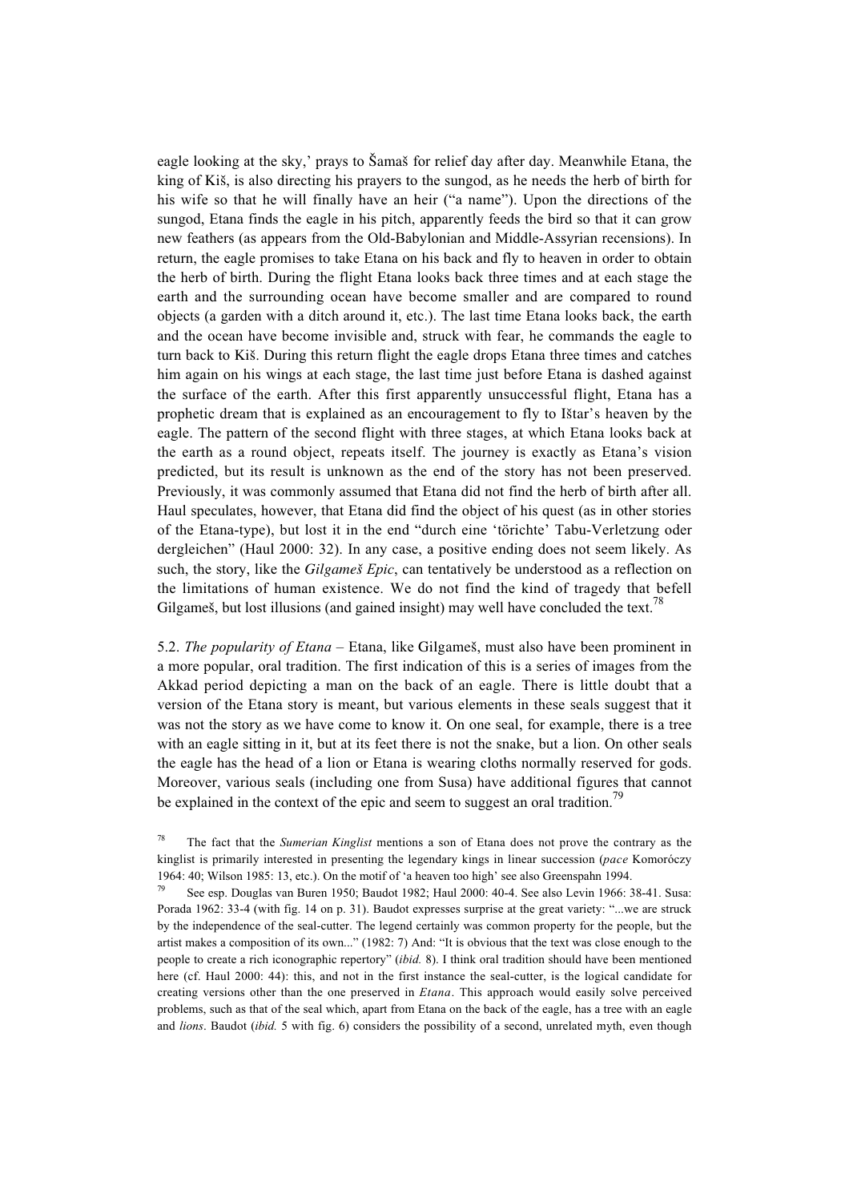eagle looking at the sky,' prays to Šamaš for relief day after day. Meanwhile Etana, the king of Kiš, is also directing his prayers to the sungod, as he needs the herb of birth for his wife so that he will finally have an heir ("a name"). Upon the directions of the sungod, Etana finds the eagle in his pitch, apparently feeds the bird so that it can grow new feathers (as appears from the Old-Babylonian and Middle-Assyrian recensions). In return, the eagle promises to take Etana on his back and fly to heaven in order to obtain the herb of birth. During the flight Etana looks back three times and at each stage the earth and the surrounding ocean have become smaller and are compared to round objects (a garden with a ditch around it, etc.). The last time Etana looks back, the earth and the ocean have become invisible and, struck with fear, he commands the eagle to turn back to Kiš. During this return flight the eagle drops Etana three times and catches him again on his wings at each stage, the last time just before Etana is dashed against the surface of the earth. After this first apparently unsuccessful flight, Etana has a prophetic dream that is explained as an encouragement to fly to Ištar's heaven by the eagle. The pattern of the second flight with three stages, at which Etana looks back at the earth as a round object, repeats itself. The journey is exactly as Etana's vision predicted, but its result is unknown as the end of the story has not been preserved. Previously, it was commonly assumed that Etana did not find the herb of birth after all. Haul speculates, however, that Etana did find the object of his quest (as in other stories of the Etana-type), but lost it in the end "durch eine 'törichte' Tabu-Verletzung oder dergleichen" (Haul 2000: 32). In any case, a positive ending does not seem likely. As such, the story, like the *Gilgameš Epic*, can tentatively be understood as a reflection on the limitations of human existence. We do not find the kind of tragedy that befell Gilgameš, but lost illusions (and gained insight) may well have concluded the text.[78]

5.2. *The popularity of Etana* – Etana, like Gilgameš, must also have been prominent in a more popular, oral tradition. The first indication of this is a series of images from the Akkad period depicting a man on the back of an eagle. There is little doubt that a version of the Etana story is meant, but various elements in these seals suggest that it was not the story as we have come to know it. On one seal, for example, there is a tree with an eagle sitting in it, but at its feet there is not the snake, but a lion. On other seals the eagle has the head of a lion or Etana is wearing cloths normally reserved for gods. Moreover, various seals (including one from Susa) have additional figures that cannot be explained in the context of the epic and seem to suggest an oral tradition.[79]

[78] The fact that the *Sumerian Kinglist* mentions a son of Etana does not prove the contrary as the kinglist is primarily interested in presenting the legendary kings in linear succession (*pace* Komoróczy 1964: 40; Wilson 1985: 13, etc.). On the motif of 'a heaven too high' see also Greenspahn 1994.

[79] See esp. Douglas van Buren 1950; Baudot 1982; Haul 2000: 40-4. See also Levin 1966: 38-41. Susa: Porada 1962: 33-4 (with fig. 14 on p. 31). Baudot expresses surprise at the great variety: "...we are struck by the independence of the seal-cutter. The legend certainly was common property for the people, but the artist makes a composition of his own..." (1982: 7) And: "It is obvious that the text was close enough to the people to create a rich iconographic repertory" (*ibid.* 8). I think oral tradition should have been mentioned here (cf. Haul 2000: 44): this, and not in the first instance the seal-cutter, is the logical candidate for creating versions other than the one preserved in *Etana*. This approach would easily solve perceived problems, such as that of the seal which, apart from Etana on the back of the eagle, has a tree with an eagle and *lions*. Baudot (*ibid.* 5 with fig. 6) considers the possibility of a second, unrelated myth, even though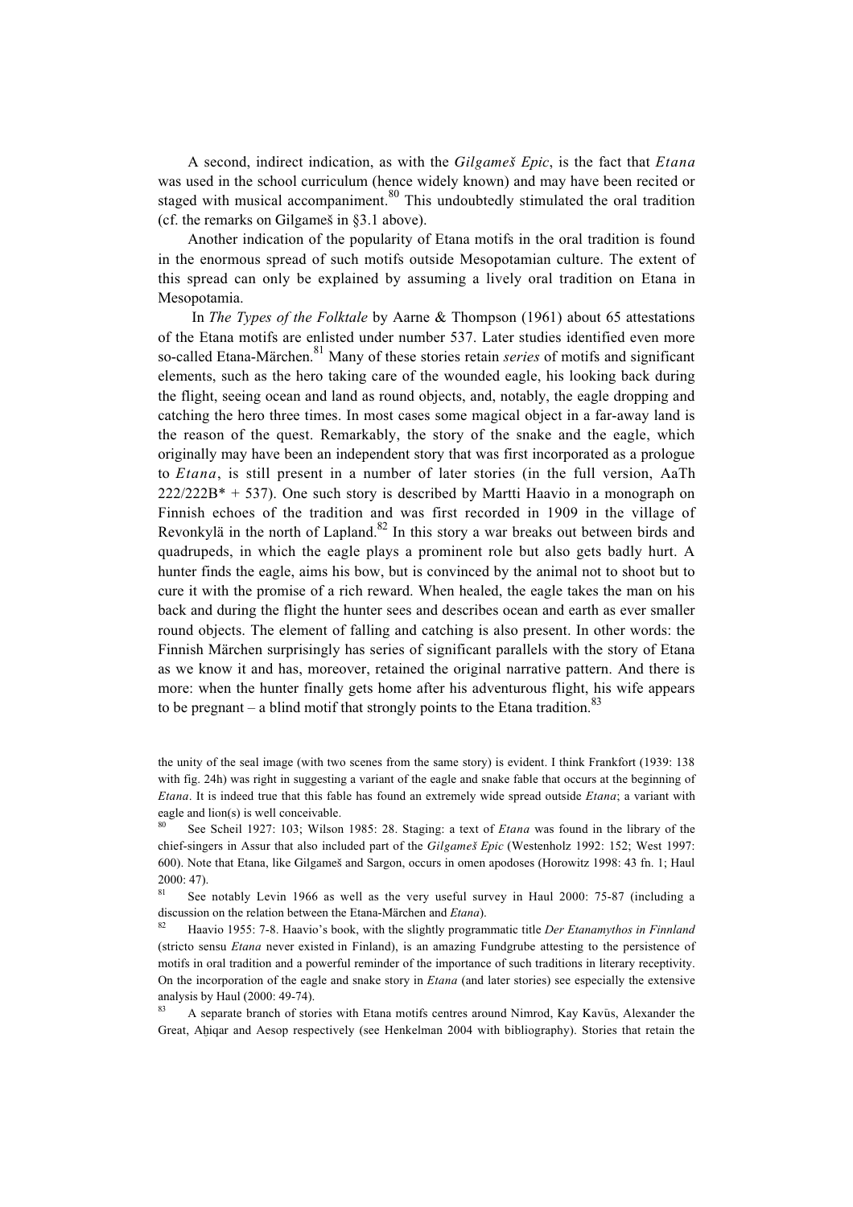A second, indirect indication, as with the *Gilgameš Epic*, is the fact that *Etana* was used in the school curriculum (hence widely known) and may have been recited or staged with musical accompaniment.[80] This undoubtedly stimulated the oral tradition (cf. the remarks on Gilgameš in §3.1 above).

Another indication of the popularity of Etana motifs in the oral tradition is found in the enormous spread of such motifs outside Mesopotamian culture. The extent of this spread can only be explained by assuming a lively oral tradition on Etana in Mesopotamia.

In *The Types of the Folktale* by Aarne & Thompson (1961) about 65 attestations of the Etana motifs are enlisted under number 537. Later studies identified even more so-called Etana-Märchen.[81] Many of these stories retain *series* of motifs and significant elements, such as the hero taking care of the wounded eagle, his looking back during the flight, seeing ocean and land as round objects, and, notably, the eagle dropping and catching the hero three times. In most cases some magical object in a far-away land is the reason of the quest. Remarkably, the story of the snake and the eagle, which originally may have been an independent story that was first incorporated as a prologue to *Etana*, is still present in a number of later stories (in the full version, AaTh 222/222B* + 537). One such story is described by Martti Haavio in a monograph on Finnish echoes of the tradition and was first recorded in 1909 in the village of Revonkylä in the north of Lapland.[82] In this story a war breaks out between birds and quadrupeds, in which the eagle plays a prominent role but also gets badly hurt. A hunter finds the eagle, aims his bow, but is convinced by the animal not to shoot but to cure it with the promise of a rich reward. When healed, the eagle takes the man on his back and during the flight the hunter sees and describes ocean and earth as ever smaller round objects. The element of falling and catching is also present. In other words: the Finnish Märchen surprisingly has series of significant parallels with the story of Etana as we know it and has, moreover, retained the original narrative pattern. And there is more: when the hunter finally gets home after his adventurous flight, his wife appears to be pregnant – a blind motif that strongly points to the Etana tradition.[83]

---

the unity of the seal image (with two scenes from the same story) is evident. I think Frankfort (1939: 138 with fig. 24h) was right in suggesting a variant of the eagle and snake fable that occurs at the beginning of *Etana*. It is indeed true that this fable has found an extremely wide spread outside *Etana*; a variant with eagle and lion(s) is well conceivable.

[80] See Scheil 1927: 103; Wilson 1985: 28. Staging: a text of *Etana* was found in the library of the chief-singers in Assur that also included part of the *Gilgameš Epic* (Westenholz 1992: 152; West 1997: 600). Note that Etana, like Gilgameš and Sargon, occurs in omen apodoses (Horowitz 1998: 43 fn. 1; Haul 2000: 47).

[81] See notably Levin 1966 as well as the very useful survey in Haul 2000: 75-87 (including a discussion on the relation between the Etana-Märchen and *Etana*).

[82] Haavio 1955: 7-8. Haavio's book, with the slightly programmatic title *Der Etanamythos in Finnland* (stricto sensu *Etana* never existed in Finland), is an amazing Fundgrube attesting to the persistence of motifs in oral tradition and a powerful reminder of the importance of such traditions in literary receptivity. On the incorporation of the eagle and snake story in *Etana* (and later stories) see especially the extensive analysis by Haul (2000: 49-74).

[83] A separate branch of stories with Etana motifs centres around Nimrod, Kay Kavūs, Alexander the Great, Aḫiqar and Aesop respectively (see Henkelman 2004 with bibliography). Stories that retain the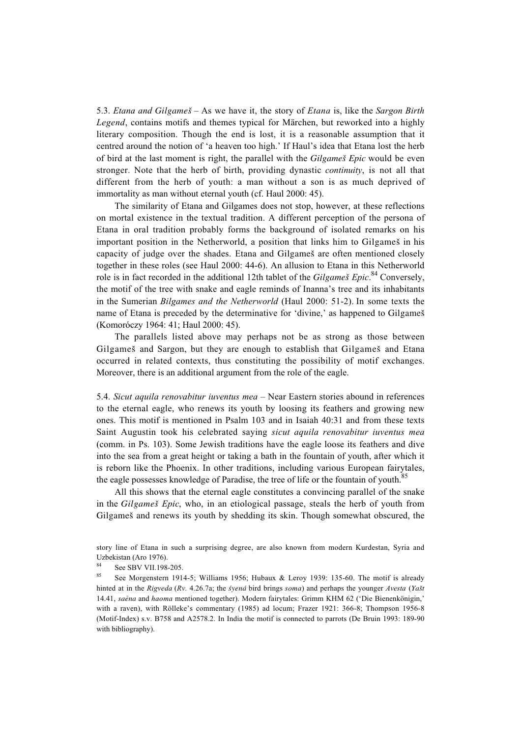5.3. *Etana and Gilgameš* – As we have it, the story of *Etana* is, like the *Sargon Birth Legend*, contains motifs and themes typical for Märchen, but reworked into a highly literary composition. Though the end is lost, it is a reasonable assumption that it centred around the notion of 'a heaven too high.' If Haul's idea that Etana lost the herb of bird at the last moment is right, the parallel with the *Gilgameš Epic* would be even stronger. Note that the herb of birth, providing dynastic *continuity*, is not all that different from the herb of youth: a man without a son is as much deprived of immortality as man without eternal youth (cf. Haul 2000: 45).

The similarity of Etana and Gilgames does not stop, however, at these reflections on mortal existence in the textual tradition. A different perception of the persona of Etana in oral tradition probably forms the background of isolated remarks on his important position in the Netherworld, a position that links him to Gilgameš in his capacity of judge over the shades. Etana and Gilgameš are often mentioned closely together in these roles (see Haul 2000: 44-6). An allusion to Etana in this Netherworld role is in fact recorded in the additional 12th tablet of the *Gilgameš Epic*.[84] Conversely, the motif of the tree with snake and eagle reminds of Inanna's tree and its inhabitants in the Sumerian *Bilgames and the Netherworld* (Haul 2000: 51-2). In some texts the name of Etana is preceded by the determinative for 'divine,' as happened to Gilgameš (Komoróczy 1964: 41; Haul 2000: 45).

The parallels listed above may perhaps not be as strong as those between Gilgameš and Sargon, but they are enough to establish that Gilgameš and Etana occurred in related contexts, thus constituting the possibility of motif exchanges. Moreover, there is an additional argument from the role of the eagle.

5.4. *Sicut aquila renovabitur iuventus mea* – Near Eastern stories abound in references to the eternal eagle, who renews its youth by loosing its feathers and growing new ones. This motif is mentioned in Psalm 103 and in Isaiah 40:31 and from these texts Saint Augustin took his celebrated saying *sicut aquila renovabitur iuventus mea* (comm. in Ps. 103). Some Jewish traditions have the eagle loose its feathers and dive into the sea from a great height or taking a bath in the fountain of youth, after which it is reborn like the Phoenix. In other traditions, including various European fairytales, the eagle possesses knowledge of Paradise, the tree of life or the fountain of youth.[85]

All this shows that the eternal eagle constitutes a convincing parallel of the snake in the *Gilgameš Epic*, who, in an etiological passage, steals the herb of youth from Gilgameš and renews its youth by shedding its skin. Though somewhat obscured, the

---

story line of Etana in such a surprising degree, are also known from modern Kurdestan, Syria and Uzbekistan (Aro 1976).

[84] See SBV VII.198-205.

[85] See Morgenstern 1914-5; Williams 1956; Hubaux & Leroy 1939: 135-60. The motif is already hinted at in the *Rigveda* (*Rv.* 4.26.7a; the *śyená* bird brings *soma*) and perhaps the younger *Avesta* (*Yašt* 14.41, *saēna* and *haoma* mentioned together). Modern fairytales: Grimm KHM 62 ('Die Bienenkönigin,' with a raven), with Rölleke's commentary (1985) ad locum; Frazer 1921: 366-8; Thompson 1956-8 (Motif-Index) s.v. B758 and A2578.2. In India the motif is connected to parrots (De Bruin 1993: 189-90 with bibliography).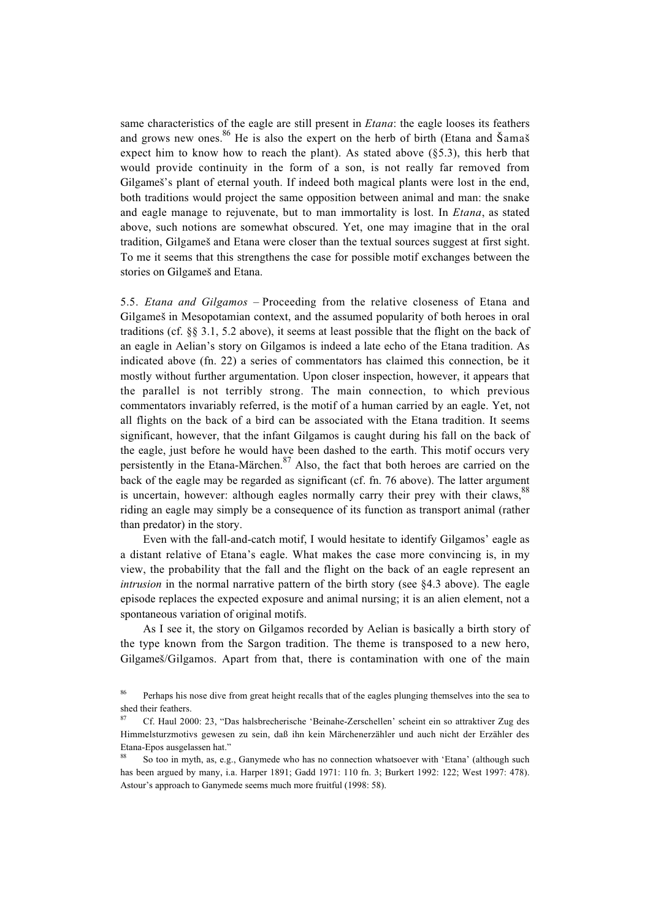same characteristics of the eagle are still present in *Etana*: the eagle looses its feathers and grows new ones.[86] He is also the expert on the herb of birth (Etana and Šamaš expect him to know how to reach the plant). As stated above (§5.3), this herb that would provide continuity in the form of a son, is not really far removed from Gilgameš's plant of eternal youth. If indeed both magical plants were lost in the end, both traditions would project the same opposition between animal and man: the snake and eagle manage to rejuvenate, but to man immortality is lost. In *Etana*, as stated above, such notions are somewhat obscured. Yet, one may imagine that in the oral tradition, Gilgameš and Etana were closer than the textual sources suggest at first sight. To me it seems that this strengthens the case for possible motif exchanges between the stories on Gilgameš and Etana.

5.5. *Etana and Gilgamos* – Proceeding from the relative closeness of Etana and Gilgameš in Mesopotamian context, and the assumed popularity of both heroes in oral traditions (cf. §§ 3.1, 5.2 above), it seems at least possible that the flight on the back of an eagle in Aelian's story on Gilgamos is indeed a late echo of the Etana tradition. As indicated above (fn. 22) a series of commentators has claimed this connection, be it mostly without further argumentation. Upon closer inspection, however, it appears that the parallel is not terribly strong. The main connection, to which previous commentators invariably referred, is the motif of a human carried by an eagle. Yet, not all flights on the back of a bird can be associated with the Etana tradition. It seems significant, however, that the infant Gilgamos is caught during his fall on the back of the eagle, just before he would have been dashed to the earth. This motif occurs very persistently in the Etana-Märchen.[87] Also, the fact that both heroes are carried on the back of the eagle may be regarded as significant (cf. fn. 76 above). The latter argument is uncertain, however: although eagles normally carry their prey with their claws,[88] riding an eagle may simply be a consequence of its function as transport animal (rather than predator) in the story.

Even with the fall-and-catch motif, I would hesitate to identify Gilgamos' eagle as a distant relative of Etana's eagle. What makes the case more convincing is, in my view, the probability that the fall and the flight on the back of an eagle represent an *intrusion* in the normal narrative pattern of the birth story (see §4.3 above). The eagle episode replaces the expected exposure and animal nursing; it is an alien element, not a spontaneous variation of original motifs.

As I see it, the story on Gilgamos recorded by Aelian is basically a birth story of the type known from the Sargon tradition. The theme is transposed to a new hero, Gilgameš/Gilgamos. Apart from that, there is contamination with one of the main

[86] Perhaps his nose dive from great height recalls that of the eagles plunging themselves into the sea to shed their feathers.

[87] Cf. Haul 2000: 23, "Das halsbrecherische 'Beinahe-Zerschellen' scheint ein so attraktiver Zug des Himmelsturzmotivs gewesen zu sein, daß ihn kein Märchenerzähler und auch nicht der Erzähler des Etana-Epos ausgelassen hat."

[88] So too in myth, as, e.g., Ganymede who has no connection whatsoever with 'Etana' (although such has been argued by many, i.a. Harper 1891; Gadd 1971: 110 fn. 3; Burkert 1992: 122; West 1997: 478). Astour's approach to Ganymede seems much more fruitful (1998: 58).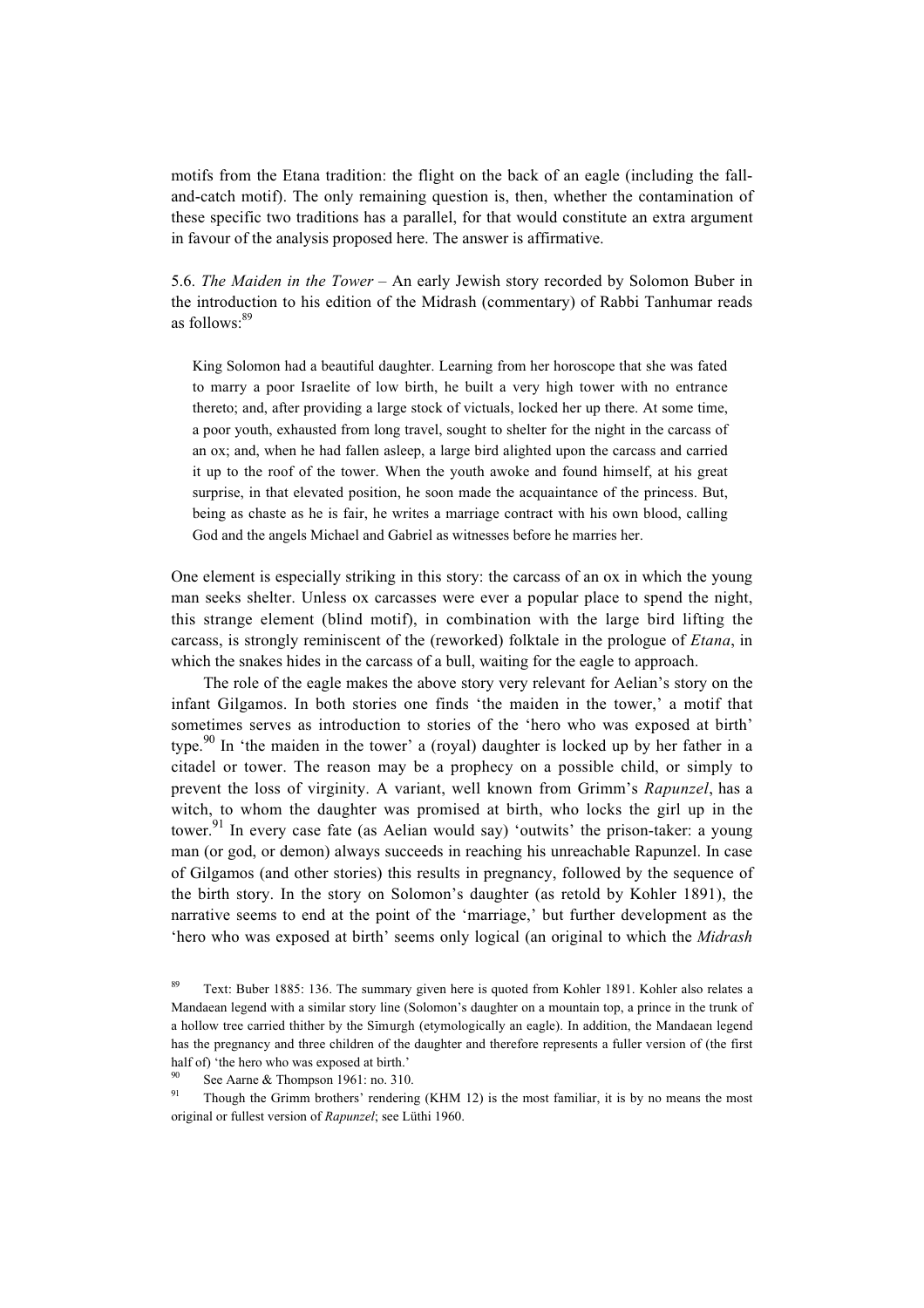motifs from the Etana tradition: the flight on the back of an eagle (including the fall-and-catch motif). The only remaining question is, then, whether the contamination of these specific two traditions has a parallel, for that would constitute an extra argument in favour of the analysis proposed here. The answer is affirmative.

5.6. *The Maiden in the Tower* – An early Jewish story recorded by Solomon Buber in the introduction to his edition of the Midrash (commentary) of Rabbi Tanhumar reads as follows:[89]

> King Solomon had a beautiful daughter. Learning from her horoscope that she was fated to marry a poor Israelite of low birth, he built a very high tower with no entrance thereto; and, after providing a large stock of victuals, locked her up there. At some time, a poor youth, exhausted from long travel, sought to shelter for the night in the carcass of an ox; and, when he had fallen asleep, a large bird alighted upon the carcass and carried it up to the roof of the tower. When the youth awoke and found himself, at his great surprise, in that elevated position, he soon made the acquaintance of the princess. But, being as chaste as he is fair, he writes a marriage contract with his own blood, calling God and the angels Michael and Gabriel as witnesses before he marries her.

One element is especially striking in this story: the carcass of an ox in which the young man seeks shelter. Unless ox carcasses were ever a popular place to spend the night, this strange element (blind motif), in combination with the large bird lifting the carcass, is strongly reminiscent of the (reworked) folktale in the prologue of *Etana*, in which the snakes hides in the carcass of a bull, waiting for the eagle to approach.

The role of the eagle makes the above story very relevant for Aelian's story on the infant Gilgamos. In both stories one finds 'the maiden in the tower,' a motif that sometimes serves as introduction to stories of the 'hero who was exposed at birth' type.[90] In 'the maiden in the tower' a (royal) daughter is locked up by her father in a citadel or tower. The reason may be a prophecy on a possible child, or simply to prevent the loss of virginity. A variant, well known from Grimm's *Rapunzel*, has a witch, to whom the daughter was promised at birth, who locks the girl up in the tower.[91] In every case fate (as Aelian would say) 'outwits' the prison-taker: a young man (or god, or demon) always succeeds in reaching his unreachable Rapunzel. In case of Gilgamos (and other stories) this results in pregnancy, followed by the sequence of the birth story. In the story on Solomon's daughter (as retold by Kohler 1891), the narrative seems to end at the point of the 'marriage,' but further development as the 'hero who was exposed at birth' seems only logical (an original to which the *Midrash*

[89] Text: Buber 1885: 136. The summary given here is quoted from Kohler 1891. Kohler also relates a Mandaean legend with a similar story line (Solomon's daughter on a mountain top, a prince in the trunk of a hollow tree carried thither by the Simurgh (etymologically an eagle). In addition, the Mandaean legend has the pregnancy and three children of the daughter and therefore represents a fuller version of (the first half of) 'the hero who was exposed at birth.'

[90] See Aarne & Thompson 1961: no. 310.

[91] Though the Grimm brothers' rendering (KHM 12) is the most familiar, it is by no means the most original or fullest version of *Rapunzel*; see Lüthi 1960.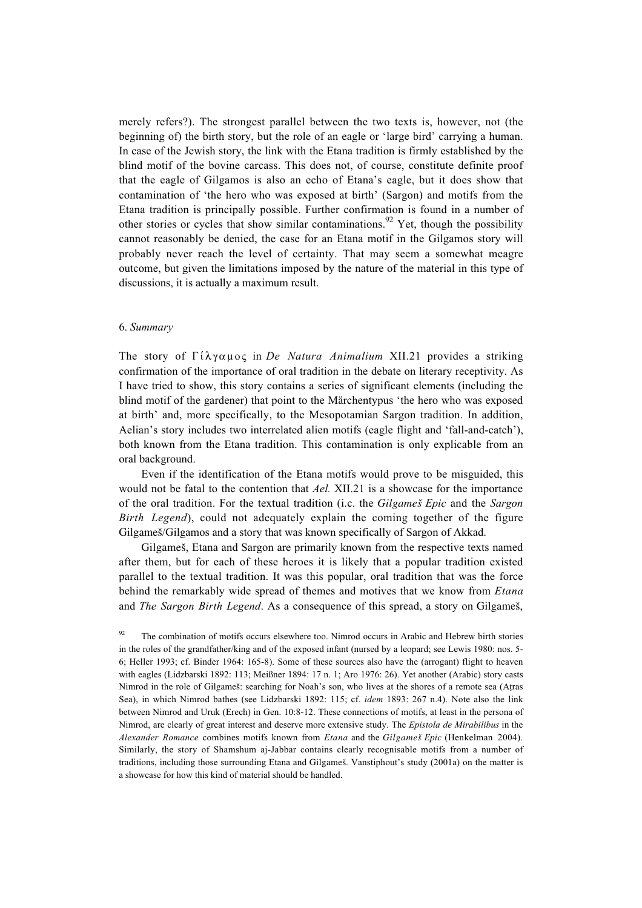merely refers?). The strongest parallel between the two texts is, however, not (the beginning of) the birth story, but the role of an eagle or 'large bird' carrying a human. In case of the Jewish story, the link with the Etana tradition is firmly established by the blind motif of the bovine carcass. This does not, of course, constitute definite proof that the eagle of Gilgamos is also an echo of Etana's eagle, but it does show that contamination of 'the hero who was exposed at birth' (Sargon) and motifs from the Etana tradition is principally possible. Further confirmation is found in a number of other stories or cycles that show similar contaminations.[92] Yet, though the possibility cannot reasonably be denied, the case for an Etana motif in the Gilgamos story will probably never reach the level of certainty. That may seem a somewhat meagre outcome, but given the limitations imposed by the nature of the material in this type of discussions, it is actually a maximum result.

## 6. *Summary*

The story of Γίλγαμος in *De Natura Animalium* XII.21 provides a striking confirmation of the importance of oral tradition in the debate on literary receptivity. As I have tried to show, this story contains a series of significant elements (including the blind motif of the gardener) that point to the Märchentypus 'the hero who was exposed at birth' and, more specifically, to the Mesopotamian Sargon tradition. In addition, Aelian's story includes two interrelated alien motifs (eagle flight and 'fall-and-catch'), both known from the Etana tradition. This contamination is only explicable from an oral background.

Even if the identification of the Etana motifs would prove to be misguided, this would not be fatal to the contention that *Ael.* XII.21 is a showcase for the importance of the oral tradition. For the textual tradition (i.c. the *Gilgameš Epic* and the *Sargon Birth Legend*), could not adequately explain the coming together of the figure Gilgameš/Gilgamos and a story that was known specifically of Sargon of Akkad.

Gilgameš, Etana and Sargon are primarily known from the respective texts named after them, but for each of these heroes it is likely that a popular tradition existed parallel to the textual tradition. It was this popular, oral tradition that was the force behind the remarkably wide spread of themes and motives that we know from *Etana* and *The Sargon Birth Legend*. As a consequence of this spread, a story on Gilgameš,

[92] The combination of motifs occurs elsewhere too. Nimrod occurs in Arabic and Hebrew birth stories in the roles of the grandfather/king and of the exposed infant (nursed by a leopard; see Lewis 1980: nos. 5-6; Heller 1993; cf. Binder 1964: 165-8). Some of these sources also have the (arrogant) flight to heaven with eagles (Lidzbarski 1892: 113; Meißner 1894: 17 n. 1; Aro 1976: 26). Yet another (Arabic) story casts Nimrod in the role of Gilgameš: searching for Noah's son, who lives at the shores of a remote sea (Aṭras Sea), in which Nimrod bathes (see Lidzbarski 1892: 115; cf. *idem* 1893: 267 n.4). Note also the link between Nimrod and Uruk (Erech) in Gen. 10:8-12. These connections of motifs, at least in the persona of Nimrod, are clearly of great interest and deserve more extensive study. The *Epistola de Mirabilibus* in the *Alexander Romance* combines motifs known from *Etana* and the *Gilgameš Epic* (Henkelman 2004). Similarly, the story of Shamshum aj-Jabbar contains clearly recognisable motifs from a number of traditions, including those surrounding Etana and Gilgameš. Vanstiphout's study (2001a) on the matter is a showcase for how this kind of material should be handled.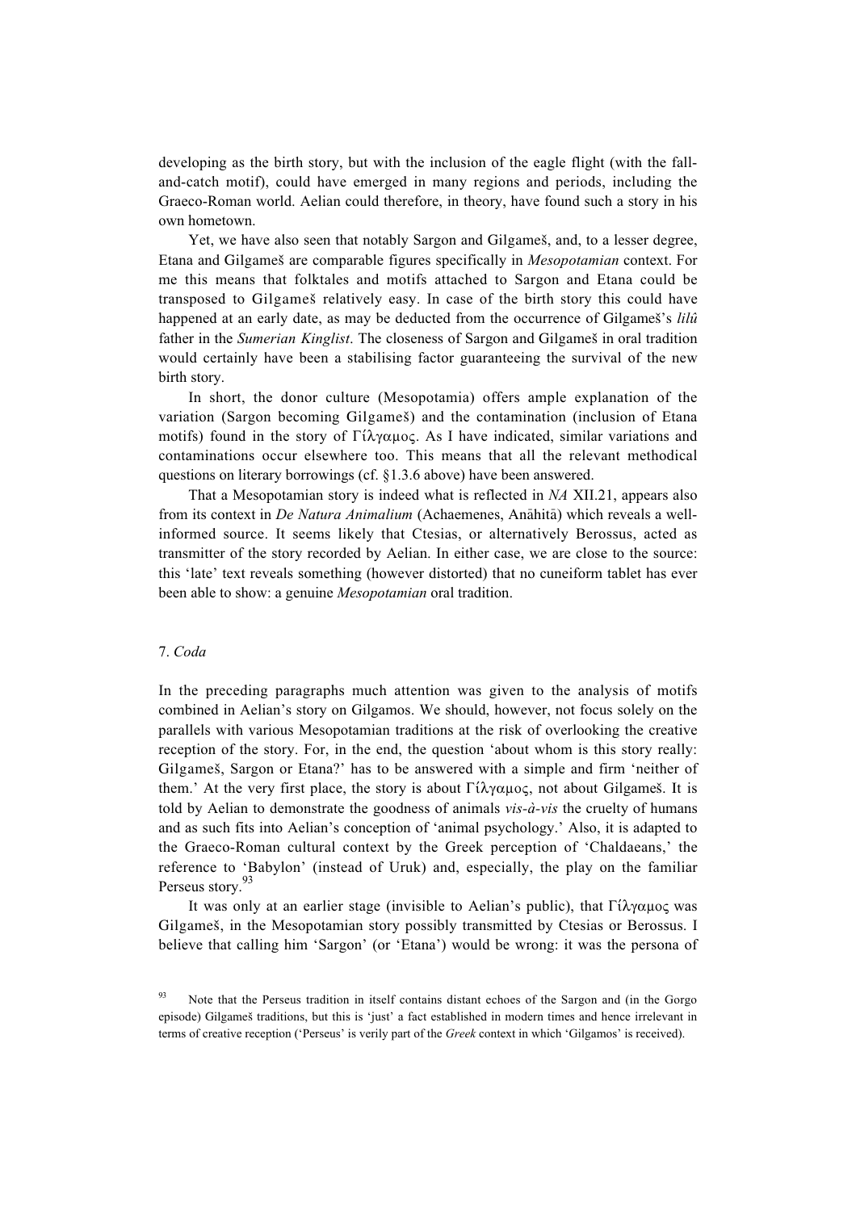developing as the birth story, but with the inclusion of the eagle flight (with the fall-and-catch motif), could have emerged in many regions and periods, including the Graeco-Roman world. Aelian could therefore, in theory, have found such a story in his own hometown.

Yet, we have also seen that notably Sargon and Gilgameš, and, to a lesser degree, Etana and Gilgameš are comparable figures specifically in *Mesopotamian* context. For me this means that folktales and motifs attached to Sargon and Etana could be transposed to Gilgameš relatively easy. In case of the birth story this could have happened at an early date, as may be deducted from the occurrence of Gilgameš's *lilû* father in the *Sumerian Kinglist*. The closeness of Sargon and Gilgameš in oral tradition would certainly have been a stabilising factor guaranteeing the survival of the new birth story.

In short, the donor culture (Mesopotamia) offers ample explanation of the variation (Sargon becoming Gilgameš) and the contamination (inclusion of Etana motifs) found in the story of Γίλγαμος. As I have indicated, similar variations and contaminations occur elsewhere too. This means that all the relevant methodical questions on literary borrowings (cf. §1.3.6 above) have been answered.

That a Mesopotamian story is indeed what is reflected in *NA* XII.21, appears also from its context in *De Natura Animalium* (Achaemenes, Anāhitā) which reveals a well-informed source. It seems likely that Ctesias, or alternatively Berossus, acted as transmitter of the story recorded by Aelian. In either case, we are close to the source: this 'late' text reveals something (however distorted) that no cuneiform tablet has ever been able to show: a genuine *Mesopotamian* oral tradition.

## 7. *Coda*

In the preceding paragraphs much attention was given to the analysis of motifs combined in Aelian's story on Gilgamos. We should, however, not focus solely on the parallels with various Mesopotamian traditions at the risk of overlooking the creative reception of the story. For, in the end, the question 'about whom is this story really: Gilgameš, Sargon or Etana?' has to be answered with a simple and firm 'neither of them.' At the very first place, the story is about Γίλγαμος, not about Gilgameš. It is told by Aelian to demonstrate the goodness of animals *vis-à-vis* the cruelty of humans and as such fits into Aelian's conception of 'animal psychology.' Also, it is adapted to the Graeco-Roman cultural context by the Greek perception of 'Chaldaeans,' the reference to 'Babylon' (instead of Uruk) and, especially, the play on the familiar Perseus story.[93]

It was only at an earlier stage (invisible to Aelian's public), that Γίλγαμος was Gilgameš, in the Mesopotamian story possibly transmitted by Ctesias or Berossus. I believe that calling him 'Sargon' (or 'Etana') would be wrong: it was the persona of

[93] Note that the Perseus tradition in itself contains distant echoes of the Sargon and (in the Gorgo episode) Gilgameš traditions, but this is 'just' a fact established in modern times and hence irrelevant in terms of creative reception ('Perseus' is verily part of the *Greek* context in which 'Gilgamos' is received).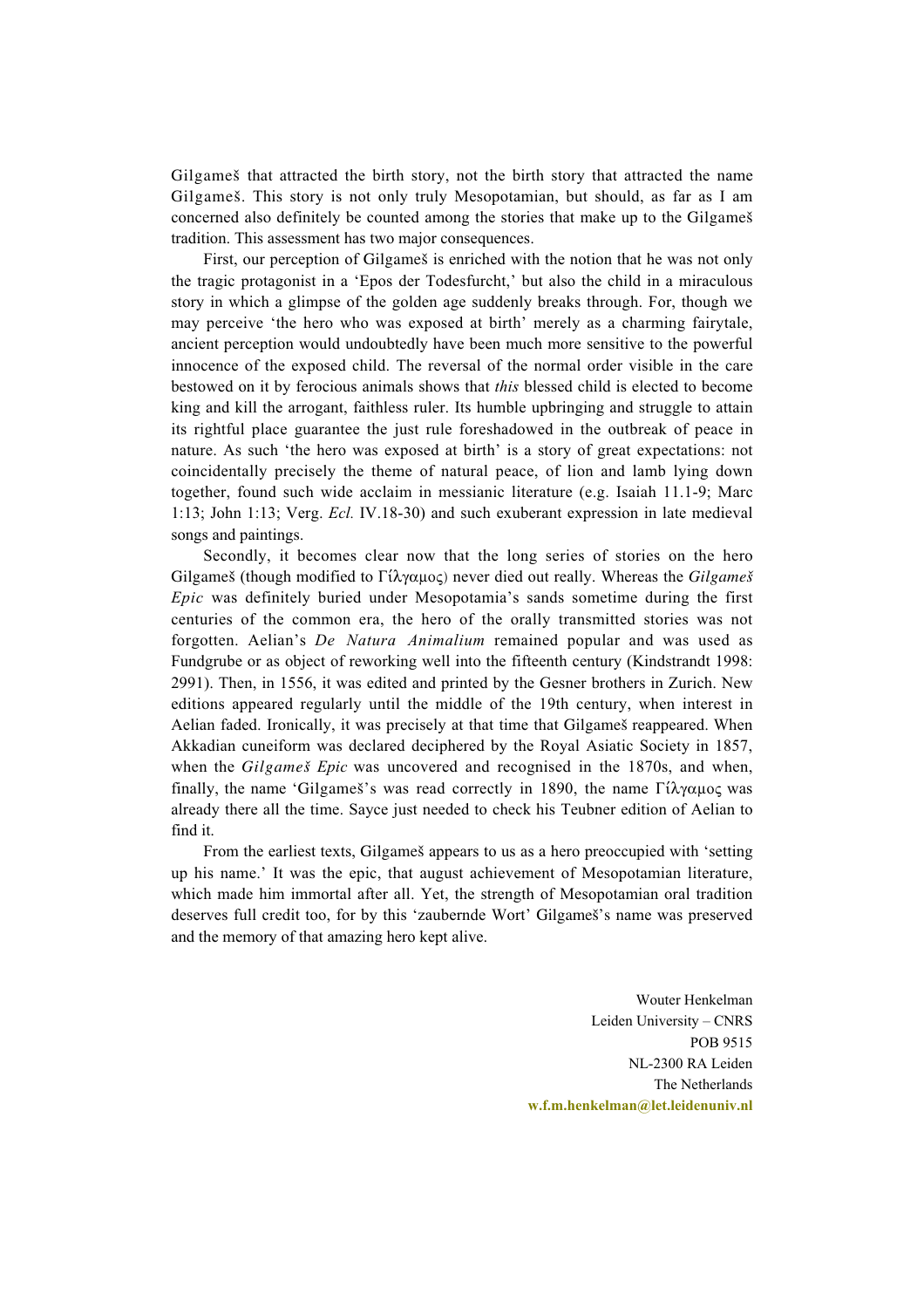Gilgameš that attracted the birth story, not the birth story that attracted the name Gilgameš. This story is not only truly Mesopotamian, but should, as far as I am concerned also definitely be counted among the stories that make up to the Gilgameš tradition. This assessment has two major consequences.

First, our perception of Gilgameš is enriched with the notion that he was not only the tragic protagonist in a 'Epos der Todesfurcht,' but also the child in a miraculous story in which a glimpse of the golden age suddenly breaks through. For, though we may perceive 'the hero who was exposed at birth' merely as a charming fairytale, ancient perception would undoubtedly have been much more sensitive to the powerful innocence of the exposed child. The reversal of the normal order visible in the care bestowed on it by ferocious animals shows that *this* blessed child is elected to become king and kill the arrogant, faithless ruler. Its humble upbringing and struggle to attain its rightful place guarantee the just rule foreshadowed in the outbreak of peace in nature. As such 'the hero was exposed at birth' is a story of great expectations: not coincidentally precisely the theme of natural peace, of lion and lamb lying down together, found such wide acclaim in messianic literature (e.g. Isaiah 11.1-9; Marc 1:13; John 1:13; Verg. *Ecl.* IV.18-30) and such exuberant expression in late medieval songs and paintings.

Secondly, it becomes clear now that the long series of stories on the hero Gilgameš (though modified to Γίλγαμος) never died out really. Whereas the *Gilgameš Epic* was definitely buried under Mesopotamia's sands sometime during the first centuries of the common era, the hero of the orally transmitted stories was not forgotten. Aelian's *De Natura Animalium* remained popular and was used as Fundgrube or as object of reworking well into the fifteenth century (Kindstrandt 1998: 2991). Then, in 1556, it was edited and printed by the Gesner brothers in Zurich. New editions appeared regularly until the middle of the 19th century, when interest in Aelian faded. Ironically, it was precisely at that time that Gilgameš reappeared. When Akkadian cuneiform was declared deciphered by the Royal Asiatic Society in 1857, when the *Gilgameš Epic* was uncovered and recognised in the 1870s, and when, finally, the name 'Gilgameš''s was read correctly in 1890, the name Γίλγαμος was already there all the time. Sayce just needed to check his Teubner edition of Aelian to find it.

From the earliest texts, Gilgameš appears to us as a hero preoccupied with 'setting up his name.' It was the epic, that august achievement of Mesopotamian literature, which made him immortal after all. Yet, the strength of Mesopotamian oral tradition deserves full credit too, for by this 'zaubernde Wort' Gilgameš's name was preserved and the memory of that amazing hero kept alive.

Wouter Henkelman
Leiden University – CNRS
POB 9515
NL-2300 RA Leiden
The Netherlands
**w.f.m.henkelman@let.leidenuniv.nl**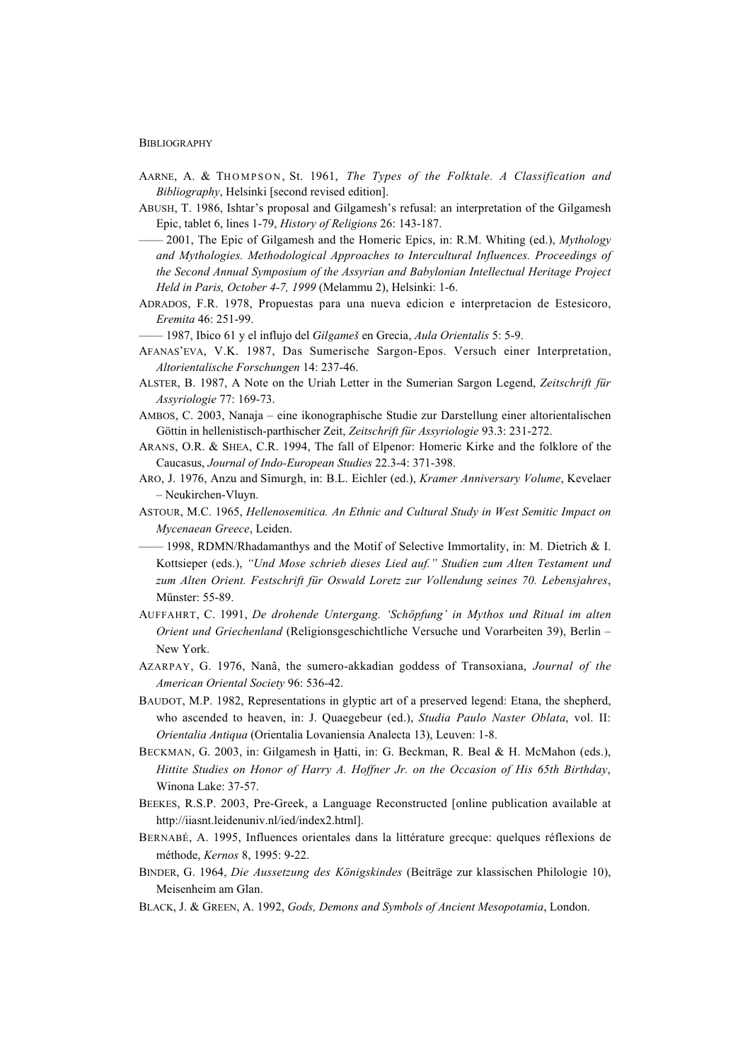BIBLIOGRAPHY

AARNE, A. & THOMPSON, St. 1961, *The Types of the Folktale. A Classification and Bibliography*, Helsinki [second revised edition].

ABUSH, T. 1986, Ishtar's proposal and Gilgamesh's refusal: an interpretation of the Gilgamesh Epic, tablet 6, lines 1-79, *History of Religions* 26: 143-187.

—— 2001, The Epic of Gilgamesh and the Homeric Epics, in: R.M. Whiting (ed.), *Mythology and Mythologies. Methodological Approaches to Intercultural Influences. Proceedings of the Second Annual Symposium of the Assyrian and Babylonian Intellectual Heritage Project Held in Paris, October 4-7, 1999* (Melammu 2), Helsinki: 1-6.

ADRADOS, F.R. 1978, Propuestas para una nueva edicion e interpretacion de Estesicoro, *Eremita* 46: 251-99.

—— 1987, Ibico 61 y el influjo del *Gilgameš* en Grecia, *Aula Orientalis* 5: 5-9.

AFANAS'EVA, V.K. 1987, Das Sumerische Sargon-Epos. Versuch einer Interpretation, *Altorientalische Forschungen* 14: 237-46.

ALSTER, B. 1987, A Note on the Uriah Letter in the Sumerian Sargon Legend, *Zeitschrift für Assyriologie* 77: 169-73.

AMBOS, C. 2003, Nanaja – eine ikonographische Studie zur Darstellung einer altorientalischen Göttin in hellenistisch-parthischer Zeit, *Zeitschrift für Assyriologie* 93.3: 231-272.

ARANS, O.R. & SHEA, C.R. 1994, The fall of Elpenor: Homeric Kirke and the folklore of the Caucasus, *Journal of Indo-European Studies* 22.3-4: 371-398.

ARO, J. 1976, Anzu and Simurgh, in: B.L. Eichler (ed.), *Kramer Anniversary Volume*, Kevelaer – Neukirchen-Vluyn.

ASTOUR, M.C. 1965, *Hellenosemitica. An Ethnic and Cultural Study in West Semitic Impact on Mycenaean Greece*, Leiden.

—— 1998, RDMN/Rhadamanthys and the Motif of Selective Immortality, in: M. Dietrich & I. Kottsieper (eds.), *"Und Mose schrieb dieses Lied auf." Studien zum Alten Testament und zum Alten Orient. Festschrift für Oswald Loretz zur Vollendung seines 70. Lebensjahres*, Münster: 55-89.

AUFFAHRT, C. 1991, *De drohende Untergang. 'Schöpfung' in Mythos und Ritual im alten Orient und Griechenland* (Religionsgeschichtliche Versuche und Vorarbeiten 39), Berlin – New York.

AZARPAY, G. 1976, Nanâ, the sumero-akkadian goddess of Transoxiana, *Journal of the American Oriental Society* 96: 536-42.

BAUDOT, M.P. 1982, Representations in glyptic art of a preserved legend: Etana, the shepherd, who ascended to heaven, in: J. Quaegebeur (ed.), *Studia Paulo Naster Oblata*, vol. II: *Orientalia Antiqua* (Orientalia Lovaniensia Analecta 13), Leuven: 1-8.

BECKMAN, G. 2003, in: Gilgamesh in Ḫatti, in: G. Beckman, R. Beal & H. McMahon (eds.), *Hittite Studies on Honor of Harry A. Hoffner Jr. on the Occasion of His 65th Birthday*, Winona Lake: 37-57.

BEEKES, R.S.P. 2003, Pre-Greek, a Language Reconstructed [online publication available at http://iiasnt.leidenuniv.nl/ied/index2.html].

BERNABÉ, A. 1995, Influences orientales dans la littérature grecque: quelques réflexions de méthode, *Kernos* 8, 1995: 9-22.

BINDER, G. 1964, *Die Aussetzung des Königskindes* (Beiträge zur klassischen Philologie 10), Meisenheim am Glan.

BLACK, J. & GREEN, A. 1992, *Gods, Demons and Symbols of Ancient Mesopotamia*, London.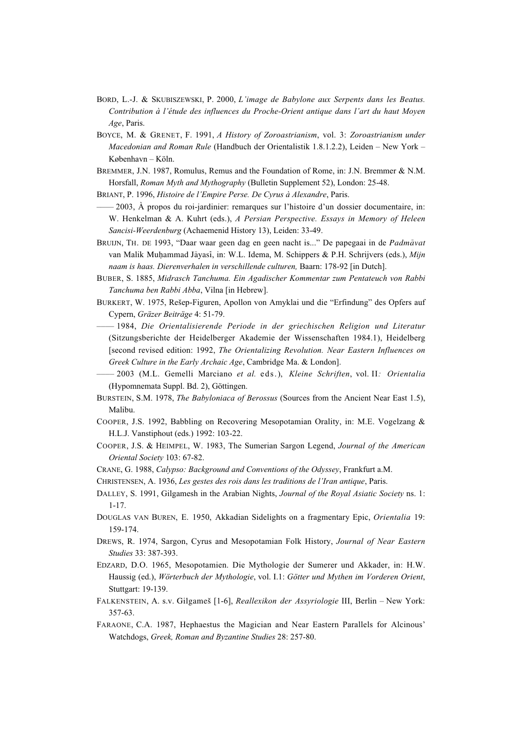BORD, L.-J. & SKUBISZEWSKI, P. 2000, *L'image de Babylone aux Serpents dans les Beatus. Contribution à l'étude des influences du Proche-Orient antique dans l'art du haut Moyen Age*, Paris.

BOYCE, M. & GRENET, F. 1991, *A History of Zoroastrianism*, vol. 3: *Zoroastrianism under Macedonian and Roman Rule* (Handbuch der Orientalistik 1.8.1.2.2), Leiden – New York – København – Köln.

BREMMER, J.N. 1987, Romulus, Remus and the Foundation of Rome, in: J.N. Bremmer & N.M. Horsfall, *Roman Myth and Mythography* (Bulletin Supplement 52), London: 25-48.

BRIANT, P. 1996, *Histoire de l'Empire Perse. De Cyrus à Alexandre*, Paris.

—— 2003, À propos du roi-jardinier: remarques sur l'histoire d'un dossier documentaire, in: W. Henkelman & A. Kuhrt (eds.), *A Persian Perspective. Essays in Memory of Heleen Sancisi-Weerdenburg* (Achaemenid History 13), Leiden: 33-49.

BRUIJN, TH. DE 1993, "Daar waar geen dag en geen nacht is..." De papegaai in de *Padmāvat* van Malik Muḥammad Jāyasī, in: W.L. Idema, M. Schippers & P.H. Schrijvers (eds.), *Mijn naam is haas. Dierenverhalen in verschillende culturen,* Baarn: 178-92 [in Dutch].

BUBER, S. 1885, *Midrasch Tanchuma. Ein Agadischer Kommentar zum Pentateuch von Rabbi Tanchuma ben Rabbi Abba*, Vilna [in Hebrew].

BURKERT, W. 1975, Rešep-Figuren, Apollon von Amyklai und die "Erfindung" des Opfers auf Cypern, *Gräzer Beiträge* 4: 51-79.

—— 1984, *Die Orientalisierende Periode in der griechischen Religion und Literatur* (Sitzungsberichte der Heidelberger Akademie der Wissenschaften 1984.1), Heidelberg [second revised edition: 1992, *The Orientalizing Revolution. Near Eastern Influences on Greek Culture in the Early Archaic Age*, Cambridge Ma. & London].

—— 2003 (M.L. Gemelli Marciano *et al.* eds.), *Kleine Schriften*, vol. II*: Orientalia* (Hypomnemata Suppl. Bd. 2), Göttingen.

BURSTEIN, S.M. 1978, *The Babyloniaca of Berossus* (Sources from the Ancient Near East 1.5), Malibu.

COOPER, J.S. 1992, Babbling on Recovering Mesopotamian Orality, in: M.E. Vogelzang & H.L.J. Vanstiphout (eds.) 1992: 103-22.

COOPER, J.S. & HEIMPEL, W. 1983, The Sumerian Sargon Legend, *Journal of the American Oriental Society* 103: 67-82.

CRANE, G. 1988, *Calypso: Background and Conventions of the Odyssey*, Frankfurt a.M.

CHRISTENSEN, A. 1936, *Les gestes des rois dans les traditions de l'Iran antique*, Paris.

DALLEY, S. 1991, Gilgamesh in the Arabian Nights, *Journal of the Royal Asiatic Society* ns. 1: 1-17.

DOUGLAS VAN BUREN, E. 1950, Akkadian Sidelights on a fragmentary Epic, *Orientalia* 19: 159-174.

DREWS, R. 1974, Sargon, Cyrus and Mesopotamian Folk History, *Journal of Near Eastern Studies* 33: 387-393.

EDZARD, D.O. 1965, Mesopotamien. Die Mythologie der Sumerer und Akkader, in: H.W. Haussig (ed.), *Wörterbuch der Mythologie*, vol. I.1: *Götter und Mythen im Vorderen Orient*, Stuttgart: 19-139.

FALKENSTEIN, A. s.v. Gilgameš [1-6], *Reallexikon der Assyriologie* III, Berlin – New York: 357-63.

FARAONE, C.A. 1987, Hephaestus the Magician and Near Eastern Parallels for Alcinous' Watchdogs, *Greek, Roman and Byzantine Studies* 28: 257-80.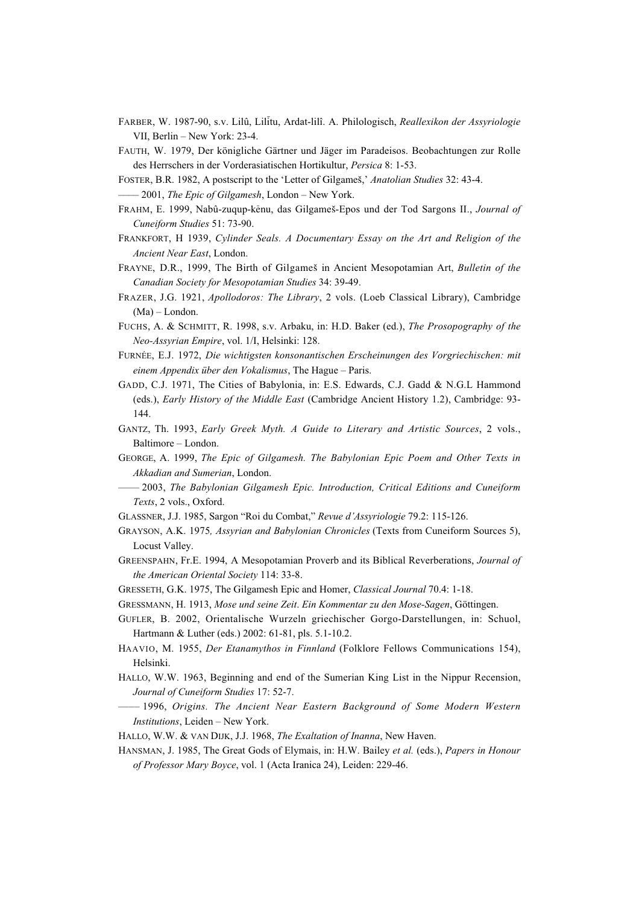FARBER, W. 1987-90, s.v. Lilû, Lilītu, Ardat-lilî. A. Philologisch, *Reallexikon der Assyriologie* VII, Berlin – New York: 23-4.

FAUTH, W. 1979, Der königliche Gärtner und Jäger im Paradeisos. Beobachtungen zur Rolle des Herrschers in der Vorderasiatischen Hortikultur, *Persica* 8: 1-53.

FOSTER, B.R. 1982, A postscript to the 'Letter of Gilgameš,' *Anatolian Studies* 32: 43-4.

—— 2001, *The Epic of Gilgamesh*, London – New York.

FRAHM, E. 1999, Nabû-zuqup-kēnu, das Gilgameš-Epos und der Tod Sargons II., *Journal of Cuneiform Studies* 51: 73-90.

FRANKFORT, H 1939, *Cylinder Seals. A Documentary Essay on the Art and Religion of the Ancient Near East*, London.

FRAYNE, D.R., 1999, The Birth of Gilgameš in Ancient Mesopotamian Art, *Bulletin of the Canadian Society for Mesopotamian Studies* 34: 39-49.

FRAZER, J.G. 1921, *Apollodoros: The Library*, 2 vols. (Loeb Classical Library), Cambridge (Ma) – London.

FUCHS, A. & SCHMITT, R. 1998, s.v. Arbaku, in: H.D. Baker (ed.), *The Prosopography of the Neo-Assyrian Empire*, vol. 1/I, Helsinki: 128.

FURNÉE, E.J. 1972, *Die wichtigsten konsonantischen Erscheinungen des Vorgriechischen: mit einem Appendix über den Vokalismus*, The Hague – Paris.

GADD, C.J. 1971, The Cities of Babylonia, in: E.S. Edwards, C.J. Gadd & N.G.L Hammond (eds.), *Early History of the Middle East* (Cambridge Ancient History 1.2), Cambridge: 93-144.

GANTZ, Th. 1993, *Early Greek Myth. A Guide to Literary and Artistic Sources*, 2 vols., Baltimore – London.

GEORGE, A. 1999, *The Epic of Gilgamesh. The Babylonian Epic Poem and Other Texts in Akkadian and Sumerian*, London.

—— 2003, *The Babylonian Gilgamesh Epic. Introduction, Critical Editions and Cuneiform Texts*, 2 vols., Oxford.

GLASSNER, J.J. 1985, Sargon "Roi du Combat," *Revue d'Assyriologie* 79.2: 115-126.

GRAYSON, A.K. 1975*, Assyrian and Babylonian Chronicles* (Texts from Cuneiform Sources 5), Locust Valley.

GREENSPAHN, Fr.E. 1994, A Mesopotamian Proverb and its Biblical Reverberations, *Journal of the American Oriental Society* 114: 33-8.

GRESSETH, G.K. 1975, The Gilgamesh Epic and Homer, *Classical Journal* 70.4: 1-18.

GRESSMANN, H. 1913, *Mose und seine Zeit. Ein Kommentar zu den Mose-Sagen*, Göttingen.

GUFLER, B. 2002, Orientalische Wurzeln griechischer Gorgo-Darstellungen, in: Schuol, Hartmann & Luther (eds.) 2002: 61-81, pls. 5.1-10.2.

HAAVIO, M. 1955, *Der Etanamythos in Finnland* (Folklore Fellows Communications 154), Helsinki.

HALLO, W.W. 1963, Beginning and end of the Sumerian King List in the Nippur Recension, *Journal of Cuneiform Studies* 17: 52-7.

—— 1996, *Origins. The Ancient Near Eastern Background of Some Modern Western Institutions*, Leiden – New York.

HALLO, W.W. & VAN DIJK, J.J. 1968, *The Exaltation of Inanna*, New Haven.

HANSMAN, J. 1985, The Great Gods of Elymais, in: H.W. Bailey *et al.* (eds.), *Papers in Honour of Professor Mary Boyce*, vol. 1 (Acta Iranica 24), Leiden: 229-46.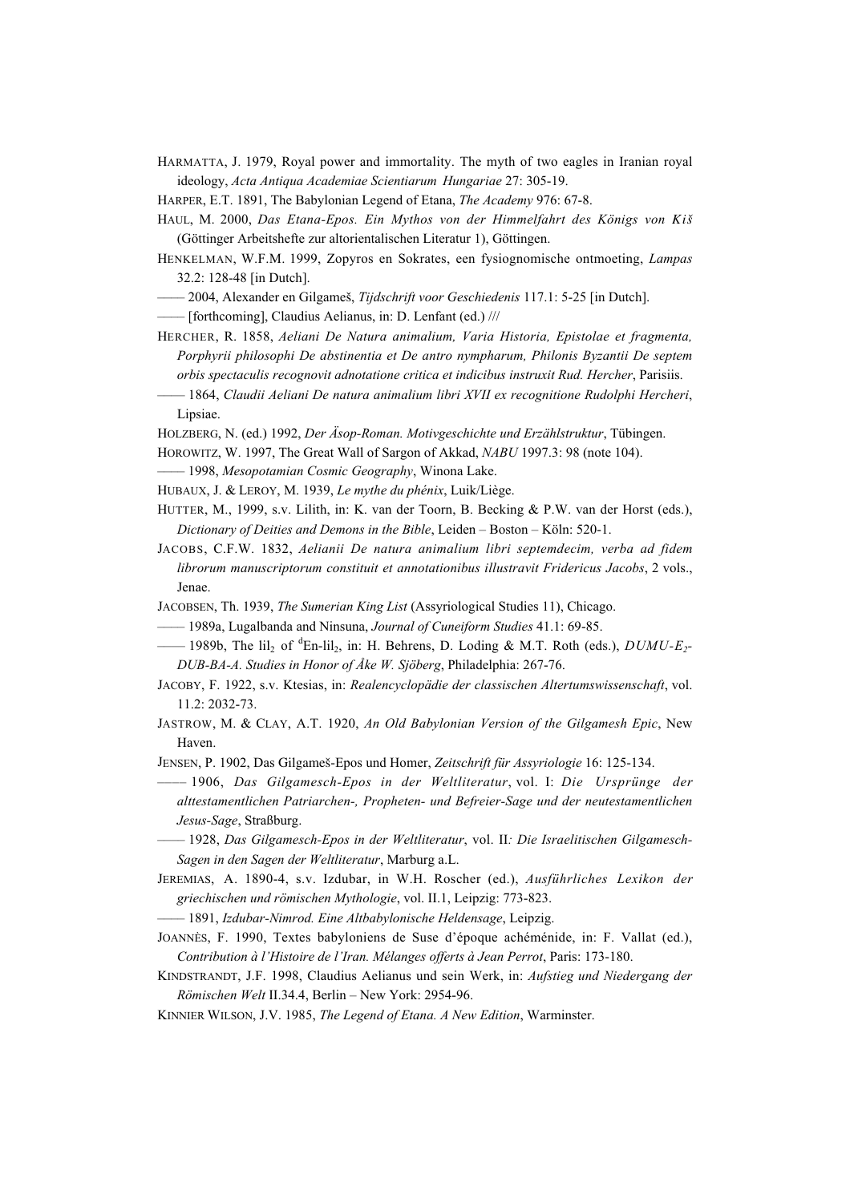HARMATTA, J. 1979, Royal power and immortality. The myth of two eagles in Iranian royal ideology, *Acta Antiqua Academiae Scientiarum Hungariae* 27: 305-19.

HARPER, E.T. 1891, The Babylonian Legend of Etana, *The Academy* 976: 67-8.

HAUL, M. 2000, *Das Etana-Epos. Ein Mythos von der Himmelfahrt des Königs von Kiš* (Göttinger Arbeitshefte zur altorientalischen Literatur 1), Göttingen.

HENKELMAN, W.F.M. 1999, Zopyros en Sokrates, een fysiognomische ontmoeting, *Lampas* 32.2: 128-48 [in Dutch].

—— 2004, Alexander en Gilgameš, *Tijdschrift voor Geschiedenis* 117.1: 5-25 [in Dutch].

—— [forthcoming], Claudius Aelianus, in: D. Lenfant (ed.) ///

HERCHER, R. 1858, *Aeliani De Natura animalium, Varia Historia, Epistolae et fragmenta, Porphyrii philosophi De abstinentia et De antro nympharum, Philonis Byzantii De septem orbis spectaculis recognovit adnotatione critica et indicibus instruxit Rud. Hercher*, Parisiis.

—— 1864, *Claudii Aeliani De natura animalium libri XVII ex recognitione Rudolphi Hercheri*, Lipsiae.

HOLZBERG, N. (ed.) 1992, *Der Äsop-Roman. Motivgeschichte und Erzählstruktur*, Tübingen.

HOROWITZ, W. 1997, The Great Wall of Sargon of Akkad, *NABU* 1997.3: 98 (note 104).

—— 1998, *Mesopotamian Cosmic Geography*, Winona Lake.

HUBAUX, J. & LEROY, M. 1939, *Le mythe du phénix*, Luik/Liège.

HUTTER, M., 1999, s.v. Lilith, in: K. van der Toorn, B. Becking & P.W. van der Horst (eds.), *Dictionary of Deities and Demons in the Bible*, Leiden – Boston – Köln: 520-1.

JACOBS, C.F.W. 1832, *Aelianii De natura animalium libri septemdecim, verba ad fidem librorum manuscriptorum constituit et annotationibus illustravit Fridericus Jacobs*, 2 vols., Jenae.

JACOBSEN, Th. 1939, *The Sumerian King List* (Assyriological Studies 11), Chicago.

—— 1989a, Lugalbanda and Ninsuna, *Journal of Cuneiform Studies* 41.1: 69-85.

—— 1989b, The lil$_2$ of $^{d}$En-lil$_2$, in: H. Behrens, D. Loding & M.T. Roth (eds.), *DUMU-E$_2$-DUB-BA-A. Studies in Honor of Åke W. Sjöberg*, Philadelphia: 267-76.

JACOBY, F. 1922, s.v. Ktesias, in: *Realencyclopädie der classischen Altertumswissenschaft*, vol. 11.2: 2032-73.

JASTROW, M. & CLAY, A.T. 1920, *An Old Babylonian Version of the Gilgamesh Epic*, New Haven.

JENSEN, P. 1902, Das Gilgameš-Epos und Homer, *Zeitschrift für Assyriologie* 16: 125-134.

—— 1906, *Das Gilgamesch-Epos in der Weltliteratur*, vol. I: *Die Ursprünge der alttestamentlichen Patriarchen-, Propheten- und Befreier-Sage und der neutestamentlichen Jesus-Sage*, Straßburg.

—— 1928, *Das Gilgamesch-Epos in der Weltliteratur*, vol. II*: Die Israelitischen Gilgamesch-Sagen in den Sagen der Weltliteratur*, Marburg a.L.

JEREMIAS, A. 1890-4, s.v. Izdubar, in W.H. Roscher (ed.), *Ausführliches Lexikon der griechischen und römischen Mythologie*, vol. II.1, Leipzig: 773-823.

—— 1891, *Izdubar-Nimrod. Eine Altbabylonische Heldensage*, Leipzig.

JOANNÈS, F. 1990, Textes babyloniens de Suse d'époque achéménide, in: F. Vallat (ed.), *Contribution à l'Histoire de l'Iran. Mélanges offerts à Jean Perrot*, Paris: 173-180.

KINDSTRANDT, J.F. 1998, Claudius Aelianus und sein Werk, in: *Aufstieg und Niedergang der Römischen Welt* II.34.4, Berlin – New York: 2954-96.

KINNIER WILSON, J.V. 1985, *The Legend of Etana. A New Edition*, Warminster.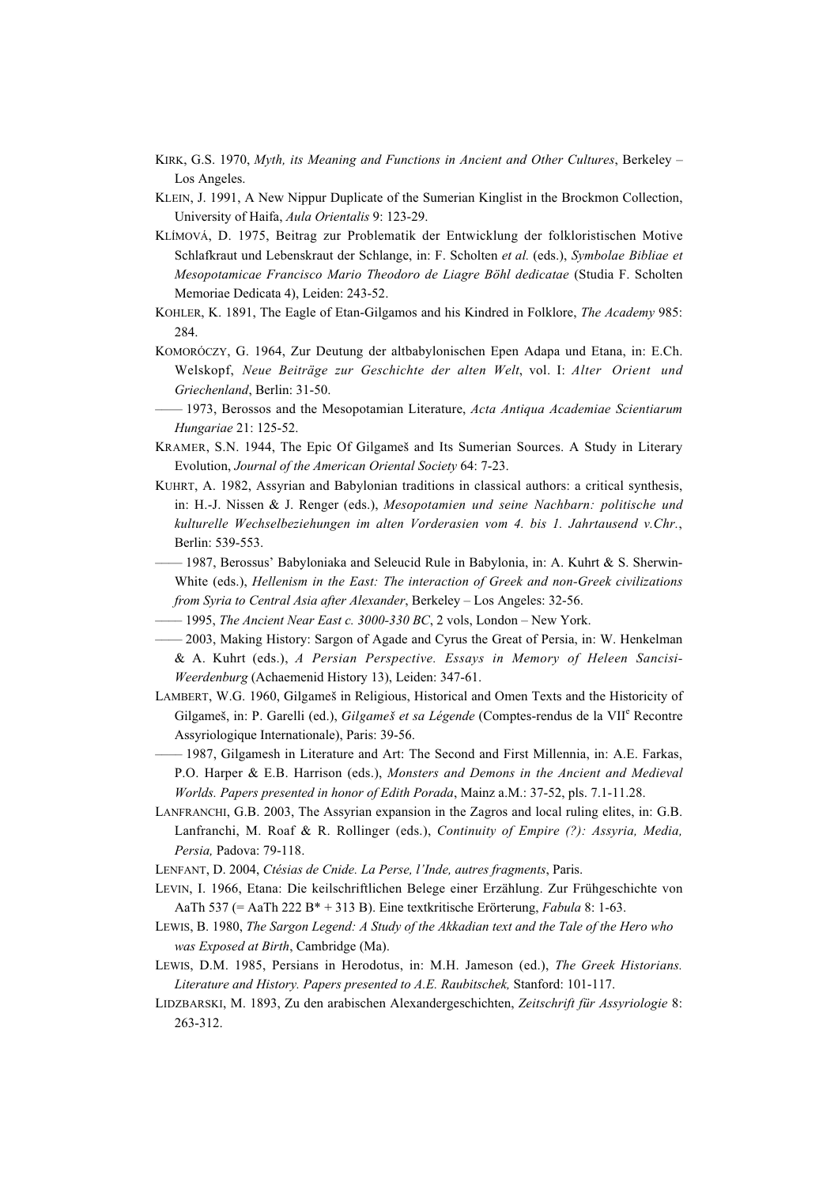KIRK, G.S. 1970, *Myth, its Meaning and Functions in Ancient and Other Cultures*, Berkeley – Los Angeles.

KLEIN, J. 1991, A New Nippur Duplicate of the Sumerian Kinglist in the Brockmon Collection, University of Haifa, *Aula Orientalis* 9: 123-29.

KLÍMOVÁ, D. 1975, Beitrag zur Problematik der Entwicklung der folkloristischen Motive Schlafkraut und Lebenskraut der Schlange, in: F. Scholten *et al.* (eds.), *Symbolae Bibliae et Mesopotamicae Francisco Mario Theodoro de Liagre Böhl dedicatae* (Studia F. Scholten Memoriae Dedicata 4), Leiden: 243-52.

KOHLER, K. 1891, The Eagle of Etan-Gilgamos and his Kindred in Folklore, *The Academy* 985: 284.

KOMORÓCZY, G. 1964, Zur Deutung der altbabylonischen Epen Adapa und Etana, in: E.Ch. Welskopf, *Neue Beiträge zur Geschichte der alten Welt*, vol. I: *Alter Orient und Griechenland*, Berlin: 31-50.

—— 1973, Berossos and the Mesopotamian Literature, *Acta Antiqua Academiae Scientiarum Hungariae* 21: 125-52.

KRAMER, S.N. 1944, The Epic Of Gilgameš and Its Sumerian Sources. A Study in Literary Evolution, *Journal of the American Oriental Society* 64: 7-23.

KUHRT, A. 1982, Assyrian and Babylonian traditions in classical authors: a critical synthesis, in: H.-J. Nissen & J. Renger (eds.), *Mesopotamien und seine Nachbarn: politische und kulturelle Wechselbeziehungen im alten Vorderasien vom 4. bis 1. Jahrtausend v.Chr.*, Berlin: 539-553.

—— 1987, Berossus' Babyloniaka and Seleucid Rule in Babylonia, in: A. Kuhrt & S. Sherwin-White (eds.), *Hellenism in the East: The interaction of Greek and non-Greek civilizations from Syria to Central Asia after Alexander*, Berkeley – Los Angeles: 32-56.

—— 1995, *The Ancient Near East c. 3000-330 BC*, 2 vols, London – New York.

—— 2003, Making History: Sargon of Agade and Cyrus the Great of Persia, in: W. Henkelman & A. Kuhrt (eds.), *A Persian Perspective. Essays in Memory of Heleen Sancisi-Weerdenburg* (Achaemenid History 13), Leiden: 347-61.

LAMBERT, W.G. 1960, Gilgameš in Religious, Historical and Omen Texts and the Historicity of Gilgameš, in: P. Garelli (ed.), *Gilgameš et sa Légende* (Comptes-rendus de la VII[e] Recontre Assyriologique Internationale), Paris: 39-56.

—— 1987, Gilgamesh in Literature and Art: The Second and First Millennia, in: A.E. Farkas, P.O. Harper & E.B. Harrison (eds.), *Monsters and Demons in the Ancient and Medieval Worlds. Papers presented in honor of Edith Porada*, Mainz a.M.: 37-52, pls. 7.1-11.28.

LANFRANCHI, G.B. 2003, The Assyrian expansion in the Zagros and local ruling elites, in: G.B. Lanfranchi, M. Roaf & R. Rollinger (eds.), *Continuity of Empire (?): Assyria, Media, Persia,* Padova: 79-118.

LENFANT, D. 2004, *Ctésias de Cnide. La Perse, l'Inde, autres fragments*, Paris.

LEVIN, I. 1966, Etana: Die keilschriftlichen Belege einer Erzählung. Zur Frühgeschichte von AaTh 537 (= AaTh 222 B* + 313 B). Eine textkritische Erörterung, *Fabula* 8: 1-63.

LEWIS, B. 1980, *The Sargon Legend: A Study of the Akkadian text and the Tale of the Hero who was Exposed at Birth*, Cambridge (Ma).

LEWIS, D.M. 1985, Persians in Herodotus, in: M.H. Jameson (ed.), *The Greek Historians. Literature and History. Papers presented to A.E. Raubitschek,* Stanford: 101-117.

LIDZBARSKI, M. 1893, Zu den arabischen Alexandergeschichten, *Zeitschrift für Assyriologie* 8: 263-312.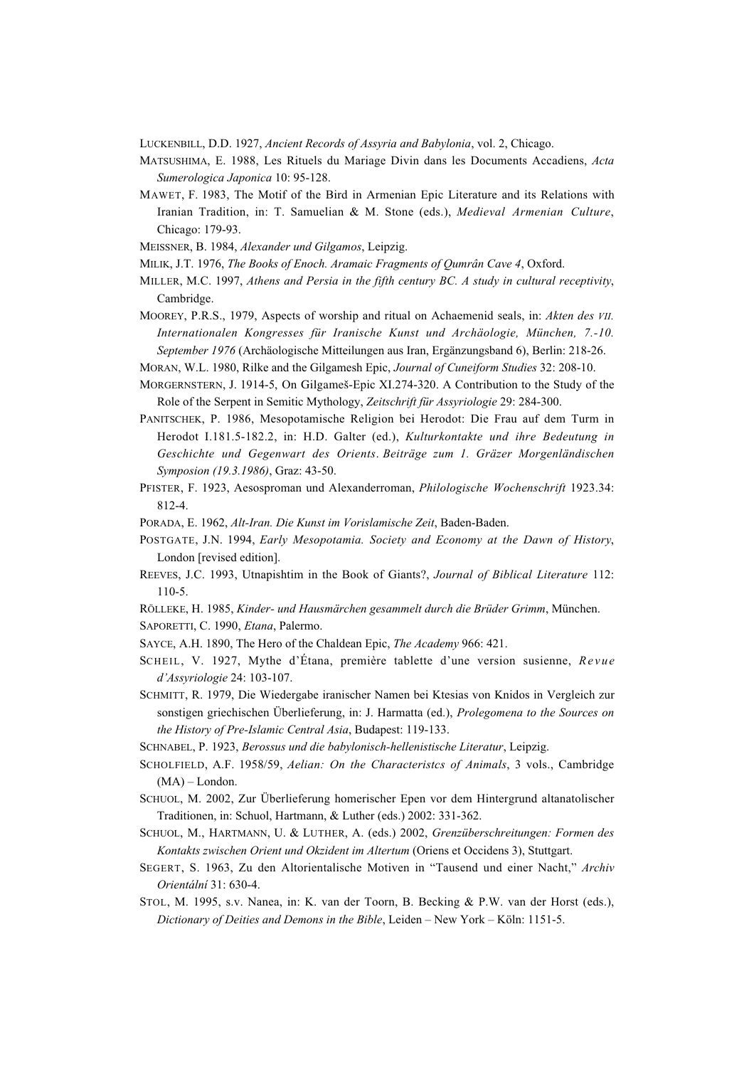LUCKENBILL, D.D. 1927, *Ancient Records of Assyria and Babylonia*, vol. 2, Chicago.

MATSUSHIMA, E. 1988, Les Rituels du Mariage Divin dans les Documents Accadiens, *Acta Sumerologica Japonica* 10: 95-128.

MAWET, F. 1983, The Motif of the Bird in Armenian Epic Literature and its Relations with Iranian Tradition, in: T. Samuelian & M. Stone (eds.), *Medieval Armenian Culture*, Chicago: 179-93.

MEISSNER, B. 1984, *Alexander und Gilgamos*, Leipzig.

MILIK, J.T. 1976, *The Books of Enoch. Aramaic Fragments of Qumrân Cave 4*, Oxford.

MILLER, M.C. 1997, *Athens and Persia in the fifth century BC. A study in cultural receptivity*, Cambridge.

MOOREY, P.R.S., 1979, Aspects of worship and ritual on Achaemenid seals, in: *Akten des VII. Internationalen Kongresses für Iranische Kunst und Archäologie, München, 7.-10. September 1976* (Archäologische Mitteilungen aus Iran, Ergänzungsband 6), Berlin: 218-26.

MORAN, W.L. 1980, Rilke and the Gilgamesh Epic, *Journal of Cuneiform Studies* 32: 208-10.

MORGERNSTERN, J. 1914-5, On Gilgameš-Epic XI.274-320. A Contribution to the Study of the Role of the Serpent in Semitic Mythology, *Zeitschrift für Assyriologie* 29: 284-300.

PANITSCHEK, P. 1986, Mesopotamische Religion bei Herodot: Die Frau auf dem Turm in Herodot I.181.5-182.2, in: H.D. Galter (ed.), *Kulturkontakte und ihre Bedeutung in Geschichte und Gegenwart des Orients*. *Beiträge zum 1. Gräzer Morgenländischen Symposion (19.3.1986)*, Graz: 43-50.

PFISTER, F. 1923, Aesosproman und Alexanderroman, *Philologische Wochenschrift* 1923.34: 812-4.

PORADA, E. 1962, *Alt-Iran. Die Kunst im Vorislamische Zeit*, Baden-Baden.

POSTGATE, J.N. 1994, *Early Mesopotamia. Society and Economy at the Dawn of History*, London [revised edition].

REEVES, J.C. 1993, Utnapishtim in the Book of Giants?, *Journal of Biblical Literature* 112: 110-5.

RÖLLEKE, H. 1985, *Kinder- und Hausmärchen gesammelt durch die Brüder Grimm*, München.

SAPORETTI, C. 1990, *Etana*, Palermo.

SAYCE, A.H. 1890, The Hero of the Chaldean Epic, *The Academy* 966: 421.

SCHEIL, V. 1927, Mythe d'Étana, première tablette d'une version susienne, *Revue d'Assyriologie* 24: 103-107.

SCHMITT, R. 1979, Die Wiedergabe iranischer Namen bei Ktesias von Knidos in Vergleich zur sonstigen griechischen Überlieferung, in: J. Harmatta (ed.), *Prolegomena to the Sources on the History of Pre-Islamic Central Asia*, Budapest: 119-133.

SCHNABEL, P. 1923, *Berossus und die babylonisch-hellenistische Literatur*, Leipzig.

SCHOLFIELD, A.F. 1958/59, *Aelian: On the Characteristcs of Animals*, 3 vols., Cambridge (MA) – London.

SCHUOL, M. 2002, Zur Überlieferung homerischer Epen vor dem Hintergrund altanatolischer Traditionen, in: Schuol, Hartmann, & Luther (eds.) 2002: 331-362.

SCHUOL, M., HARTMANN, U. & LUTHER, A. (eds.) 2002, *Grenzüberschreitungen: Formen des Kontakts zwischen Orient und Okzident im Altertum* (Oriens et Occidens 3), Stuttgart.

SEGERT, S. 1963, Zu den Altorientalische Motiven in "Tausend und einer Nacht," *Archiv Orientální* 31: 630-4.

STOL, M. 1995, s.v. Nanea, in: K. van der Toorn, B. Becking & P.W. van der Horst (eds.), *Dictionary of Deities and Demons in the Bible*, Leiden – New York – Köln: 1151-5.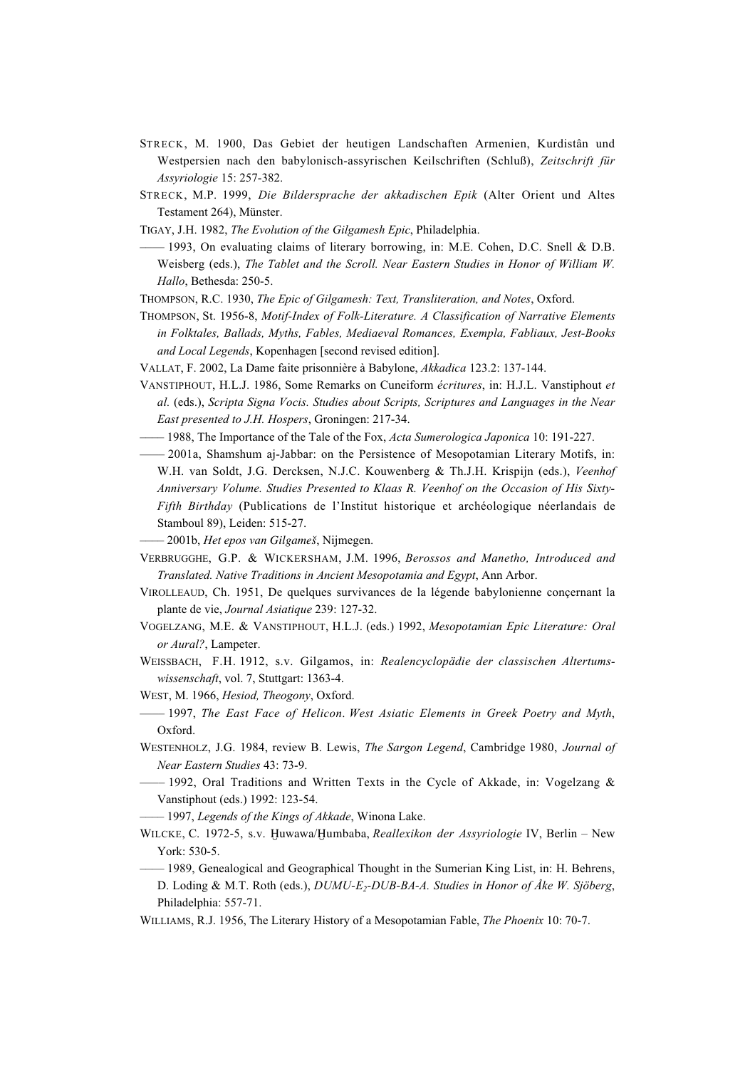STRECK, M. 1900, Das Gebiet der heutigen Landschaften Armenien, Kurdistân und Westpersien nach den babylonisch-assyrischen Keilschriften (Schluß), *Zeitschrift für Assyriologie* 15: 257-382.

STRECK, M.P. 1999, *Die Bildersprache der akkadischen Epik* (Alter Orient und Altes Testament 264), Münster.

TIGAY, J.H. 1982, *The Evolution of the Gilgamesh Epic*, Philadelphia.

—— 1993, On evaluating claims of literary borrowing, in: M.E. Cohen, D.C. Snell & D.B. Weisberg (eds.), *The Tablet and the Scroll. Near Eastern Studies in Honor of William W. Hallo*, Bethesda: 250-5.

THOMPSON, R.C. 1930, *The Epic of Gilgamesh: Text, Transliteration, and Notes*, Oxford.

THOMPSON, St. 1956-8, *Motif-Index of Folk-Literature. A Classification of Narrative Elements in Folktales, Ballads, Myths, Fables, Mediaeval Romances, Exempla, Fabliaux, Jest-Books and Local Legends*, Kopenhagen [second revised edition].

VALLAT, F. 2002, La Dame faite prisonnière à Babylone, *Akkadica* 123.2: 137-144.

VANSTIPHOUT, H.L.J. 1986, Some Remarks on Cuneiform *écritures*, in: H.J.L. Vanstiphout *et al.* (eds.), *Scripta Signa Vocis. Studies about Scripts, Scriptures and Languages in the Near East presented to J.H. Hospers*, Groningen: 217-34.

—— 1988, The Importance of the Tale of the Fox, *Acta Sumerologica Japonica* 10: 191-227.

—— 2001a, Shamshum aj-Jabbar: on the Persistence of Mesopotamian Literary Motifs, in: W.H. van Soldt, J.G. Dercksen, N.J.C. Kouwenberg & Th.J.H. Krispijn (eds.), *Veenhof Anniversary Volume. Studies Presented to Klaas R. Veenhof on the Occasion of His Sixty-Fifth Birthday* (Publications de l'Institut historique et archéologique néerlandais de Stamboul 89), Leiden: 515-27.

—— 2001b, *Het epos van Gilgameš*, Nijmegen.

VERBRUGGHE, G.P. & WICKERSHAM, J.M. 1996, *Berossos and Manetho, Introduced and Translated. Native Traditions in Ancient Mesopotamia and Egypt*, Ann Arbor.

VIROLLEAUD, Ch. 1951, De quelques survivances de la légende babylonienne conçernant la plante de vie, *Journal Asiatique* 239: 127-32.

VOGELZANG, M.E. & VANSTIPHOUT, H.L.J. (eds.) 1992, *Mesopotamian Epic Literature: Oral or Aural?*, Lampeter.

WEISSBACH, F.H. 1912, s.v. Gilgamos, in: *Realencyclopädie der classischen Altertumswissenschaft*, vol. 7, Stuttgart: 1363-4.

WEST, M. 1966, *Hesiod, Theogony*, Oxford.

—— 1997, *The East Face of Helicon*. *West Asiatic Elements in Greek Poetry and Myth*, Oxford.

WESTENHOLZ, J.G. 1984, review B. Lewis, *The Sargon Legend*, Cambridge 1980, *Journal of Near Eastern Studies* 43: 73-9.

—— 1992, Oral Traditions and Written Texts in the Cycle of Akkade, in: Vogelzang & Vanstiphout (eds.) 1992: 123-54.

—— 1997, *Legends of the Kings of Akkade*, Winona Lake.

WILCKE, C. 1972-5, s.v. Ḫuwawa/Ḫumbaba, *Reallexikon der Assyriologie* IV, Berlin – New York: 530-5.

—— 1989, Genealogical and Geographical Thought in the Sumerian King List, in: H. Behrens, D. Loding & M.T. Roth (eds.), *DUMU-E$_2$-DUB-BA-A. Studies in Honor of Åke W. Sjöberg*, Philadelphia: 557-71.

WILLIAMS, R.J. 1956, The Literary History of a Mesopotamian Fable, *The Phoenix* 10: 70-7.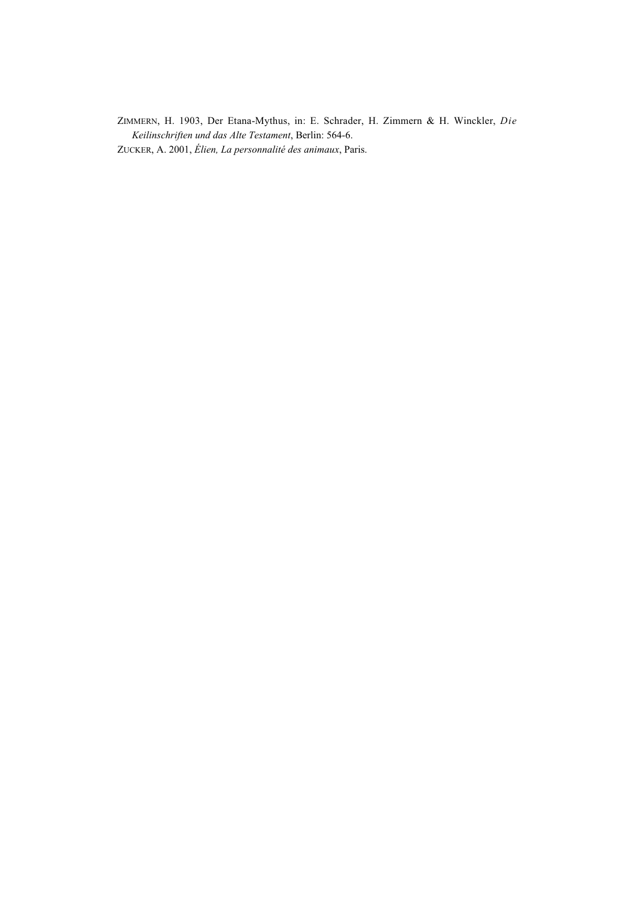ZIMMERN, H. 1903, Der Etana-Mythus, in: E. Schrader, H. Zimmern & H. Winckler, *Die Keilinschriften und das Alte Testament*, Berlin: 564-6.

ZUCKER, A. 2001, *Élien, La personnalité des animaux*, Paris.